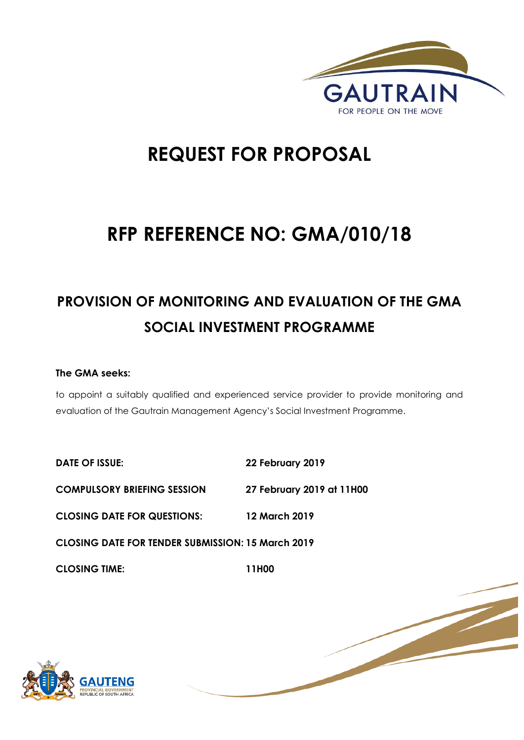# REQUEST FOR PROPOSAL

# RFP REFERENCE NO: GMA/010/18

## PROVISION OF MONITORING AND EVALUATION OF THE GMA SOCIAL INVESTMENT PROGRAMME

**The GMA seeks:**

to appoint a suitably qualified and experienced service provider to provide monitoring and evaluation of the Gautrain Management Agency's Social Investment Programme.

| | |
|---|---|
| **DATE OF ISSUE:** | **22 February 2019** |
| **COMPULSORY BRIEFING SESSION** | **27 February 2019 at 11H00** |
| **CLOSING DATE FOR QUESTIONS:** | **12 March 2019** |
| **CLOSING DATE FOR TENDER SUBMISSION:** | **15 March 2019** |
| **CLOSING TIME:** | **11H00** |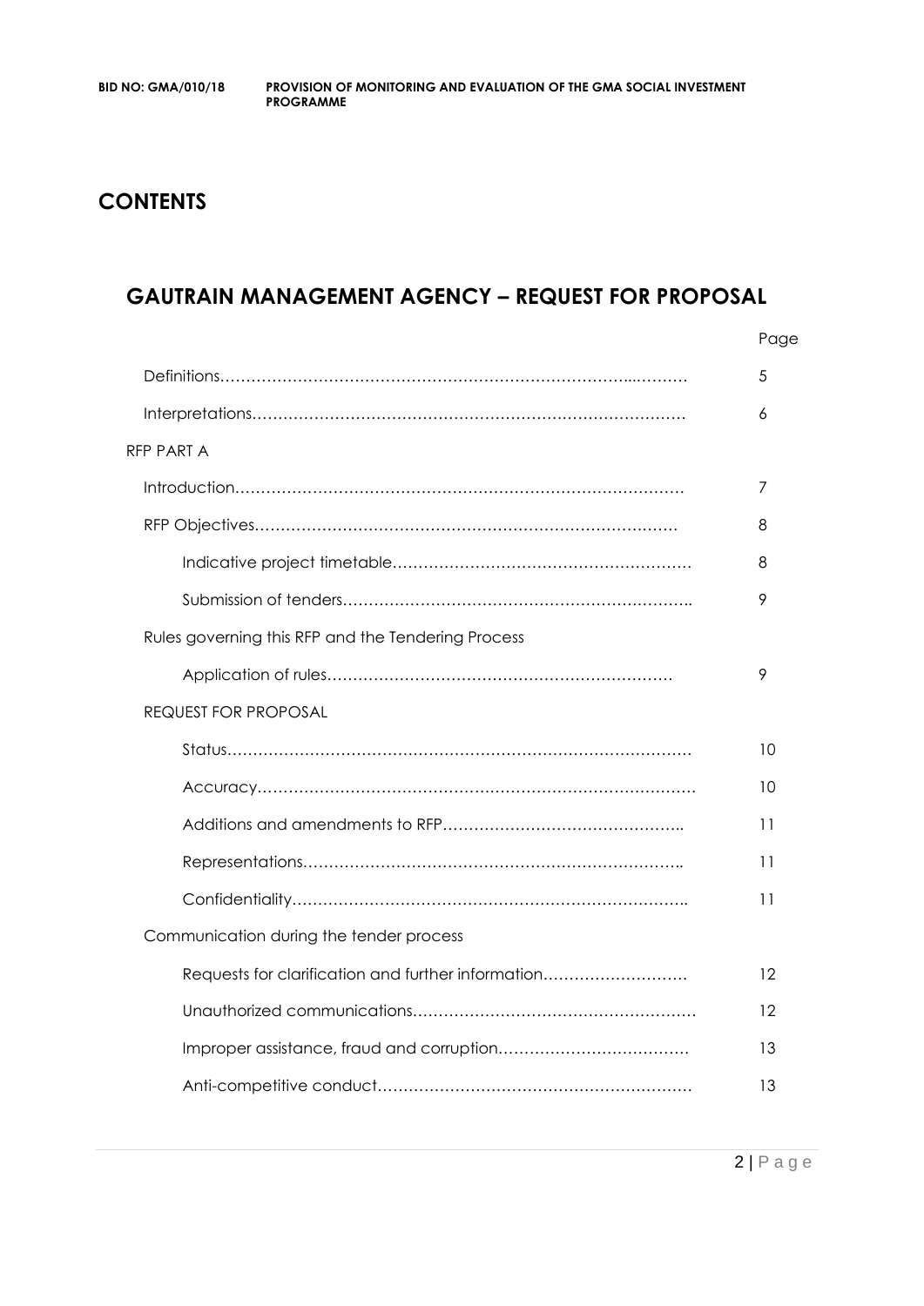# CONTENTS

## GAUTRAIN MANAGEMENT AGENCY – REQUEST FOR PROPOSAL

| | Page |
|---|---|
| Definitions………………………………………………………………...……… | 5 |
| Interpretations………………………………………………………………………… | 6 |
| RFP PART A | |
| Introduction…………………………………………………………………………… | 7 |
| RFP Objectives……………………………………………………………………… | 8 |
| Indicative project timetable………………………………………………… | 8 |
| Submission of tenders………………………………………………………….. | 9 |
| Rules governing this RFP and the Tendering Process | |
| Application of rules………………………………………………………… | 9 |
| REQUEST FOR PROPOSAL | |
| Status……………………………………………………………………………. | 10 |
| Accuracy………………………………………………………………………… | 10 |
| Additions and amendments to RFP……………………………………….. | 11 |
| Representations……………………………………………………………….. | 11 |
| Confidentiality………………………………………………………………….. | 11 |
| Communication during the tender process | |
| Requests for clarification and further information………………………. | 12 |
| Unauthorized communications……………………………………………… | 12 |
| Improper assistance, fraud and corruption……………………………… | 13 |
| Anti-competitive conduct…………………………………………………… | 13 |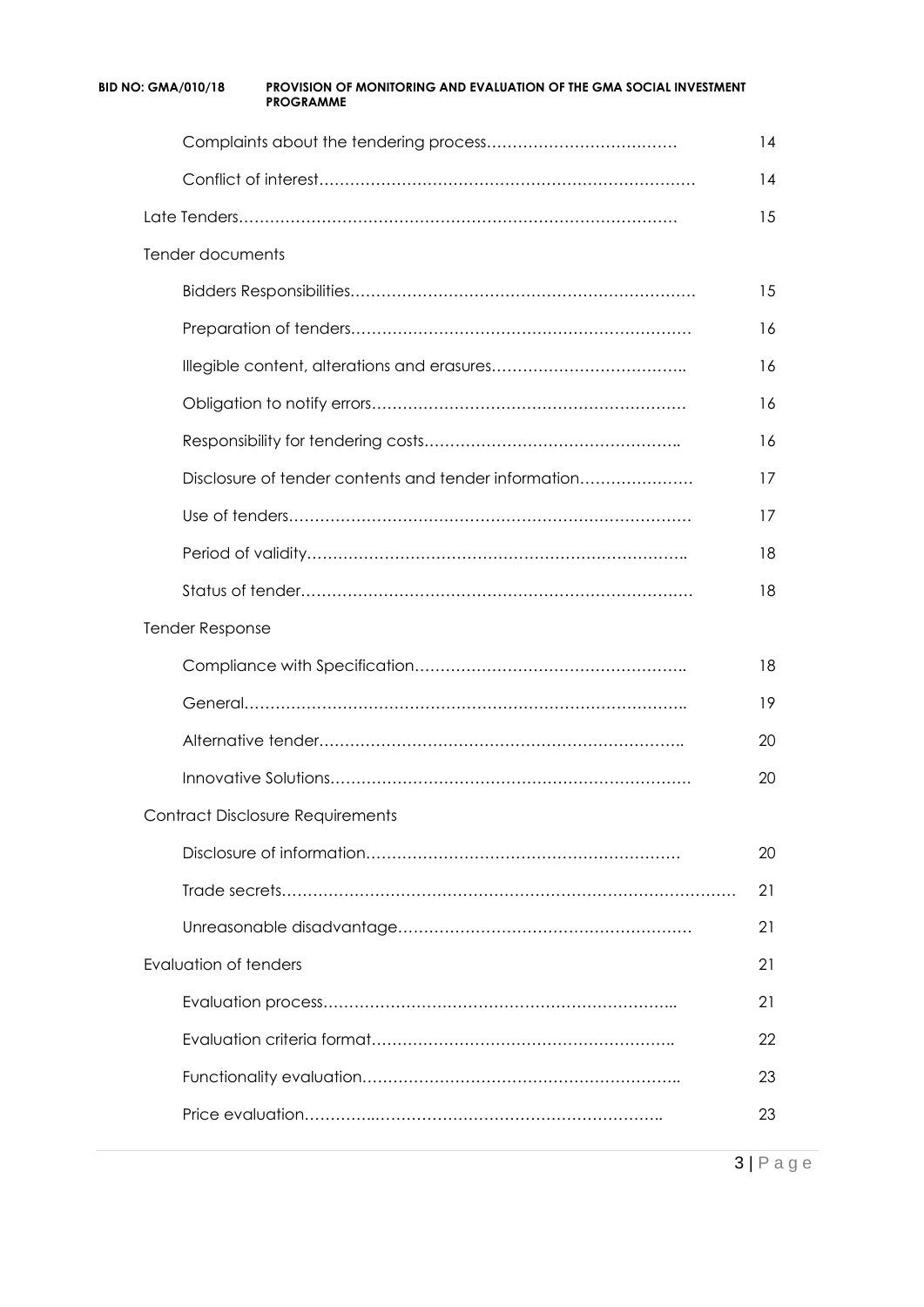| | |
|---|---|
| Complaints about the tendering process………………………………… | 14 |
| Conflict of interest……………………………………………………………… | 14 |
| Late Tenders………………………………………………………………………… | 15 |
| Tender documents | |
| Bidders Responsibilities………………………………………………………… | 15 |
| Preparation of tenders………………………………………………………… | 16 |
| Illegible content, alterations and erasures……………………………….. | 16 |
| Obligation to notify errors…………………………………………………… | 16 |
| Responsibility for tendering costs………………………………………….. | 16 |
| Disclosure of tender contents and tender information…………………. | 17 |
| Use of tenders…………………………………………………………………… | 17 |
| Period of validity……………………………………………………………….. | 18 |
| Status of tender…………………………………………………………………. | 18 |
| Tender Response | |
| Compliance with Specification…………………………………………….. | 18 |
| General……………………………………………………………………….. | 19 |
| Alternative tender…………………………………………………………….. | 20 |
| Innovative Solutions…………………………………………………………. | 20 |
| Contract Disclosure Requirements | |
| Disclosure of information…………………………………………………… | 20 |
| Trade secrets…………………………………………………………………………… | 21 |
| Unreasonable disadvantage………………………………………………… | 21 |
| Evaluation of tenders | 21 |
| Evaluation process………………………………………………………….. | 21 |
| Evaluation criteria format………………………………………………….. | 22 |
| Functionality evaluation…………………………………………………….. | 23 |
| Price evaluation………….……………………………………………….. | 23 |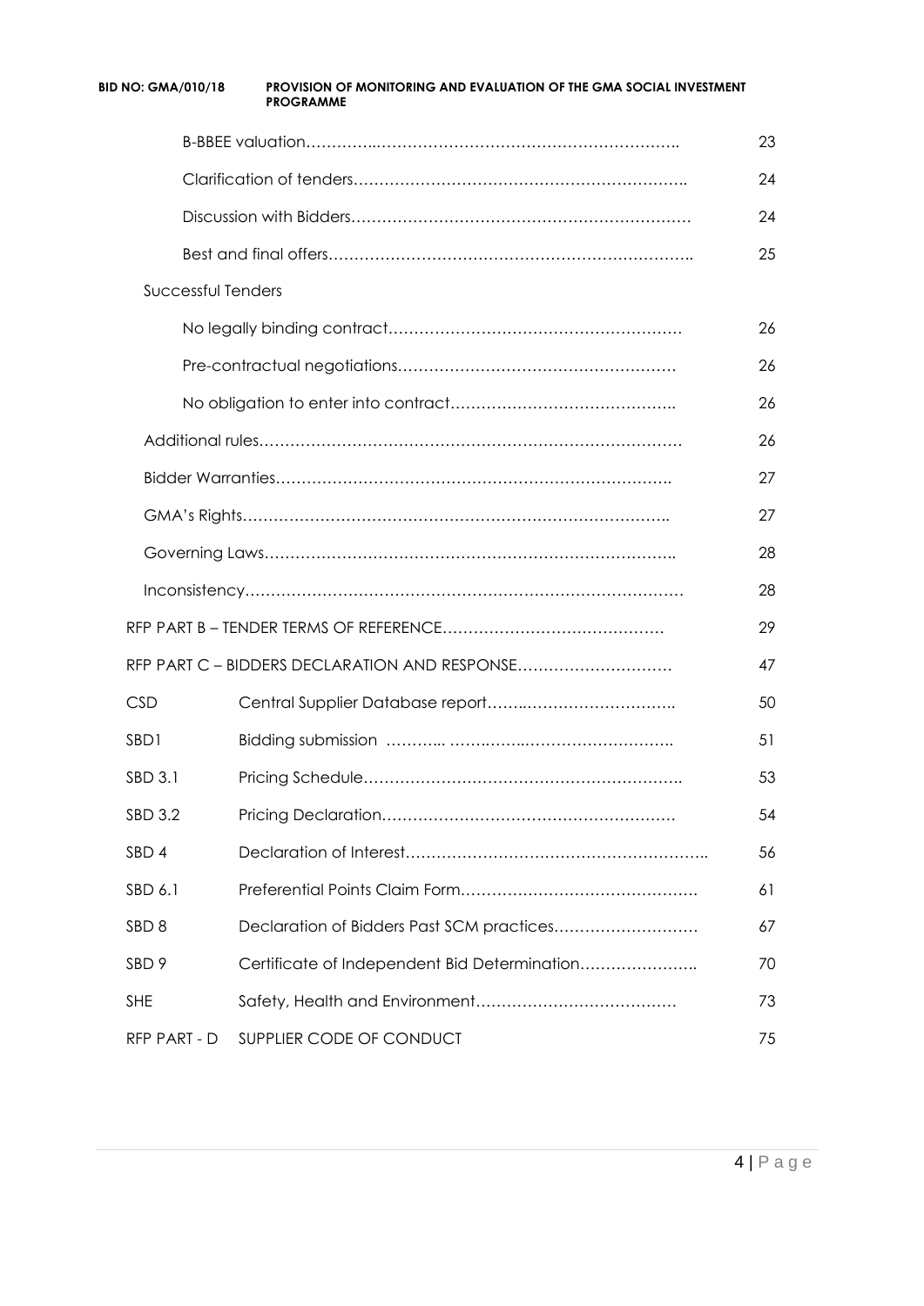| | | |
|---|---|---|
| | B-BBEE valuation…………..………………………………………………. | 23 |
| | Clarification of tenders……………………………………………………….. | 24 |
| | Discussion with Bidders…………………………………………………………. | 24 |
| | Best and final offers…………………………………………………………….. | 25 |
| Successful Tenders | | |
| | No legally binding contract………………………………………………… | 26 |
| | Pre-contractual negotiations……………………………………………… | 26 |
| | No obligation to enter into contract…………………………………….. | 26 |
| Additional rules……………………………………………………………………… | | 26 |
| Bidder Warranties…………………………………………………………………. | | 27 |
| GMA's Rights……………………………………………………………………….. | | 27 |
| Governing Laws……………………………………………………………………. | | 28 |
| Inconsistency………………………………………………………………………… | | 28 |
| RFP PART B – TENDER TERMS OF REFERENCE…………………………………… | | 29 |
| RFP PART C – BIDDERS DECLARATION AND RESPONSE………………………… | | 47 |
| CSD | Central Supplier Database report……..……………………….. | 50 |
| SBD1 | Bidding submission ……….. ……..……..………………………. | 51 |
| SBD 3.1 | Pricing Schedule…………………………………………………….. | 53 |
| SBD 3.2 | Pricing Declaration………………………………………………… | 54 |
| SBD 4 | Declaration of Interest………………………………………………….. | 56 |
| SBD 6.1 | Preferential Points Claim Form………………………………………. | 61 |
| SBD 8 | Declaration of Bidders Past SCM practices……………………… | 67 |
| SBD 9 | Certificate of Independent Bid Determination………………….. | 70 |
| SHE | Safety, Health and Environment………………………………… | 73 |
| RFP PART - D | SUPPLIER CODE OF CONDUCT | 75 |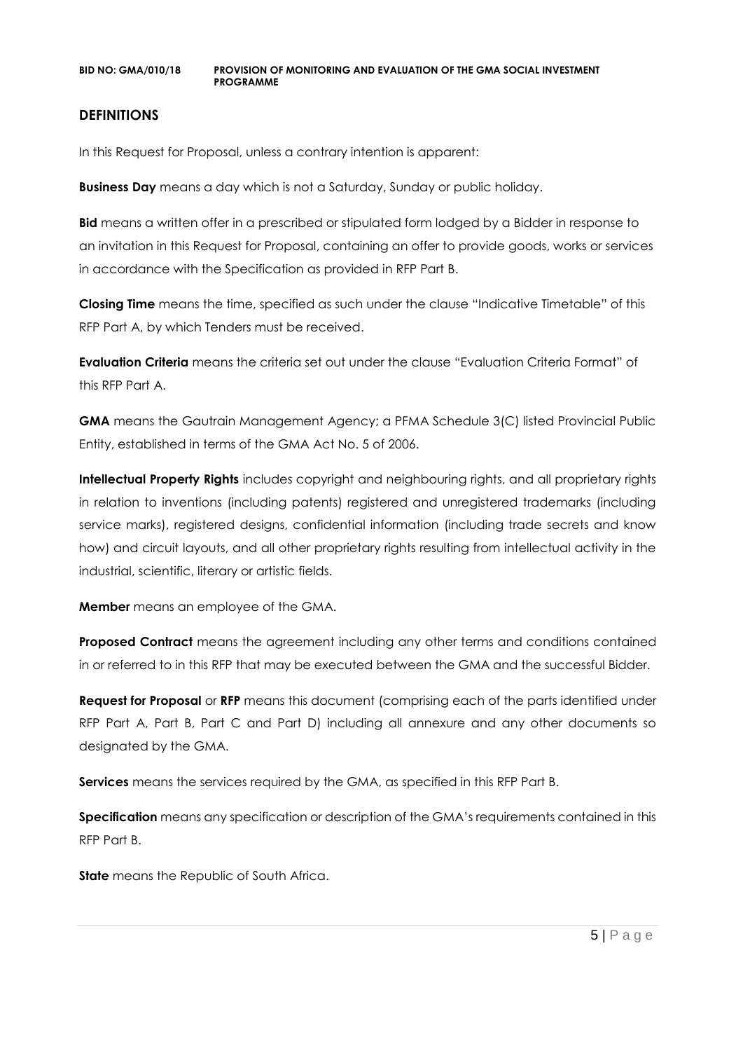## DEFINITIONS

In this Request for Proposal, unless a contrary intention is apparent:

**Business Day** means a day which is not a Saturday, Sunday or public holiday.

**Bid** means a written offer in a prescribed or stipulated form lodged by a Bidder in response to an invitation in this Request for Proposal, containing an offer to provide goods, works or services in accordance with the Specification as provided in RFP Part B.

**Closing Time** means the time, specified as such under the clause "Indicative Timetable" of this RFP Part A, by which Tenders must be received.

**Evaluation Criteria** means the criteria set out under the clause "Evaluation Criteria Format" of this RFP Part A.

**GMA** means the Gautrain Management Agency; a PFMA Schedule 3(C) listed Provincial Public Entity, established in terms of the GMA Act No. 5 of 2006.

**Intellectual Property Rights** includes copyright and neighbouring rights, and all proprietary rights in relation to inventions (including patents) registered and unregistered trademarks (including service marks), registered designs, confidential information (including trade secrets and know how) and circuit layouts, and all other proprietary rights resulting from intellectual activity in the industrial, scientific, literary or artistic fields.

**Member** means an employee of the GMA.

**Proposed Contract** means the agreement including any other terms and conditions contained in or referred to in this RFP that may be executed between the GMA and the successful Bidder.

**Request for Proposal** or **RFP** means this document (comprising each of the parts identified under RFP Part A, Part B, Part C and Part D) including all annexure and any other documents so designated by the GMA.

**Services** means the services required by the GMA, as specified in this RFP Part B.

**Specification** means any specification or description of the GMA's requirements contained in this RFP Part B.

**State** means the Republic of South Africa.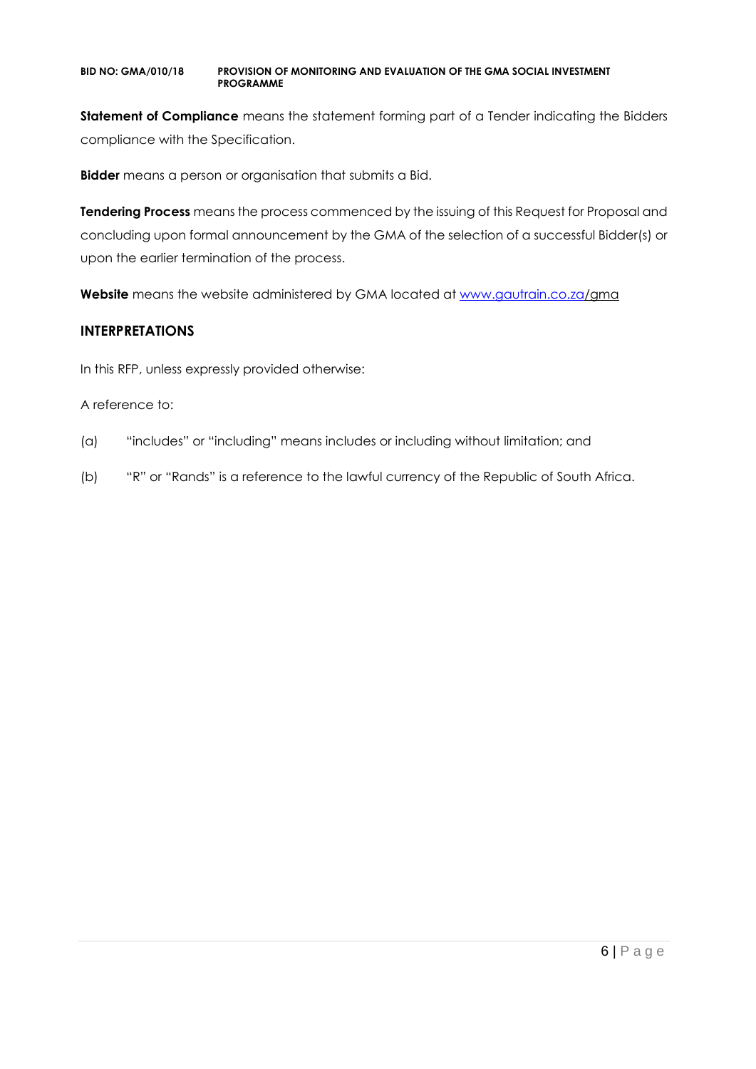**Statement of Compliance** means the statement forming part of a Tender indicating the Bidders compliance with the Specification.

**Bidder** means a person or organisation that submits a Bid.

**Tendering Process** means the process commenced by the issuing of this Request for Proposal and concluding upon formal announcement by the GMA of the selection of a successful Bidder(s) or upon the earlier termination of the process.

**Website** means the website administered by GMA located at www.gautrain.co.za/gma

## INTERPRETATIONS

In this RFP, unless expressly provided otherwise:

A reference to:

(a) "includes" or "including" means includes or including without limitation; and

(b) "R" or "Rands" is a reference to the lawful currency of the Republic of South Africa.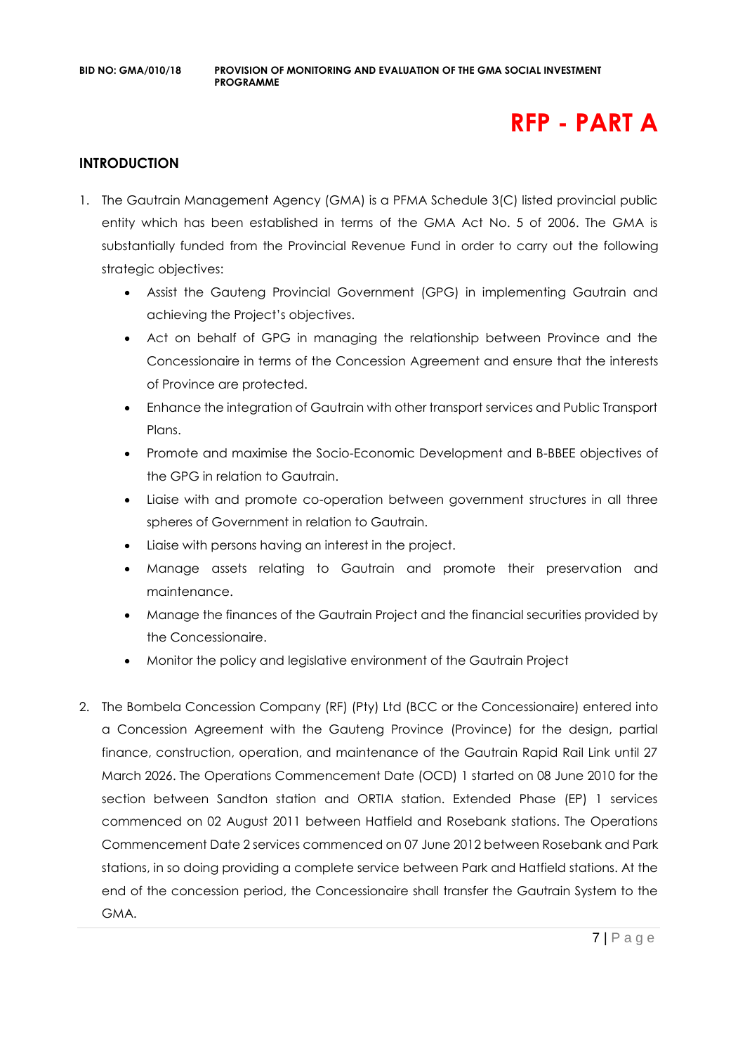# RFP - PART A

## INTRODUCTION

1. The Gautrain Management Agency (GMA) is a PFMA Schedule 3(C) listed provincial public entity which has been established in terms of the GMA Act No. 5 of 2006. The GMA is substantially funded from the Provincial Revenue Fund in order to carry out the following strategic objectives:
   - Assist the Gauteng Provincial Government (GPG) in implementing Gautrain and achieving the Project's objectives.
   - Act on behalf of GPG in managing the relationship between Province and the Concessionaire in terms of the Concession Agreement and ensure that the interests of Province are protected.
   - Enhance the integration of Gautrain with other transport services and Public Transport Plans.
   - Promote and maximise the Socio-Economic Development and B-BBEE objectives of the GPG in relation to Gautrain.
   - Liaise with and promote co-operation between government structures in all three spheres of Government in relation to Gautrain.
   - Liaise with persons having an interest in the project.
   - Manage assets relating to Gautrain and promote their preservation and maintenance.
   - Manage the finances of the Gautrain Project and the financial securities provided by the Concessionaire.
   - Monitor the policy and legislative environment of the Gautrain Project

2. The Bombela Concession Company (RF) (Pty) Ltd (BCC or the Concessionaire) entered into a Concession Agreement with the Gauteng Province (Province) for the design, partial finance, construction, operation, and maintenance of the Gautrain Rapid Rail Link until 27 March 2026. The Operations Commencement Date (OCD) 1 started on 08 June 2010 for the section between Sandton station and ORTIA station. Extended Phase (EP) 1 services commenced on 02 August 2011 between Hatfield and Rosebank stations. The Operations Commencement Date 2 services commenced on 07 June 2012 between Rosebank and Park stations, in so doing providing a complete service between Park and Hatfield stations. At the end of the concession period, the Concessionaire shall transfer the Gautrain System to the GMA.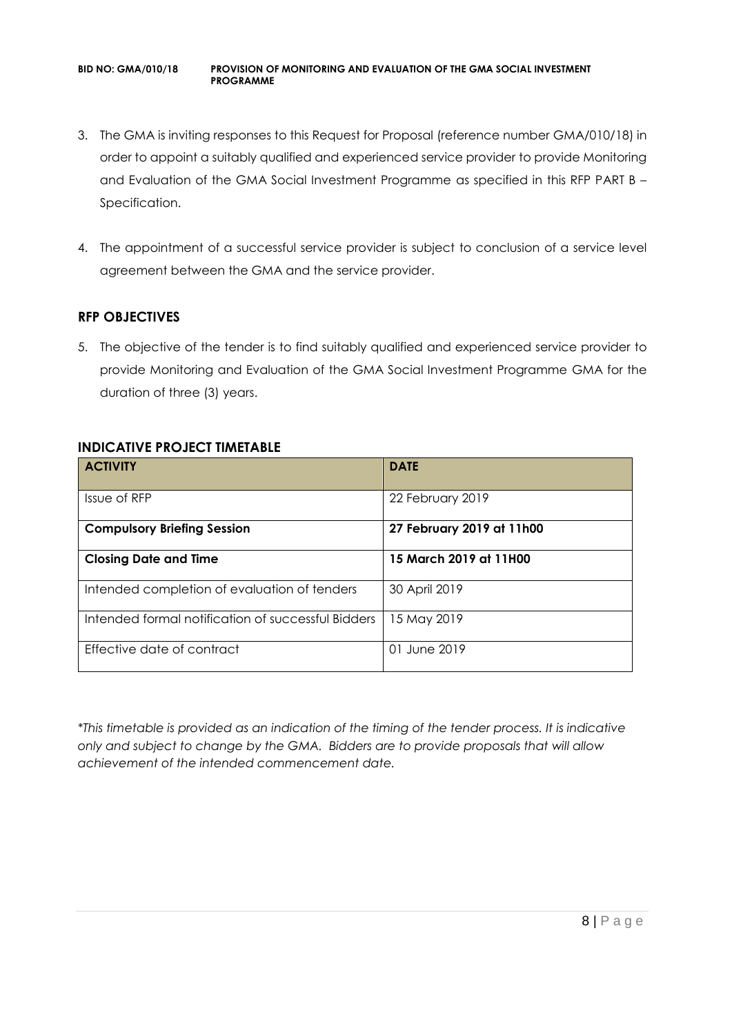3. The GMA is inviting responses to this Request for Proposal (reference number GMA/010/18) in order to appoint a suitably qualified and experienced service provider to provide Monitoring and Evaluation of the GMA Social Investment Programme as specified in this RFP PART B – Specification.

4. The appointment of a successful service provider is subject to conclusion of a service level agreement between the GMA and the service provider.

## RFP OBJECTIVES

5. The objective of the tender is to find suitably qualified and experienced service provider to provide Monitoring and Evaluation of the GMA Social Investment Programme GMA for the duration of three (3) years.

## INDICATIVE PROJECT TIMETABLE

| ACTIVITY | DATE |
| --- | --- |
| Issue of RFP | 22 February 2019 |
| **Compulsory Briefing Session** | **27 February 2019 at 11h00** |
| **Closing Date and Time** | **15 March 2019 at 11H00** |
| Intended completion of evaluation of tenders | 30 April 2019 |
| Intended formal notification of successful Bidders | 15 May 2019 |
| Effective date of contract | 01 June 2019 |

*\*This timetable is provided as an indication of the timing of the tender process. It is indicative only and subject to change by the GMA. Bidders are to provide proposals that will allow achievement of the intended commencement date.*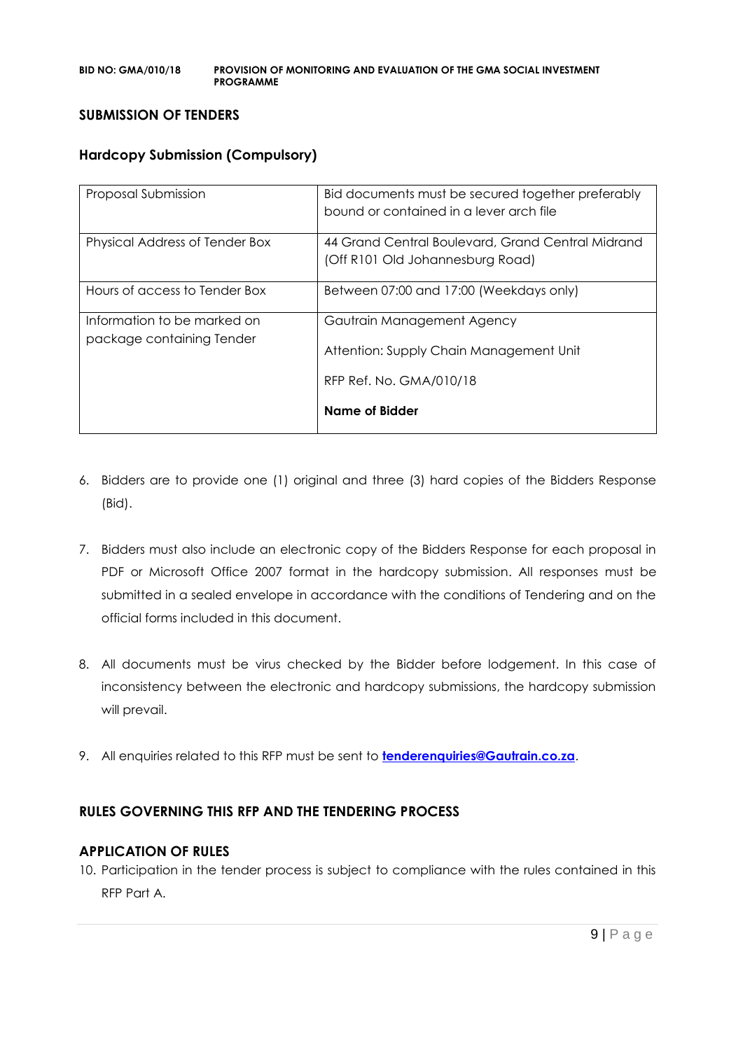## SUBMISSION OF TENDERS

### Hardcopy Submission (Compulsory)

| | |
|---|---|
| Proposal Submission | Bid documents must be secured together preferably bound or contained in a lever arch file |
| Physical Address of Tender Box | 44 Grand Central Boulevard, Grand Central Midrand (Off R101 Old Johannesburg Road) |
| Hours of access to Tender Box | Between 07:00 and 17:00 (Weekdays only) |
| Information to be marked on package containing Tender | Gautrain Management Agency<br><br>Attention: Supply Chain Management Unit<br><br>RFP Ref. No. GMA/010/18<br><br>**Name of Bidder** |

6. Bidders are to provide one (1) original and three (3) hard copies of the Bidders Response (Bid).

7. Bidders must also include an electronic copy of the Bidders Response for each proposal in PDF or Microsoft Office 2007 format in the hardcopy submission. All responses must be submitted in a sealed envelope in accordance with the conditions of Tendering and on the official forms included in this document.

8. All documents must be virus checked by the Bidder before lodgement. In this case of inconsistency between the electronic and hardcopy submissions, the hardcopy submission will prevail.

9. All enquiries related to this RFP must be sent to **tenderenquiries@Gautrain.co.za**.

## RULES GOVERNING THIS RFP AND THE TENDERING PROCESS

### APPLICATION OF RULES

10. Participation in the tender process is subject to compliance with the rules contained in this RFP Part A.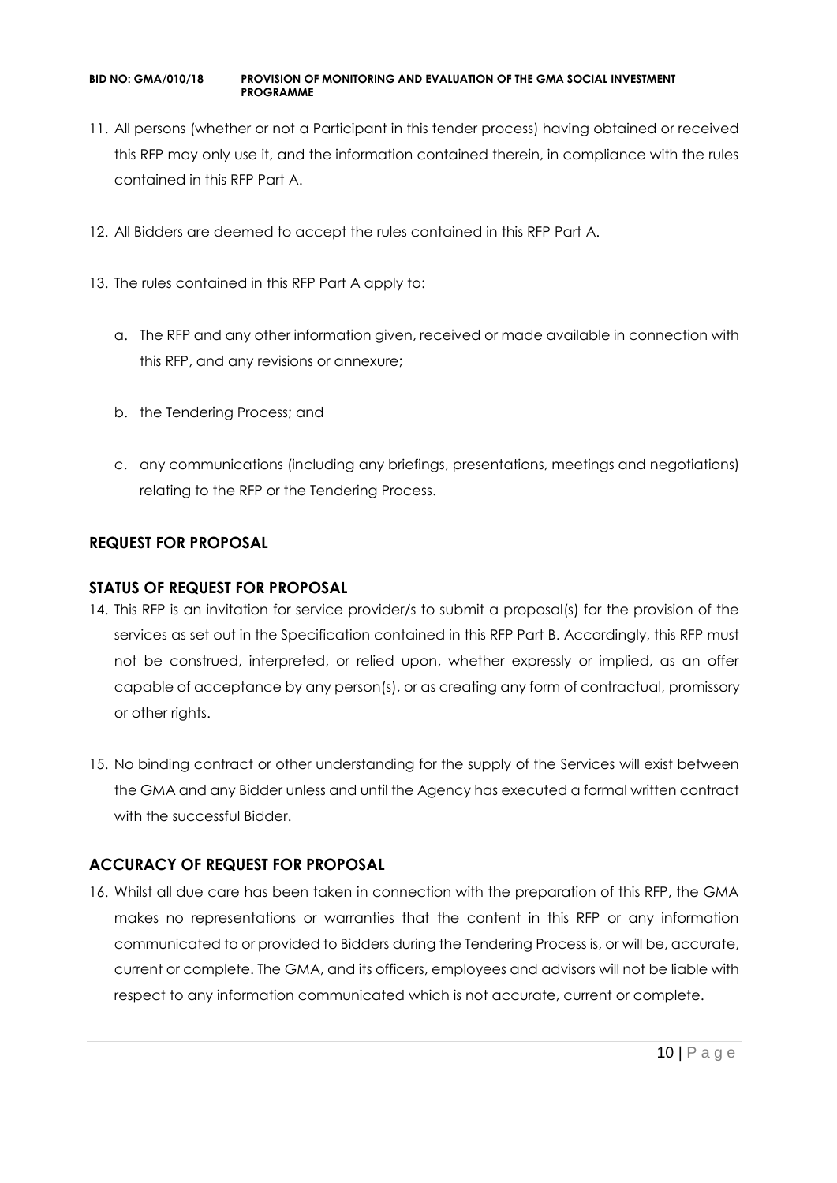11. All persons (whether or not a Participant in this tender process) having obtained or received this RFP may only use it, and the information contained therein, in compliance with the rules contained in this RFP Part A.

12. All Bidders are deemed to accept the rules contained in this RFP Part A.

13. The rules contained in this RFP Part A apply to:

    a. The RFP and any other information given, received or made available in connection with this RFP, and any revisions or annexure;

    b. the Tendering Process; and

    c. any communications (including any briefings, presentations, meetings and negotiations) relating to the RFP or the Tendering Process.

## REQUEST FOR PROPOSAL

## STATUS OF REQUEST FOR PROPOSAL

14. This RFP is an invitation for service provider/s to submit a proposal(s) for the provision of the services as set out in the Specification contained in this RFP Part B. Accordingly, this RFP must not be construed, interpreted, or relied upon, whether expressly or implied, as an offer capable of acceptance by any person(s), or as creating any form of contractual, promissory or other rights.

15. No binding contract or other understanding for the supply of the Services will exist between the GMA and any Bidder unless and until the Agency has executed a formal written contract with the successful Bidder.

## ACCURACY OF REQUEST FOR PROPOSAL

16. Whilst all due care has been taken in connection with the preparation of this RFP, the GMA makes no representations or warranties that the content in this RFP or any information communicated to or provided to Bidders during the Tendering Process is, or will be, accurate, current or complete. The GMA, and its officers, employees and advisors will not be liable with respect to any information communicated which is not accurate, current or complete.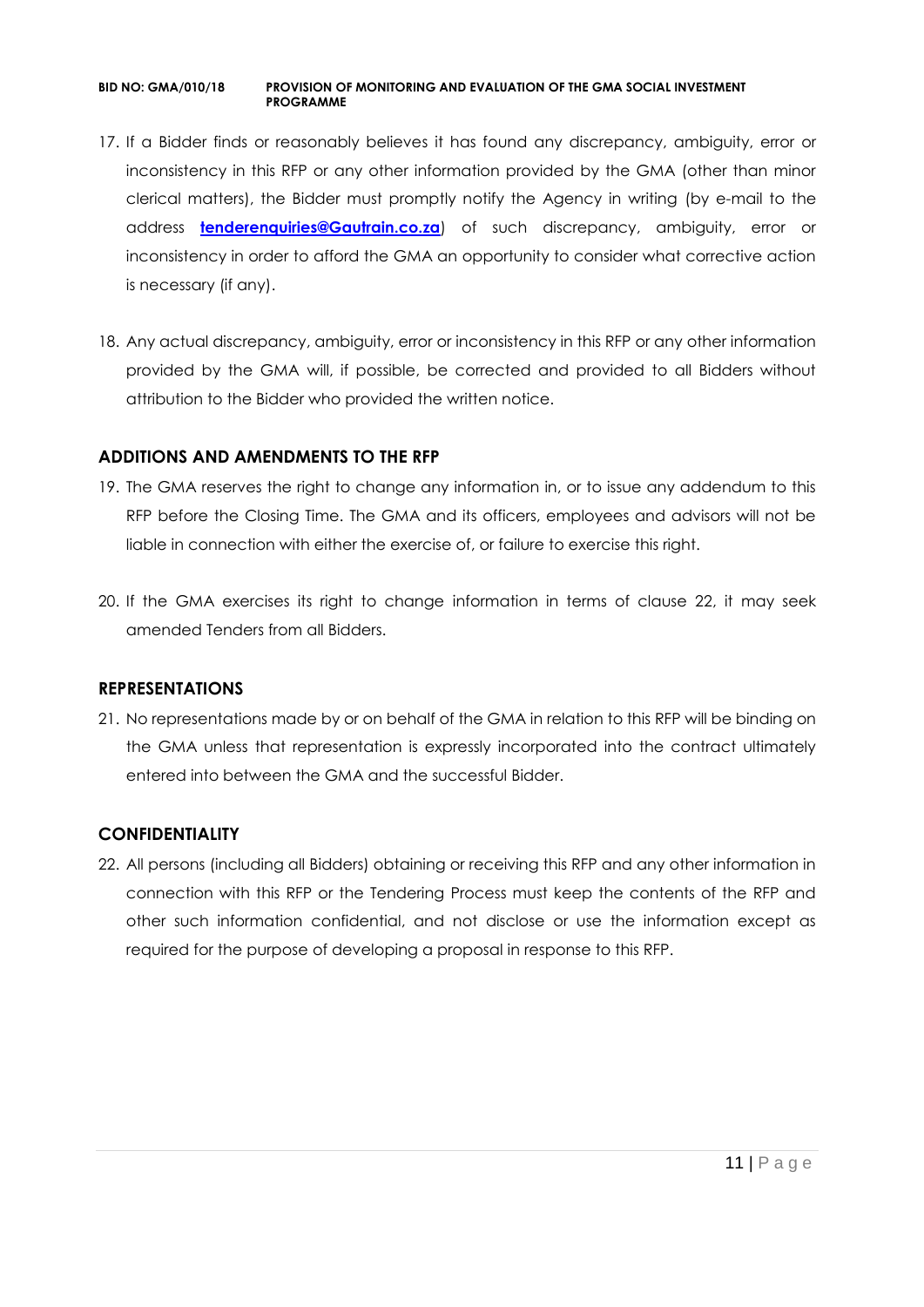17. If a Bidder finds or reasonably believes it has found any discrepancy, ambiguity, error or inconsistency in this RFP or any other information provided by the GMA (other than minor clerical matters), the Bidder must promptly notify the Agency in writing (by e-mail to the address **tenderenquiries@Gautrain.co.za**) of such discrepancy, ambiguity, error or inconsistency in order to afford the GMA an opportunity to consider what corrective action is necessary (if any).

18. Any actual discrepancy, ambiguity, error or inconsistency in this RFP or any other information provided by the GMA will, if possible, be corrected and provided to all Bidders without attribution to the Bidder who provided the written notice.

## ADDITIONS AND AMENDMENTS TO THE RFP

19. The GMA reserves the right to change any information in, or to issue any addendum to this RFP before the Closing Time. The GMA and its officers, employees and advisors will not be liable in connection with either the exercise of, or failure to exercise this right.

20. If the GMA exercises its right to change information in terms of clause 22, it may seek amended Tenders from all Bidders.

## REPRESENTATIONS

21. No representations made by or on behalf of the GMA in relation to this RFP will be binding on the GMA unless that representation is expressly incorporated into the contract ultimately entered into between the GMA and the successful Bidder.

## CONFIDENTIALITY

22. All persons (including all Bidders) obtaining or receiving this RFP and any other information in connection with this RFP or the Tendering Process must keep the contents of the RFP and other such information confidential, and not disclose or use the information except as required for the purpose of developing a proposal in response to this RFP.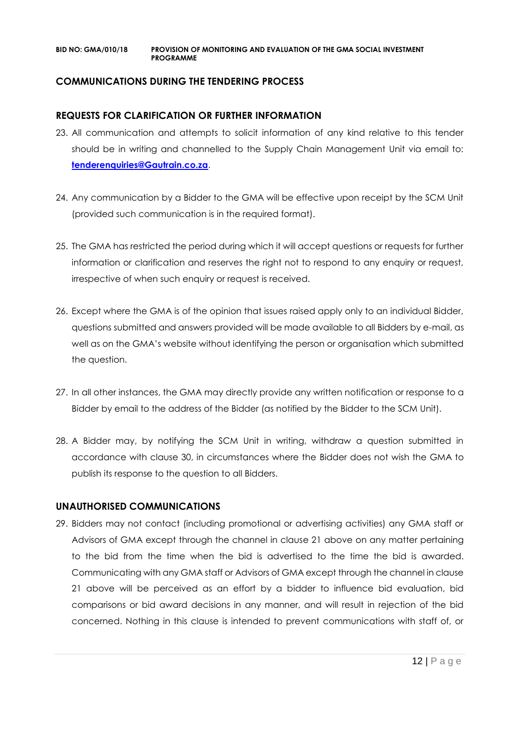## COMMUNICATIONS DURING THE TENDERING PROCESS

### REQUESTS FOR CLARIFICATION OR FURTHER INFORMATION

23. All communication and attempts to solicit information of any kind relative to this tender should be in writing and channelled to the Supply Chain Management Unit via email to: **tenderenquiries@Gautrain.co.za**.

24. Any communication by a Bidder to the GMA will be effective upon receipt by the SCM Unit (provided such communication is in the required format).

25. The GMA has restricted the period during which it will accept questions or requests for further information or clarification and reserves the right not to respond to any enquiry or request, irrespective of when such enquiry or request is received.

26. Except where the GMA is of the opinion that issues raised apply only to an individual Bidder, questions submitted and answers provided will be made available to all Bidders by e-mail, as well as on the GMA's website without identifying the person or organisation which submitted the question.

27. In all other instances, the GMA may directly provide any written notification or response to a Bidder by email to the address of the Bidder (as notified by the Bidder to the SCM Unit).

28. A Bidder may, by notifying the SCM Unit in writing, withdraw a question submitted in accordance with clause 30, in circumstances where the Bidder does not wish the GMA to publish its response to the question to all Bidders.

### UNAUTHORISED COMMUNICATIONS

29. Bidders may not contact (including promotional or advertising activities) any GMA staff or Advisors of GMA except through the channel in clause 21 above on any matter pertaining to the bid from the time when the bid is advertised to the time the bid is awarded. Communicating with any GMA staff or Advisors of GMA except through the channel in clause 21 above will be perceived as an effort by a bidder to influence bid evaluation, bid comparisons or bid award decisions in any manner, and will result in rejection of the bid concerned. Nothing in this clause is intended to prevent communications with staff of, or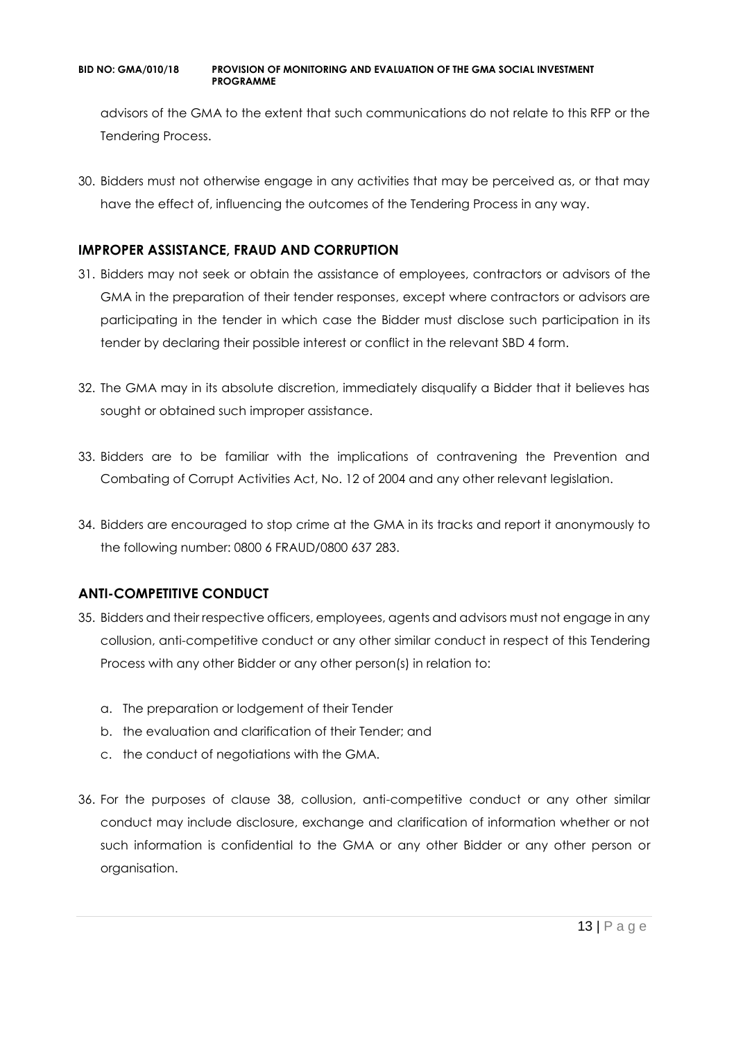advisors of the GMA to the extent that such communications do not relate to this RFP or the Tendering Process.

30. Bidders must not otherwise engage in any activities that may be perceived as, or that may have the effect of, influencing the outcomes of the Tendering Process in any way.

## IMPROPER ASSISTANCE, FRAUD AND CORRUPTION

31. Bidders may not seek or obtain the assistance of employees, contractors or advisors of the GMA in the preparation of their tender responses, except where contractors or advisors are participating in the tender in which case the Bidder must disclose such participation in its tender by declaring their possible interest or conflict in the relevant SBD 4 form.

32. The GMA may in its absolute discretion, immediately disqualify a Bidder that it believes has sought or obtained such improper assistance.

33. Bidders are to be familiar with the implications of contravening the Prevention and Combating of Corrupt Activities Act, No. 12 of 2004 and any other relevant legislation.

34. Bidders are encouraged to stop crime at the GMA in its tracks and report it anonymously to the following number: 0800 6 FRAUD/0800 637 283.

## ANTI-COMPETITIVE CONDUCT

35. Bidders and their respective officers, employees, agents and advisors must not engage in any collusion, anti-competitive conduct or any other similar conduct in respect of this Tendering Process with any other Bidder or any other person(s) in relation to:

    a. The preparation or lodgement of their Tender
    b. the evaluation and clarification of their Tender; and
    c. the conduct of negotiations with the GMA.

36. For the purposes of clause 38, collusion, anti-competitive conduct or any other similar conduct may include disclosure, exchange and clarification of information whether or not such information is confidential to the GMA or any other Bidder or any other person or organisation.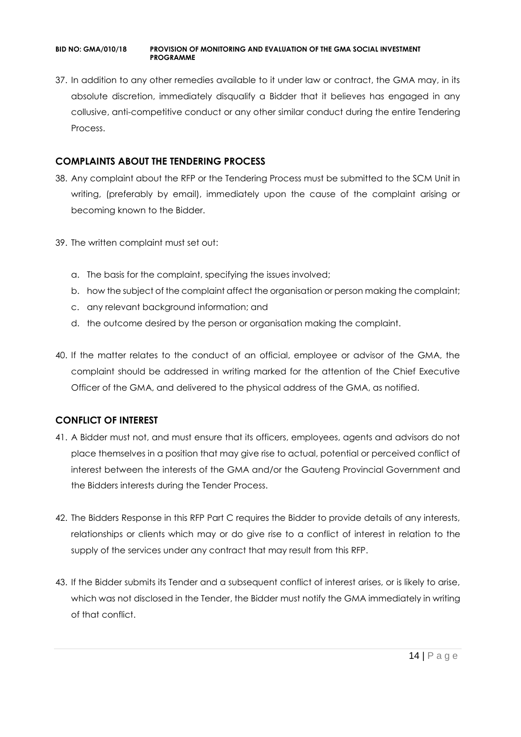37. In addition to any other remedies available to it under law or contract, the GMA may, in its absolute discretion, immediately disqualify a Bidder that it believes has engaged in any collusive, anti-competitive conduct or any other similar conduct during the entire Tendering Process.

## COMPLAINTS ABOUT THE TENDERING PROCESS

38. Any complaint about the RFP or the Tendering Process must be submitted to the SCM Unit in writing, (preferably by email), immediately upon the cause of the complaint arising or becoming known to the Bidder.

39. The written complaint must set out:

    a. The basis for the complaint, specifying the issues involved;
    b. how the subject of the complaint affect the organisation or person making the complaint;
    c. any relevant background information; and
    d. the outcome desired by the person or organisation making the complaint.

40. If the matter relates to the conduct of an official, employee or advisor of the GMA, the complaint should be addressed in writing marked for the attention of the Chief Executive Officer of the GMA, and delivered to the physical address of the GMA, as notified.

## CONFLICT OF INTEREST

41. A Bidder must not, and must ensure that its officers, employees, agents and advisors do not place themselves in a position that may give rise to actual, potential or perceived conflict of interest between the interests of the GMA and/or the Gauteng Provincial Government and the Bidders interests during the Tender Process.

42. The Bidders Response in this RFP Part C requires the Bidder to provide details of any interests, relationships or clients which may or do give rise to a conflict of interest in relation to the supply of the services under any contract that may result from this RFP.

43. If the Bidder submits its Tender and a subsequent conflict of interest arises, or is likely to arise, which was not disclosed in the Tender, the Bidder must notify the GMA immediately in writing of that conflict.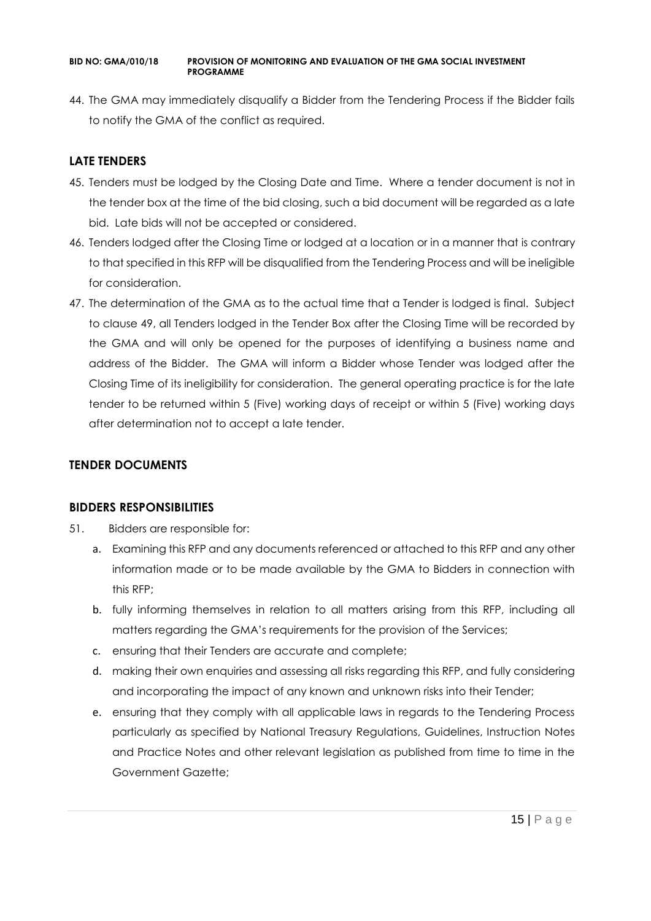44. The GMA may immediately disqualify a Bidder from the Tendering Process if the Bidder fails to notify the GMA of the conflict as required.

## LATE TENDERS

45. Tenders must be lodged by the Closing Date and Time. Where a tender document is not in the tender box at the time of the bid closing, such a bid document will be regarded as a late bid. Late bids will not be accepted or considered.
46. Tenders lodged after the Closing Time or lodged at a location or in a manner that is contrary to that specified in this RFP will be disqualified from the Tendering Process and will be ineligible for consideration.
47. The determination of the GMA as to the actual time that a Tender is lodged is final. Subject to clause 49, all Tenders lodged in the Tender Box after the Closing Time will be recorded by the GMA and will only be opened for the purposes of identifying a business name and address of the Bidder. The GMA will inform a Bidder whose Tender was lodged after the Closing Time of its ineligibility for consideration. The general operating practice is for the late tender to be returned within 5 (Five) working days of receipt or within 5 (Five) working days after determination not to accept a late tender.

## TENDER DOCUMENTS

## BIDDERS RESPONSIBILITIES

51. Bidders are responsible for:
    a. Examining this RFP and any documents referenced or attached to this RFP and any other information made or to be made available by the GMA to Bidders in connection with this RFP;
    b. fully informing themselves in relation to all matters arising from this RFP, including all matters regarding the GMA's requirements for the provision of the Services;
    c. ensuring that their Tenders are accurate and complete;
    d. making their own enquiries and assessing all risks regarding this RFP, and fully considering and incorporating the impact of any known and unknown risks into their Tender;
    e. ensuring that they comply with all applicable laws in regards to the Tendering Process particularly as specified by National Treasury Regulations, Guidelines, Instruction Notes and Practice Notes and other relevant legislation as published from time to time in the Government Gazette;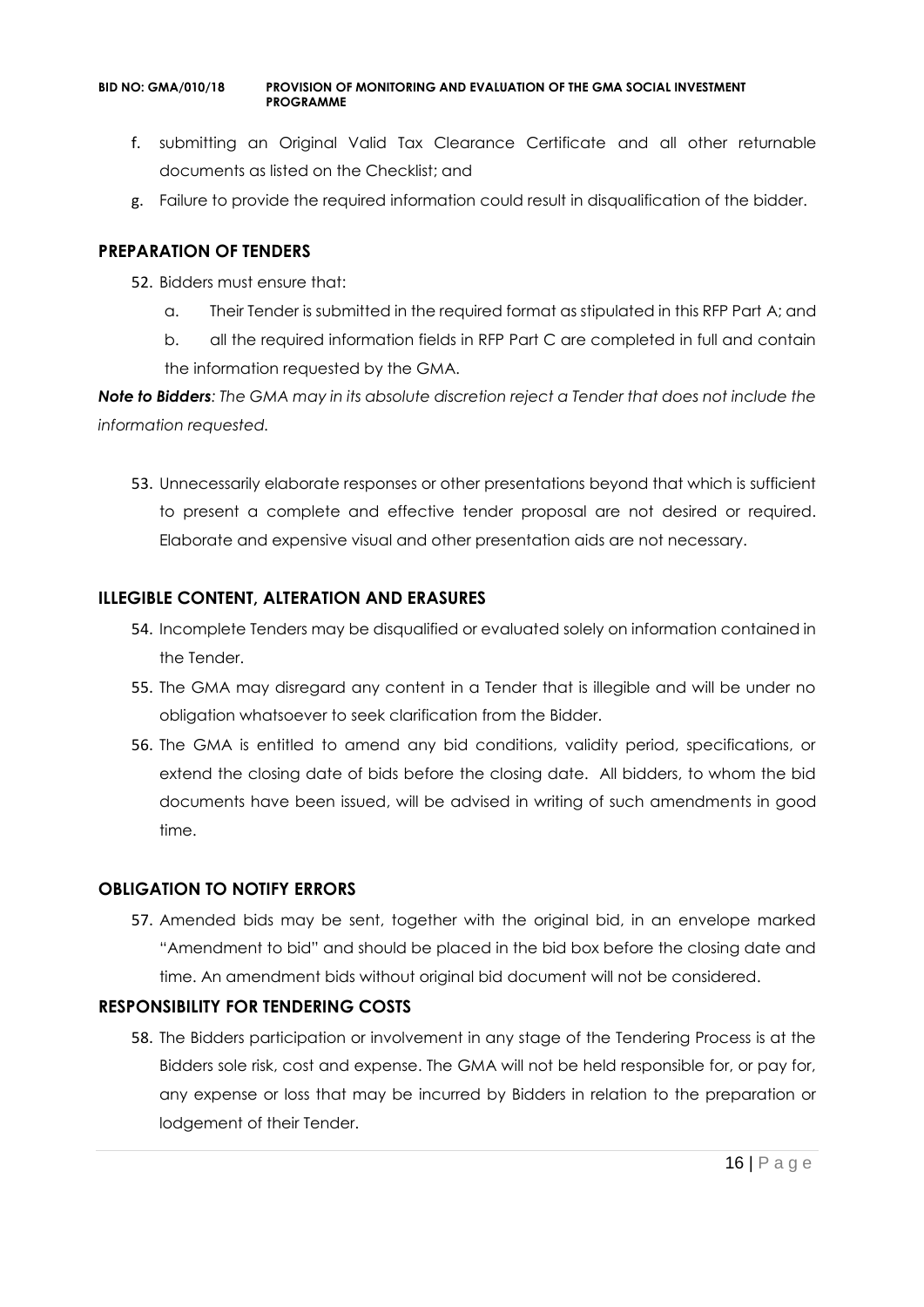f. submitting an Original Valid Tax Clearance Certificate and all other returnable documents as listed on the Checklist; and
g. Failure to provide the required information could result in disqualification of the bidder.

## PREPARATION OF TENDERS

52. Bidders must ensure that:
    a. Their Tender is submitted in the required format as stipulated in this RFP Part A; and
    b. all the required information fields in RFP Part C are completed in full and contain the information requested by the GMA.

***Note to Bidders**: The GMA may in its absolute discretion reject a Tender that does not include the information requested.*

53. Unnecessarily elaborate responses or other presentations beyond that which is sufficient to present a complete and effective tender proposal are not desired or required. Elaborate and expensive visual and other presentation aids are not necessary.

## ILLEGIBLE CONTENT, ALTERATION AND ERASURES

54. Incomplete Tenders may be disqualified or evaluated solely on information contained in the Tender.
55. The GMA may disregard any content in a Tender that is illegible and will be under no obligation whatsoever to seek clarification from the Bidder.
56. The GMA is entitled to amend any bid conditions, validity period, specifications, or extend the closing date of bids before the closing date. All bidders, to whom the bid documents have been issued, will be advised in writing of such amendments in good time.

## OBLIGATION TO NOTIFY ERRORS

57. Amended bids may be sent, together with the original bid, in an envelope marked "Amendment to bid" and should be placed in the bid box before the closing date and time. An amendment bids without original bid document will not be considered.

## RESPONSIBILITY FOR TENDERING COSTS

58. The Bidders participation or involvement in any stage of the Tendering Process is at the Bidders sole risk, cost and expense. The GMA will not be held responsible for, or pay for, any expense or loss that may be incurred by Bidders in relation to the preparation or lodgement of their Tender.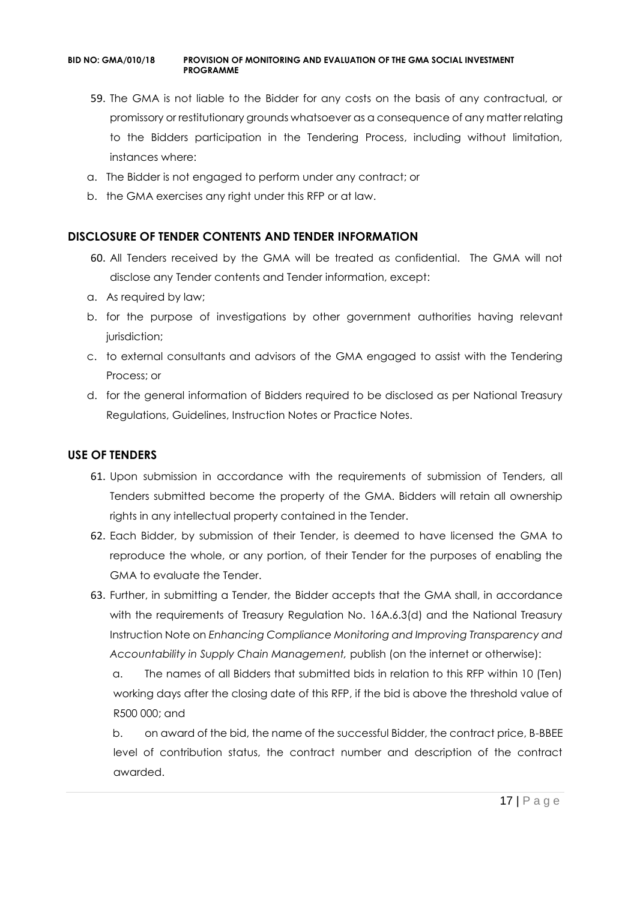59. The GMA is not liable to the Bidder for any costs on the basis of any contractual, or promissory or restitutionary grounds whatsoever as a consequence of any matter relating to the Bidders participation in the Tendering Process, including without limitation, instances where:

a. The Bidder is not engaged to perform under any contract; or
b. the GMA exercises any right under this RFP or at law.

## DISCLOSURE OF TENDER CONTENTS AND TENDER INFORMATION

60. All Tenders received by the GMA will be treated as confidential. The GMA will not disclose any Tender contents and Tender information, except:

a. As required by law;
b. for the purpose of investigations by other government authorities having relevant jurisdiction;
c. to external consultants and advisors of the GMA engaged to assist with the Tendering Process; or
d. for the general information of Bidders required to be disclosed as per National Treasury Regulations, Guidelines, Instruction Notes or Practice Notes.

## USE OF TENDERS

61. Upon submission in accordance with the requirements of submission of Tenders, all Tenders submitted become the property of the GMA. Bidders will retain all ownership rights in any intellectual property contained in the Tender.

62. Each Bidder, by submission of their Tender, is deemed to have licensed the GMA to reproduce the whole, or any portion, of their Tender for the purposes of enabling the GMA to evaluate the Tender.

63. Further, in submitting a Tender, the Bidder accepts that the GMA shall, in accordance with the requirements of Treasury Regulation No. 16A.6.3(d) and the National Treasury Instruction Note on *Enhancing Compliance Monitoring and Improving Transparency and Accountability in Supply Chain Management,* publish (on the internet or otherwise):

    a. The names of all Bidders that submitted bids in relation to this RFP within 10 (Ten) working days after the closing date of this RFP, if the bid is above the threshold value of R500 000; and

    b. on award of the bid, the name of the successful Bidder, the contract price, B-BBEE level of contribution status, the contract number and description of the contract awarded.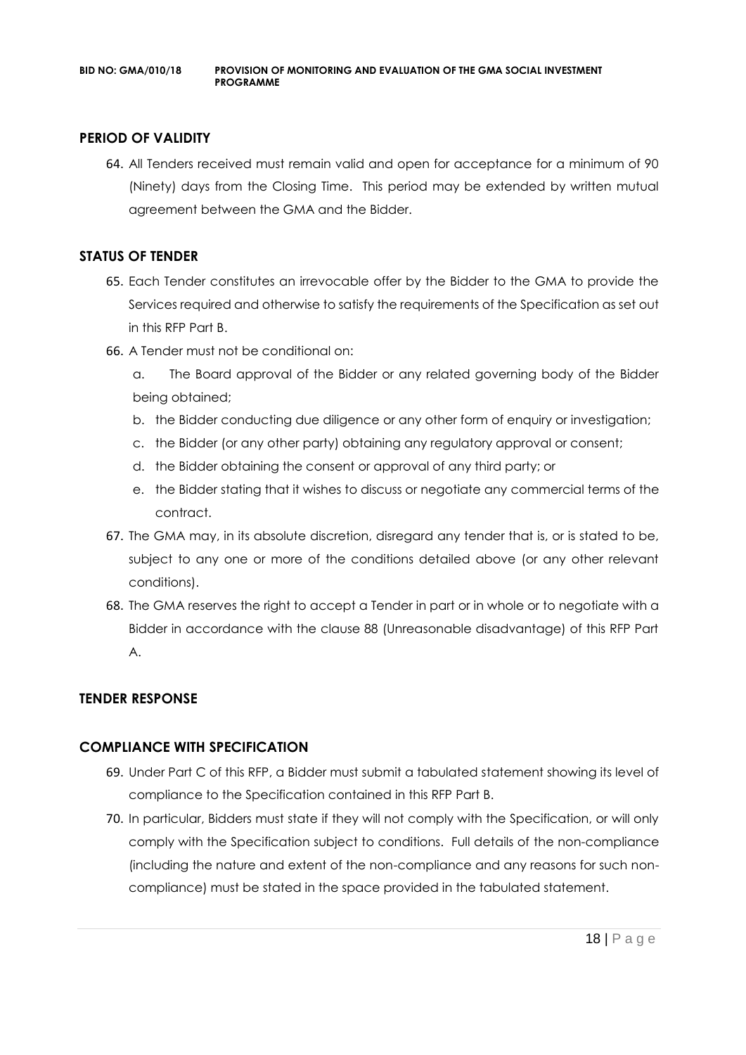## PERIOD OF VALIDITY

64. All Tenders received must remain valid and open for acceptance for a minimum of 90 (Ninety) days from the Closing Time. This period may be extended by written mutual agreement between the GMA and the Bidder.

## STATUS OF TENDER

65. Each Tender constitutes an irrevocable offer by the Bidder to the GMA to provide the Services required and otherwise to satisfy the requirements of the Specification as set out in this RFP Part B.
66. A Tender must not be conditional on:
    a. The Board approval of the Bidder or any related governing body of the Bidder being obtained;
    b. the Bidder conducting due diligence or any other form of enquiry or investigation;
    c. the Bidder (or any other party) obtaining any regulatory approval or consent;
    d. the Bidder obtaining the consent or approval of any third party; or
    e. the Bidder stating that it wishes to discuss or negotiate any commercial terms of the contract.
67. The GMA may, in its absolute discretion, disregard any tender that is, or is stated to be, subject to any one or more of the conditions detailed above (or any other relevant conditions).
68. The GMA reserves the right to accept a Tender in part or in whole or to negotiate with a Bidder in accordance with the clause 88 (Unreasonable disadvantage) of this RFP Part A.

## TENDER RESPONSE

## COMPLIANCE WITH SPECIFICATION

69. Under Part C of this RFP, a Bidder must submit a tabulated statement showing its level of compliance to the Specification contained in this RFP Part B.
70. In particular, Bidders must state if they will not comply with the Specification, or will only comply with the Specification subject to conditions. Full details of the non-compliance (including the nature and extent of the non-compliance and any reasons for such non-compliance) must be stated in the space provided in the tabulated statement.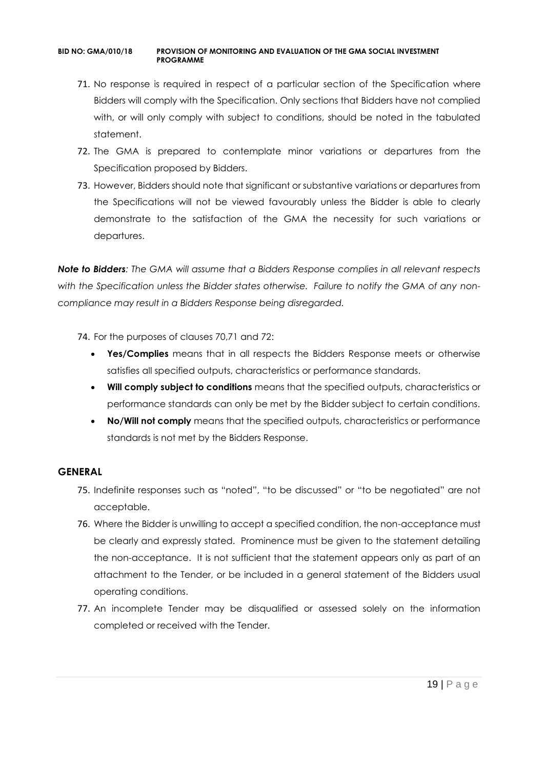71. No response is required in respect of a particular section of the Specification where Bidders will comply with the Specification. Only sections that Bidders have not complied with, or will only comply with subject to conditions, should be noted in the tabulated statement.
72. The GMA is prepared to contemplate minor variations or departures from the Specification proposed by Bidders.
73. However, Bidders should note that significant or substantive variations or departures from the Specifications will not be viewed favourably unless the Bidder is able to clearly demonstrate to the satisfaction of the GMA the necessity for such variations or departures.

***Note to Bidders****: The GMA will assume that a Bidders Response complies in all relevant respects with the Specification unless the Bidder states otherwise. Failure to notify the GMA of any non-compliance may result in a Bidders Response being disregarded.*

74. For the purposes of clauses 70,71 and 72:
    - **Yes/Complies** means that in all respects the Bidders Response meets or otherwise satisfies all specified outputs, characteristics or performance standards.
    - **Will comply subject to conditions** means that the specified outputs, characteristics or performance standards can only be met by the Bidder subject to certain conditions.
    - **No/Will not comply** means that the specified outputs, characteristics or performance standards is not met by the Bidders Response.

## GENERAL

75. Indefinite responses such as "noted", "to be discussed" or "to be negotiated" are not acceptable.
76. Where the Bidder is unwilling to accept a specified condition, the non-acceptance must be clearly and expressly stated. Prominence must be given to the statement detailing the non-acceptance. It is not sufficient that the statement appears only as part of an attachment to the Tender, or be included in a general statement of the Bidders usual operating conditions.
77. An incomplete Tender may be disqualified or assessed solely on the information completed or received with the Tender.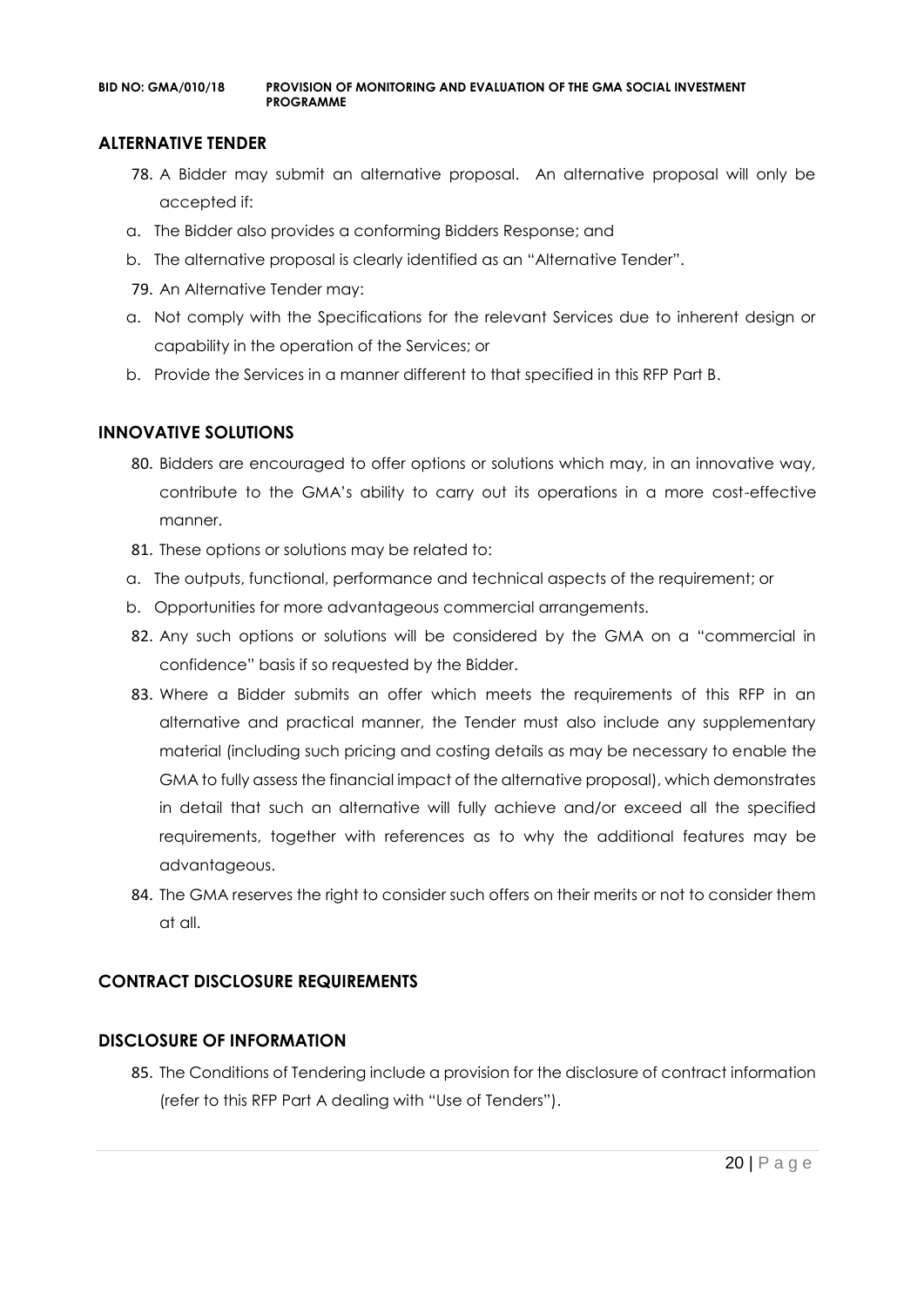## ALTERNATIVE TENDER

78. A Bidder may submit an alternative proposal. An alternative proposal will only be accepted if:

a. The Bidder also provides a conforming Bidders Response; and

b. The alternative proposal is clearly identified as an "Alternative Tender".

79. An Alternative Tender may:

a. Not comply with the Specifications for the relevant Services due to inherent design or capability in the operation of the Services; or

b. Provide the Services in a manner different to that specified in this RFP Part B.

## INNOVATIVE SOLUTIONS

80. Bidders are encouraged to offer options or solutions which may, in an innovative way, contribute to the GMA's ability to carry out its operations in a more cost-effective manner.

81. These options or solutions may be related to:

a. The outputs, functional, performance and technical aspects of the requirement; or

b. Opportunities for more advantageous commercial arrangements.

82. Any such options or solutions will be considered by the GMA on a "commercial in confidence" basis if so requested by the Bidder.

83. Where a Bidder submits an offer which meets the requirements of this RFP in an alternative and practical manner, the Tender must also include any supplementary material (including such pricing and costing details as may be necessary to enable the GMA to fully assess the financial impact of the alternative proposal), which demonstrates in detail that such an alternative will fully achieve and/or exceed all the specified requirements, together with references as to why the additional features may be advantageous.

84. The GMA reserves the right to consider such offers on their merits or not to consider them at all.

## CONTRACT DISCLOSURE REQUIREMENTS

## DISCLOSURE OF INFORMATION

85. The Conditions of Tendering include a provision for the disclosure of contract information (refer to this RFP Part A dealing with "Use of Tenders").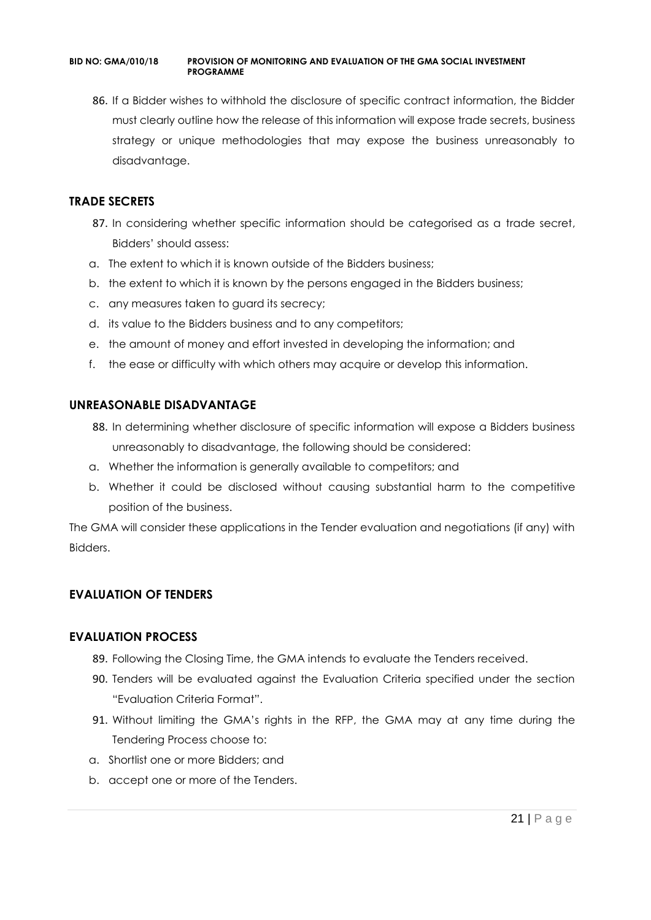86. If a Bidder wishes to withhold the disclosure of specific contract information, the Bidder must clearly outline how the release of this information will expose trade secrets, business strategy or unique methodologies that may expose the business unreasonably to disadvantage.

### TRADE SECRETS

87. In considering whether specific information should be categorised as a trade secret, Bidders' should assess:

a. The extent to which it is known outside of the Bidders business;
b. the extent to which it is known by the persons engaged in the Bidders business;
c. any measures taken to guard its secrecy;
d. its value to the Bidders business and to any competitors;
e. the amount of money and effort invested in developing the information; and
f. the ease or difficulty with which others may acquire or develop this information.

### UNREASONABLE DISADVANTAGE

88. In determining whether disclosure of specific information will expose a Bidders business unreasonably to disadvantage, the following should be considered:

a. Whether the information is generally available to competitors; and
b. Whether it could be disclosed without causing substantial harm to the competitive position of the business.

The GMA will consider these applications in the Tender evaluation and negotiations (if any) with Bidders.

## EVALUATION OF TENDERS

### EVALUATION PROCESS

89. Following the Closing Time, the GMA intends to evaluate the Tenders received.
90. Tenders will be evaluated against the Evaluation Criteria specified under the section "Evaluation Criteria Format".
91. Without limiting the GMA's rights in the RFP, the GMA may at any time during the Tendering Process choose to:

a. Shortlist one or more Bidders; and
b. accept one or more of the Tenders.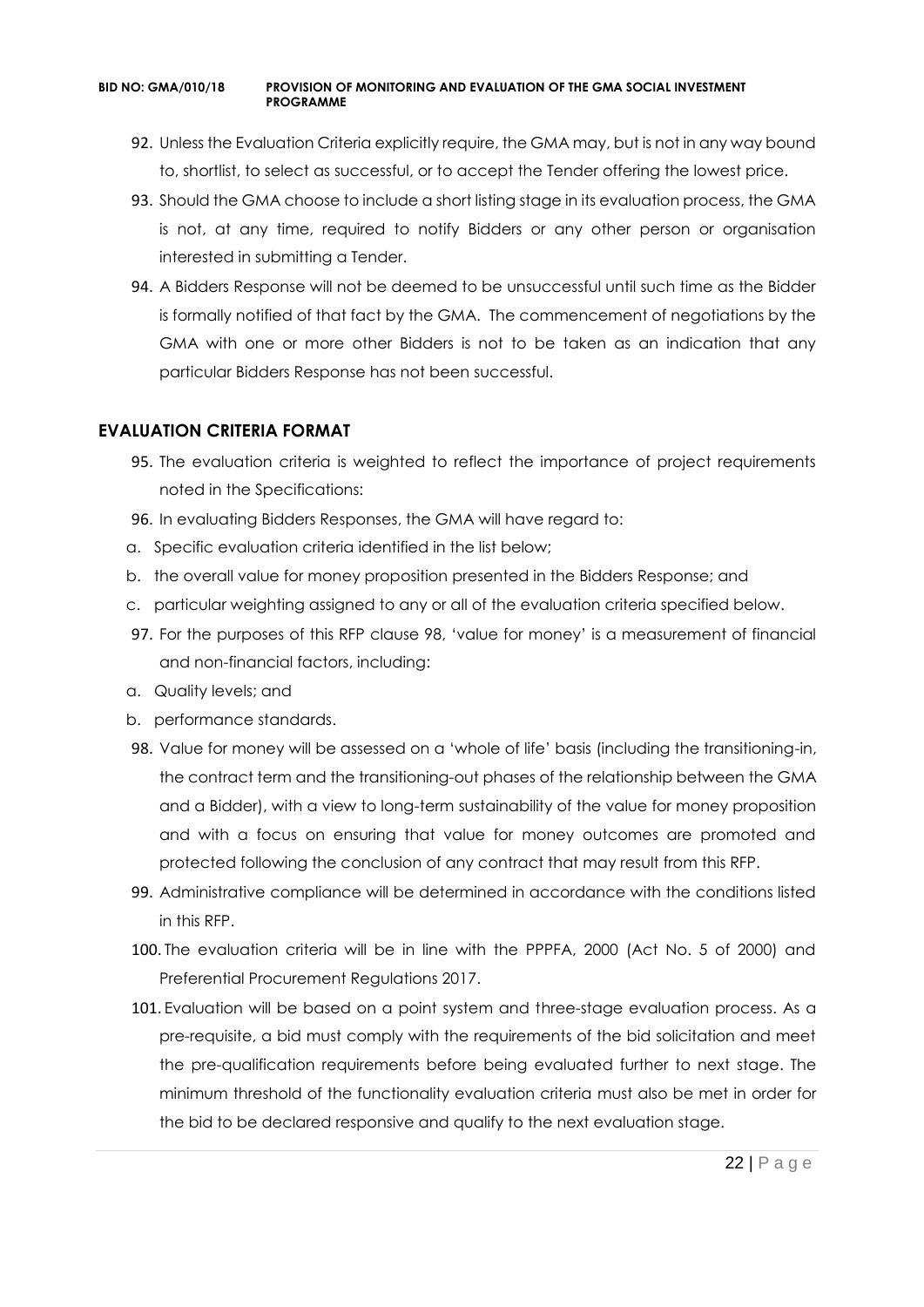92. Unless the Evaluation Criteria explicitly require, the GMA may, but is not in any way bound to, shortlist, to select as successful, or to accept the Tender offering the lowest price.
93. Should the GMA choose to include a short listing stage in its evaluation process, the GMA is not, at any time, required to notify Bidders or any other person or organisation interested in submitting a Tender.
94. A Bidders Response will not be deemed to be unsuccessful until such time as the Bidder is formally notified of that fact by the GMA. The commencement of negotiations by the GMA with one or more other Bidders is not to be taken as an indication that any particular Bidders Response has not been successful.

## EVALUATION CRITERIA FORMAT

95. The evaluation criteria is weighted to reflect the importance of project requirements noted in the Specifications:
96. In evaluating Bidders Responses, the GMA will have regard to:

a. Specific evaluation criteria identified in the list below;
b. the overall value for money proposition presented in the Bidders Response; and
c. particular weighting assigned to any or all of the evaluation criteria specified below.

97. For the purposes of this RFP clause 98, 'value for money' is a measurement of financial and non-financial factors, including:

a. Quality levels; and
b. performance standards.

98. Value for money will be assessed on a 'whole of life' basis (including the transitioning-in, the contract term and the transitioning-out phases of the relationship between the GMA and a Bidder), with a view to long-term sustainability of the value for money proposition and with a focus on ensuring that value for money outcomes are promoted and protected following the conclusion of any contract that may result from this RFP.
99. Administrative compliance will be determined in accordance with the conditions listed in this RFP.
100. The evaluation criteria will be in line with the PPPFA, 2000 (Act No. 5 of 2000) and Preferential Procurement Regulations 2017.
101. Evaluation will be based on a point system and three-stage evaluation process. As a pre-requisite, a bid must comply with the requirements of the bid solicitation and meet the pre-qualification requirements before being evaluated further to next stage. The minimum threshold of the functionality evaluation criteria must also be met in order for the bid to be declared responsive and qualify to the next evaluation stage.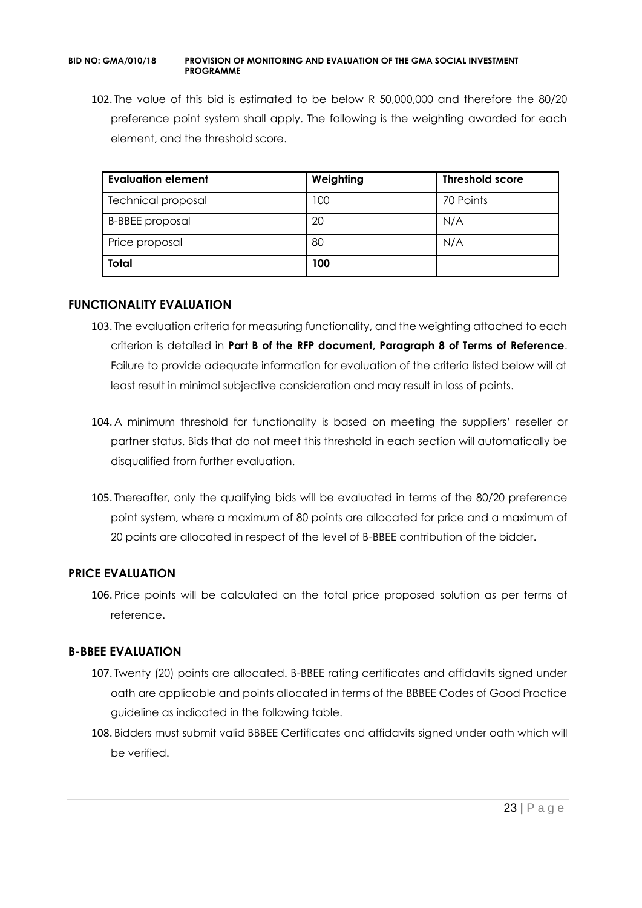102. The value of this bid is estimated to be below R 50,000,000 and therefore the 80/20 preference point system shall apply. The following is the weighting awarded for each element, and the threshold score.

| Evaluation element | Weighting | Threshold score |
|---|---|---|
| Technical proposal | 100 | 70 Points |
| B-BBEE proposal | 20 | N/A |
| Price proposal | 80 | N/A |
| **Total** | **100** | |

## FUNCTIONALITY EVALUATION

103. The evaluation criteria for measuring functionality, and the weighting attached to each criterion is detailed in **Part B of the RFP document, Paragraph 8 of Terms of Reference**. Failure to provide adequate information for evaluation of the criteria listed below will at least result in minimal subjective consideration and may result in loss of points.

104. A minimum threshold for functionality is based on meeting the suppliers' reseller or partner status. Bids that do not meet this threshold in each section will automatically be disqualified from further evaluation.

105. Thereafter, only the qualifying bids will be evaluated in terms of the 80/20 preference point system, where a maximum of 80 points are allocated for price and a maximum of 20 points are allocated in respect of the level of B-BBEE contribution of the bidder.

## PRICE EVALUATION

106. Price points will be calculated on the total price proposed solution as per terms of reference.

## B-BBEE EVALUATION

107. Twenty (20) points are allocated. B-BBEE rating certificates and affidavits signed under oath are applicable and points allocated in terms of the BBBEE Codes of Good Practice guideline as indicated in the following table.
108. Bidders must submit valid BBBEE Certificates and affidavits signed under oath which will be verified.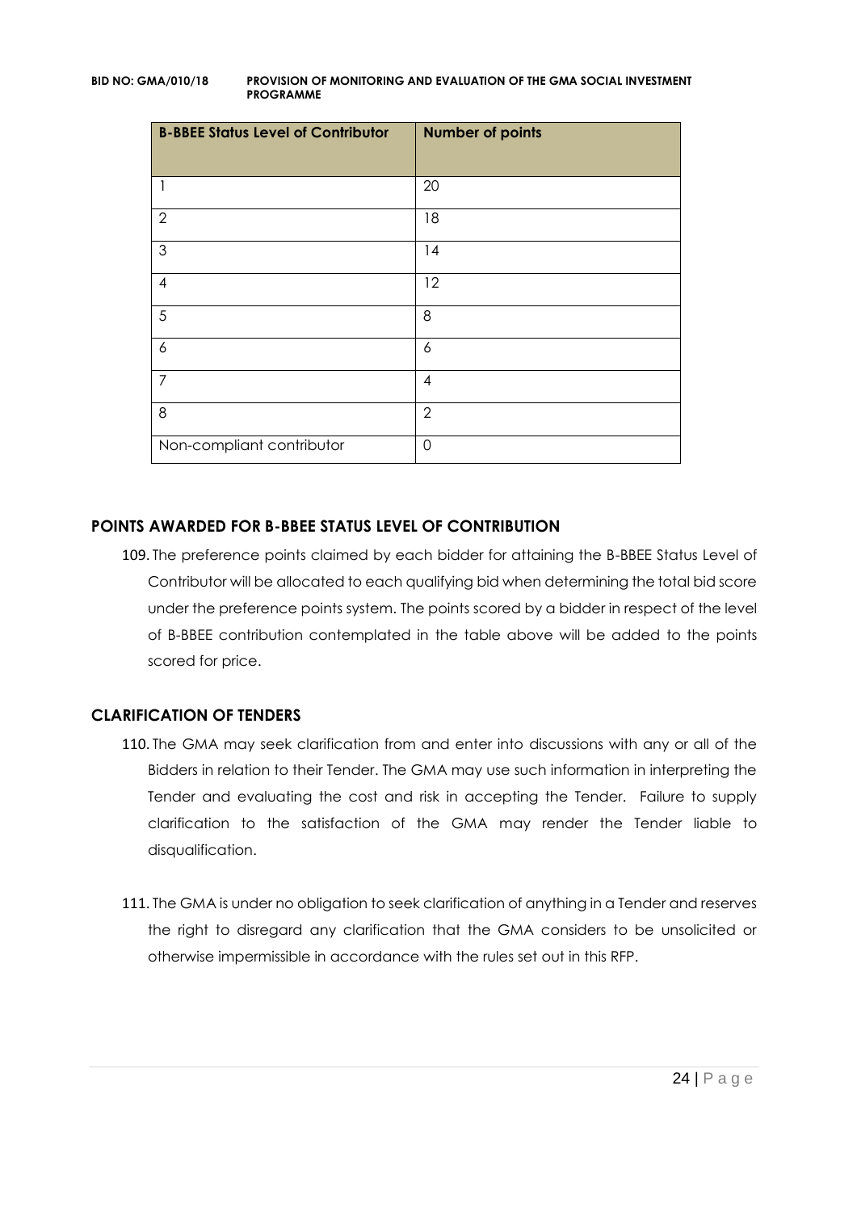| B-BBEE Status Level of Contributor | Number of points |
|---|---|
| 1 | 20 |
| 2 | 18 |
| 3 | 14 |
| 4 | 12 |
| 5 | 8 |
| 6 | 6 |
| 7 | 4 |
| 8 | 2 |
| Non-compliant contributor | 0 |

## POINTS AWARDED FOR B-BBEE STATUS LEVEL OF CONTRIBUTION

109. The preference points claimed by each bidder for attaining the B-BBEE Status Level of Contributor will be allocated to each qualifying bid when determining the total bid score under the preference points system. The points scored by a bidder in respect of the level of B-BBEE contribution contemplated in the table above will be added to the points scored for price.

## CLARIFICATION OF TENDERS

110. The GMA may seek clarification from and enter into discussions with any or all of the Bidders in relation to their Tender. The GMA may use such information in interpreting the Tender and evaluating the cost and risk in accepting the Tender. Failure to supply clarification to the satisfaction of the GMA may render the Tender liable to disqualification.

111. The GMA is under no obligation to seek clarification of anything in a Tender and reserves the right to disregard any clarification that the GMA considers to be unsolicited or otherwise impermissible in accordance with the rules set out in this RFP.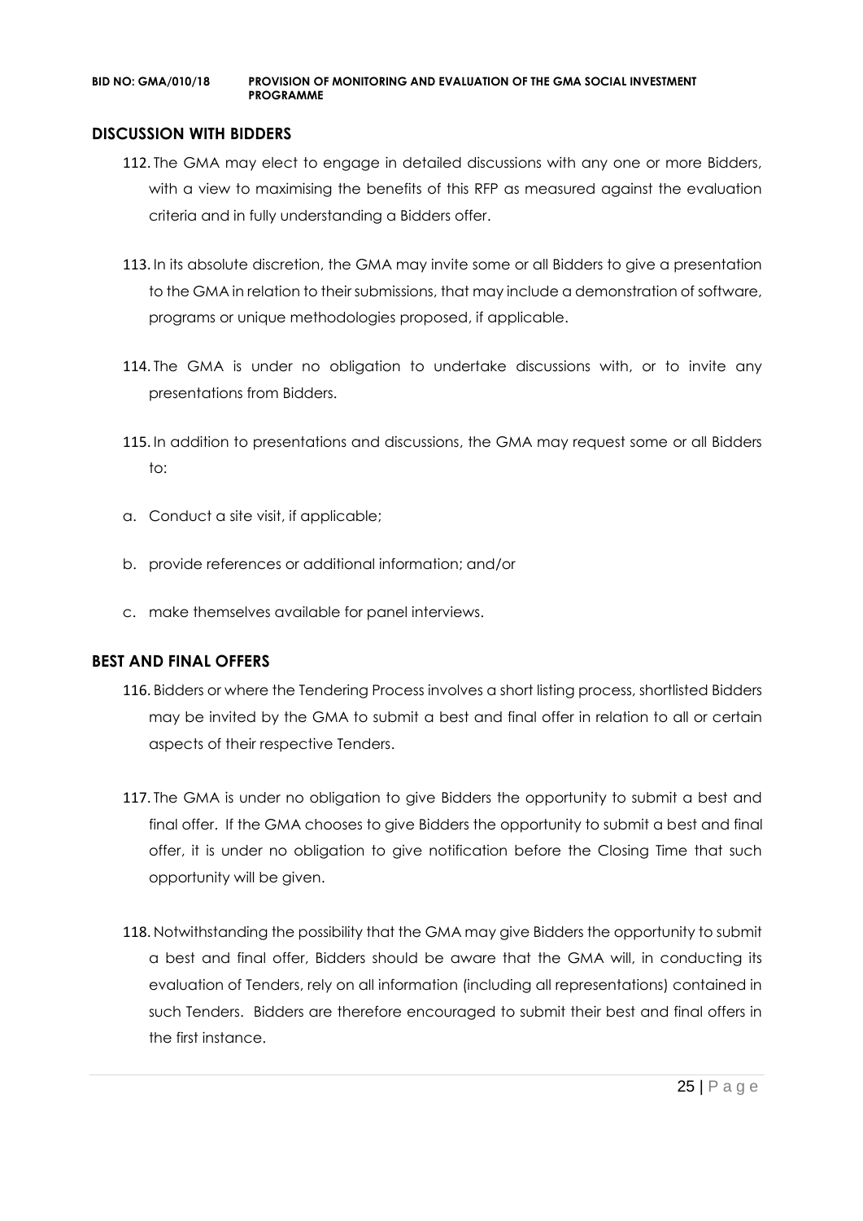## DISCUSSION WITH BIDDERS

112. The GMA may elect to engage in detailed discussions with any one or more Bidders, with a view to maximising the benefits of this RFP as measured against the evaluation criteria and in fully understanding a Bidders offer.

113. In its absolute discretion, the GMA may invite some or all Bidders to give a presentation to the GMA in relation to their submissions, that may include a demonstration of software, programs or unique methodologies proposed, if applicable.

114. The GMA is under no obligation to undertake discussions with, or to invite any presentations from Bidders.

115. In addition to presentations and discussions, the GMA may request some or all Bidders to:

a. Conduct a site visit, if applicable;

b. provide references or additional information; and/or

c. make themselves available for panel interviews.

## BEST AND FINAL OFFERS

116. Bidders or where the Tendering Process involves a short listing process, shortlisted Bidders may be invited by the GMA to submit a best and final offer in relation to all or certain aspects of their respective Tenders.

117. The GMA is under no obligation to give Bidders the opportunity to submit a best and final offer. If the GMA chooses to give Bidders the opportunity to submit a best and final offer, it is under no obligation to give notification before the Closing Time that such opportunity will be given.

118. Notwithstanding the possibility that the GMA may give Bidders the opportunity to submit a best and final offer, Bidders should be aware that the GMA will, in conducting its evaluation of Tenders, rely on all information (including all representations) contained in such Tenders. Bidders are therefore encouraged to submit their best and final offers in the first instance.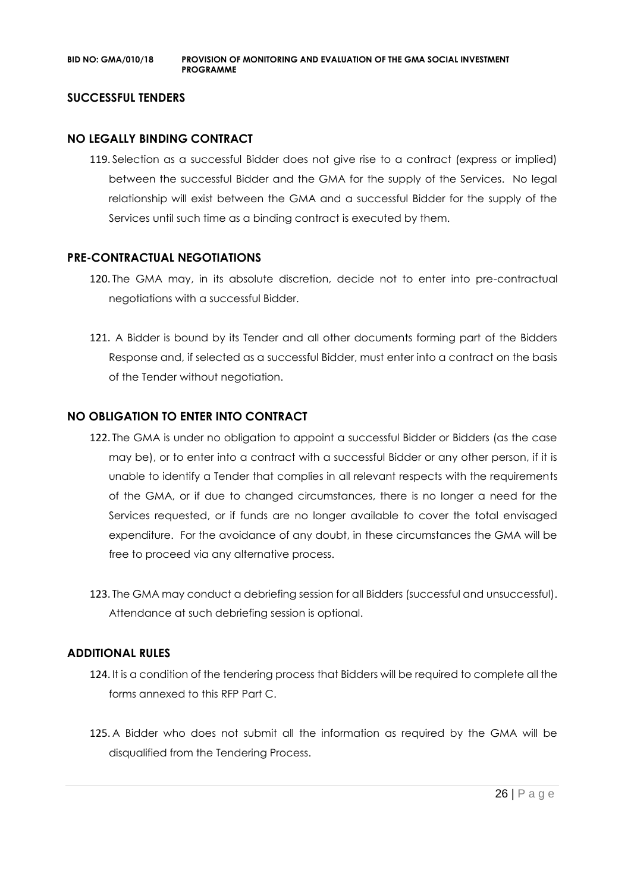## SUCCESSFUL TENDERS

### NO LEGALLY BINDING CONTRACT

119. Selection as a successful Bidder does not give rise to a contract (express or implied) between the successful Bidder and the GMA for the supply of the Services. No legal relationship will exist between the GMA and a successful Bidder for the supply of the Services until such time as a binding contract is executed by them.

### PRE-CONTRACTUAL NEGOTIATIONS

120. The GMA may, in its absolute discretion, decide not to enter into pre-contractual negotiations with a successful Bidder.

121. A Bidder is bound by its Tender and all other documents forming part of the Bidders Response and, if selected as a successful Bidder, must enter into a contract on the basis of the Tender without negotiation.

### NO OBLIGATION TO ENTER INTO CONTRACT

122. The GMA is under no obligation to appoint a successful Bidder or Bidders (as the case may be), or to enter into a contract with a successful Bidder or any other person, if it is unable to identify a Tender that complies in all relevant respects with the requirements of the GMA, or if due to changed circumstances, there is no longer a need for the Services requested, or if funds are no longer available to cover the total envisaged expenditure. For the avoidance of any doubt, in these circumstances the GMA will be free to proceed via any alternative process.

123. The GMA may conduct a debriefing session for all Bidders (successful and unsuccessful). Attendance at such debriefing session is optional.

### ADDITIONAL RULES

124. It is a condition of the tendering process that Bidders will be required to complete all the forms annexed to this RFP Part C.

125. A Bidder who does not submit all the information as required by the GMA will be disqualified from the Tendering Process.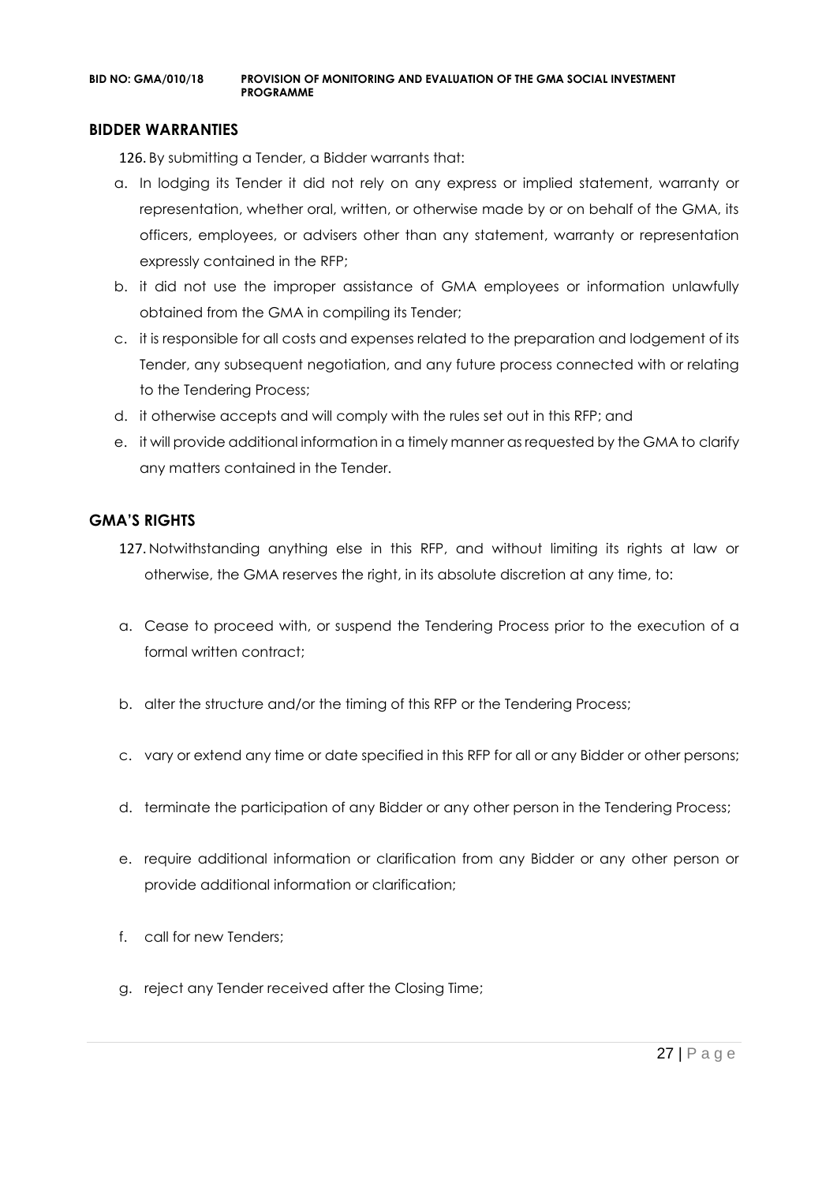## BIDDER WARRANTIES

126. By submitting a Tender, a Bidder warrants that:

a. In lodging its Tender it did not rely on any express or implied statement, warranty or representation, whether oral, written, or otherwise made by or on behalf of the GMA, its officers, employees, or advisers other than any statement, warranty or representation expressly contained in the RFP;

b. it did not use the improper assistance of GMA employees or information unlawfully obtained from the GMA in compiling its Tender;

c. it is responsible for all costs and expenses related to the preparation and lodgement of its Tender, any subsequent negotiation, and any future process connected with or relating to the Tendering Process;

d. it otherwise accepts and will comply with the rules set out in this RFP; and

e. it will provide additional information in a timely manner as requested by the GMA to clarify any matters contained in the Tender.

## GMA'S RIGHTS

127. Notwithstanding anything else in this RFP, and without limiting its rights at law or otherwise, the GMA reserves the right, in its absolute discretion at any time, to:

a. Cease to proceed with, or suspend the Tendering Process prior to the execution of a formal written contract;

b. alter the structure and/or the timing of this RFP or the Tendering Process;

c. vary or extend any time or date specified in this RFP for all or any Bidder or other persons;

d. terminate the participation of any Bidder or any other person in the Tendering Process;

e. require additional information or clarification from any Bidder or any other person or provide additional information or clarification;

f. call for new Tenders;

g. reject any Tender received after the Closing Time;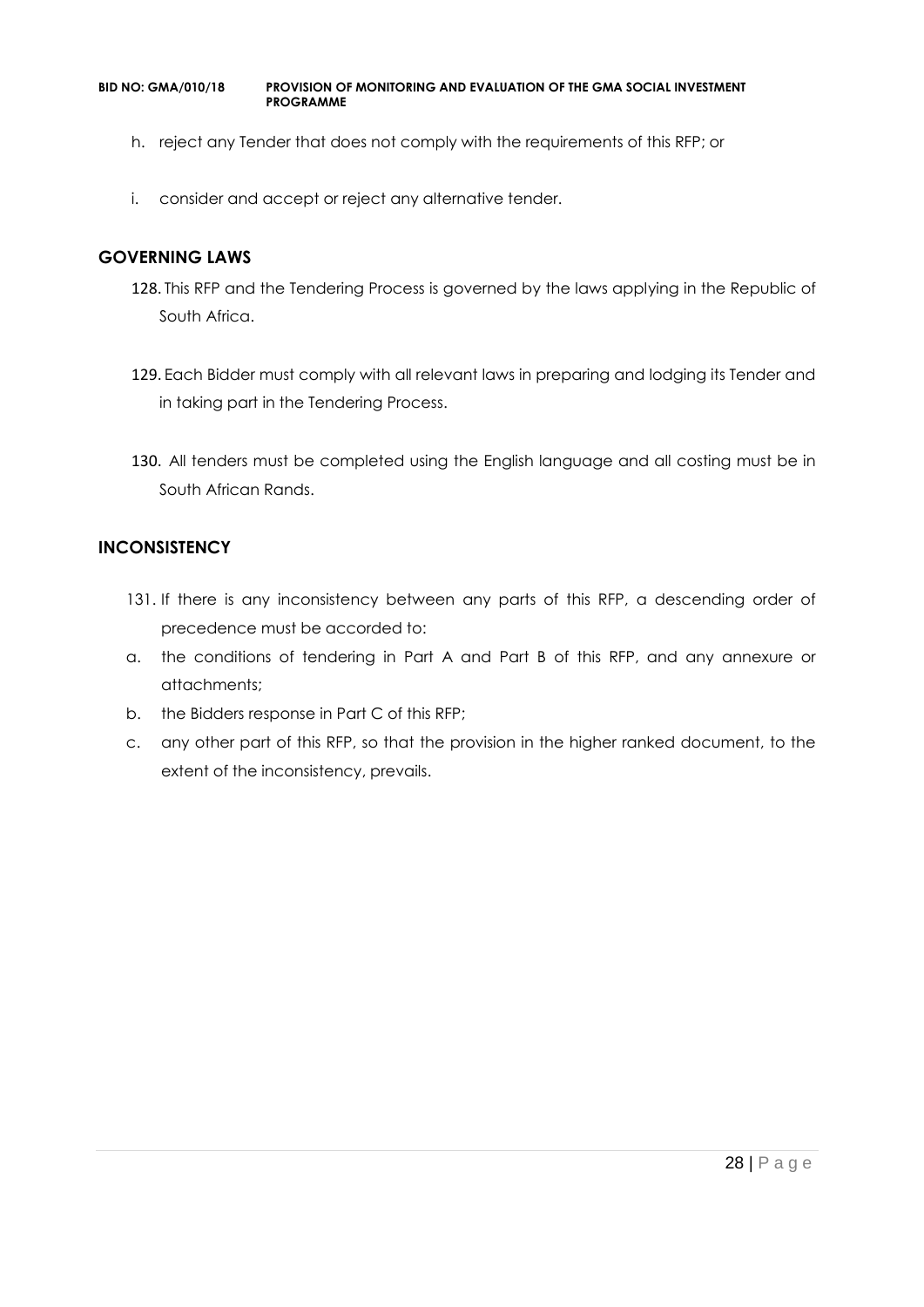h. reject any Tender that does not comply with the requirements of this RFP; or

i. consider and accept or reject any alternative tender.

## GOVERNING LAWS

128. This RFP and the Tendering Process is governed by the laws applying in the Republic of South Africa.

129. Each Bidder must comply with all relevant laws in preparing and lodging its Tender and in taking part in the Tendering Process.

130. All tenders must be completed using the English language and all costing must be in South African Rands.

## INCONSISTENCY

131. If there is any inconsistency between any parts of this RFP, a descending order of precedence must be accorded to:

a. the conditions of tendering in Part A and Part B of this RFP, and any annexure or attachments;

b. the Bidders response in Part C of this RFP;

c. any other part of this RFP, so that the provision in the higher ranked document, to the extent of the inconsistency, prevails.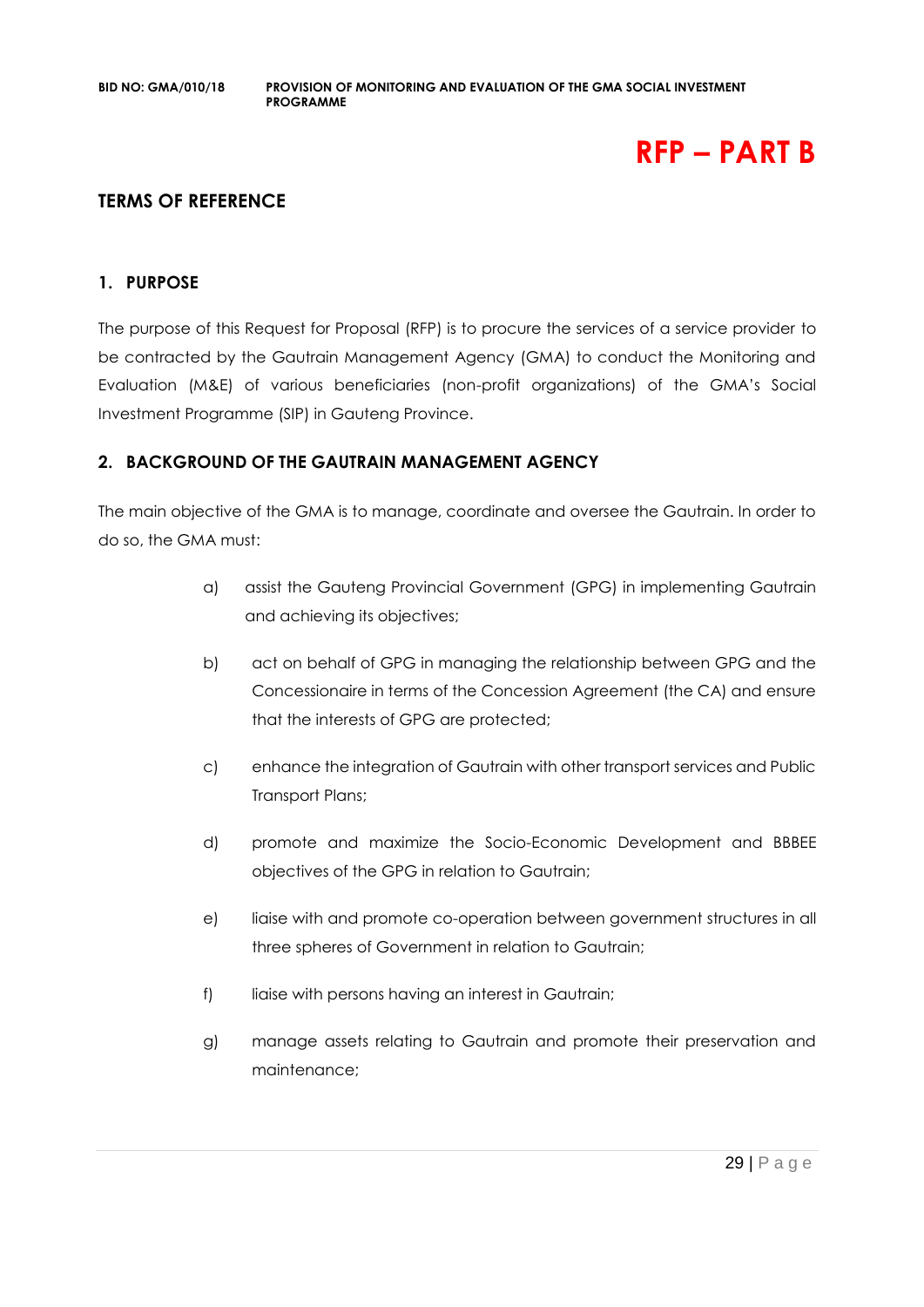# RFP – PART B

## TERMS OF REFERENCE

### 1. PURPOSE

The purpose of this Request for Proposal (RFP) is to procure the services of a service provider to be contracted by the Gautrain Management Agency (GMA) to conduct the Monitoring and Evaluation (M&E) of various beneficiaries (non-profit organizations) of the GMA's Social Investment Programme (SIP) in Gauteng Province.

### 2. BACKGROUND OF THE GAUTRAIN MANAGEMENT AGENCY

The main objective of the GMA is to manage, coordinate and oversee the Gautrain. In order to do so, the GMA must:

a) assist the Gauteng Provincial Government (GPG) in implementing Gautrain and achieving its objectives;

b) act on behalf of GPG in managing the relationship between GPG and the Concessionaire in terms of the Concession Agreement (the CA) and ensure that the interests of GPG are protected;

c) enhance the integration of Gautrain with other transport services and Public Transport Plans;

d) promote and maximize the Socio-Economic Development and BBBEE objectives of the GPG in relation to Gautrain;

e) liaise with and promote co-operation between government structures in all three spheres of Government in relation to Gautrain;

f) liaise with persons having an interest in Gautrain;

g) manage assets relating to Gautrain and promote their preservation and maintenance;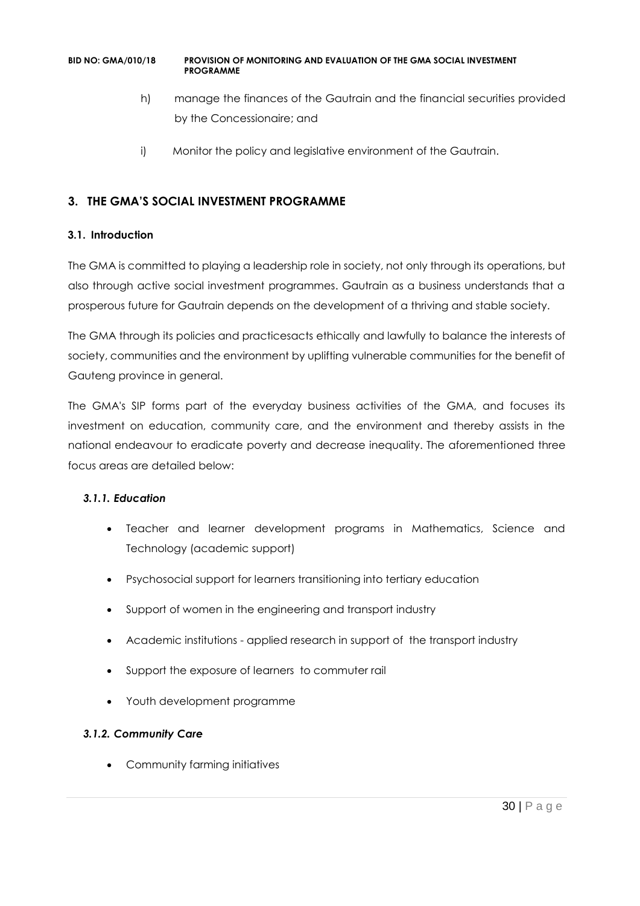h) manage the finances of the Gautrain and the financial securities provided by the Concessionaire; and

i) Monitor the policy and legislative environment of the Gautrain.

## 3. THE GMA'S SOCIAL INVESTMENT PROGRAMME

### 3.1. Introduction

The GMA is committed to playing a leadership role in society, not only through its operations, but also through active social investment programmes. Gautrain as a business understands that a prosperous future for Gautrain depends on the development of a thriving and stable society.

The GMA through its policies and practicesacts ethically and lawfully to balance the interests of society, communities and the environment by uplifting vulnerable communities for the benefit of Gauteng province in general.

The GMA's SIP forms part of the everyday business activities of the GMA, and focuses its investment on education, community care, and the environment and thereby assists in the national endeavour to eradicate poverty and decrease inequality. The aforementioned three focus areas are detailed below:

#### *3.1.1. Education*

- Teacher and learner development programs in Mathematics, Science and Technology (academic support)
- Psychosocial support for learners transitioning into tertiary education
- Support of women in the engineering and transport industry
- Academic institutions - applied research in support of the transport industry
- Support the exposure of learners to commuter rail
- Youth development programme

#### *3.1.2. Community Care*

- Community farming initiatives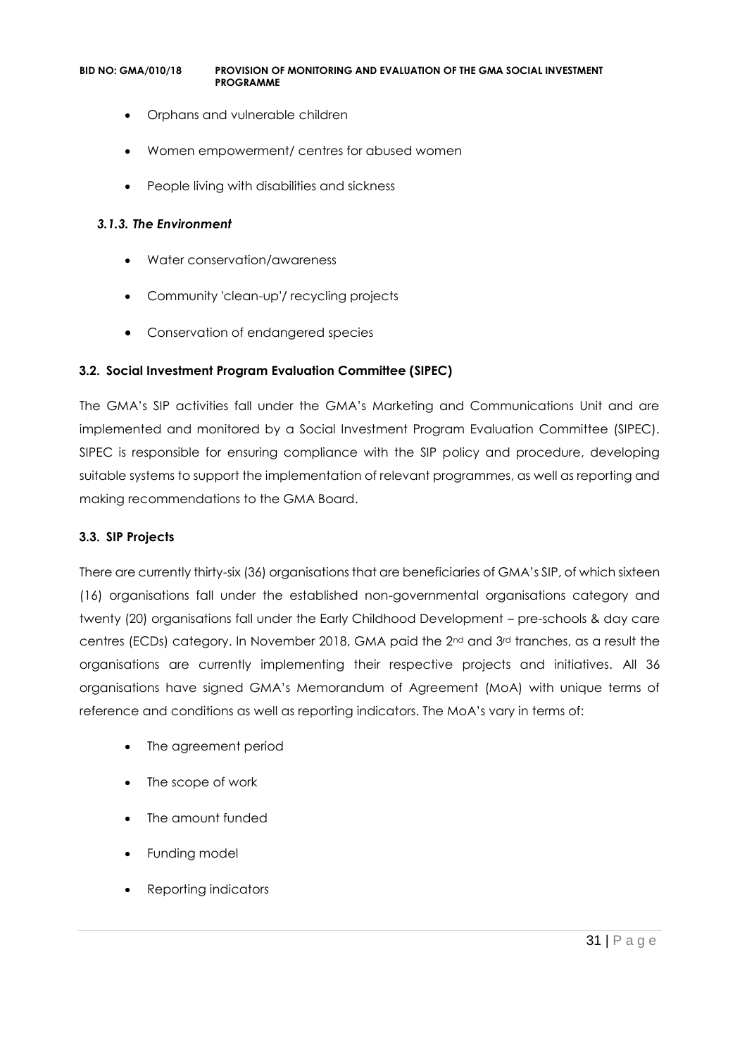- Orphans and vulnerable children
- Women empowerment/ centres for abused women
- People living with disabilities and sickness

#### *3.1.3. The Environment*

- Water conservation/awareness
- Community 'clean-up'/ recycling projects
- Conservation of endangered species

### 3.2. Social Investment Program Evaluation Committee (SIPEC)

The GMA's SIP activities fall under the GMA's Marketing and Communications Unit and are implemented and monitored by a Social Investment Program Evaluation Committee (SIPEC). SIPEC is responsible for ensuring compliance with the SIP policy and procedure, developing suitable systems to support the implementation of relevant programmes, as well as reporting and making recommendations to the GMA Board.

### 3.3. SIP Projects

There are currently thirty-six (36) organisations that are beneficiaries of GMA's SIP, of which sixteen (16) organisations fall under the established non-governmental organisations category and twenty (20) organisations fall under the Early Childhood Development – pre-schools & day care centres (ECDs) category. In November 2018, GMA paid the 2nd and 3rd tranches, as a result the organisations are currently implementing their respective projects and initiatives. All 36 organisations have signed GMA's Memorandum of Agreement (MoA) with unique terms of reference and conditions as well as reporting indicators. The MoA's vary in terms of:

- The agreement period
- The scope of work
- The amount funded
- Funding model
- Reporting indicators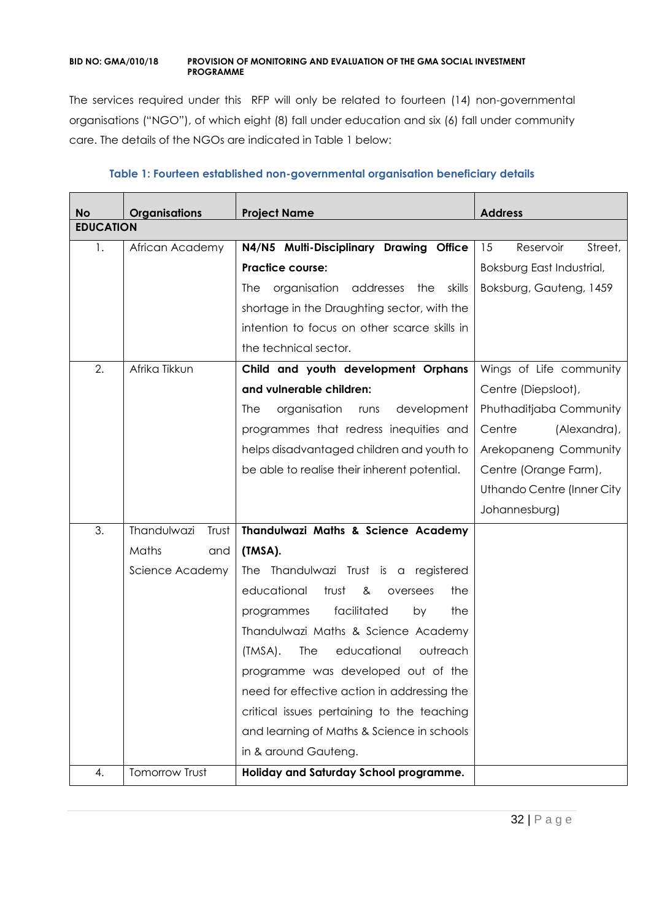The services required under this RFP will only be related to fourteen (14) non-governmental organisations ("NGO"), of which eight (8) fall under education and six (6) fall under community care. The details of the NGOs are indicated in Table 1 below:

**Table 1: Fourteen established non-governmental organisation beneficiary details**

| No | Organisations | Project Name | Address |
|---|---|---|---|
| **EDUCATION** | | | |
| 1. | African Academy | **N4/N5 Multi-Disciplinary Drawing Office Practice course:** The organisation addresses the skills shortage in the Draughting sector, with the intention to focus on other scarce skills in the technical sector. | 15 Reservoir Street, Boksburg East Industrial, Boksburg, Gauteng, 1459 |
| 2. | Afrika Tikkun | **Child and youth development Orphans and vulnerable children:** The organisation runs development programmes that redress inequities and helps disadvantaged children and youth to be able to realise their inherent potential. | Wings of Life community Centre (Diepsloot), Phuthaditjaba Community Centre (Alexandra), Arekopaneng Community Centre (Orange Farm), Uthando Centre (Inner City Johannesburg) |
| 3. | Thandulwazi Trust Maths and Science Academy | **Thandulwazi Maths & Science Academy (TMSA).** The Thandulwazi Trust is a registered educational trust & oversees the programmes facilitated by the Thandulwazi Maths & Science Academy (TMSA). The educational outreach programme was developed out of the need for effective action in addressing the critical issues pertaining to the teaching and learning of Maths & Science in schools in & around Gauteng. | |
| 4. | Tomorrow Trust | **Holiday and Saturday School programme.** | |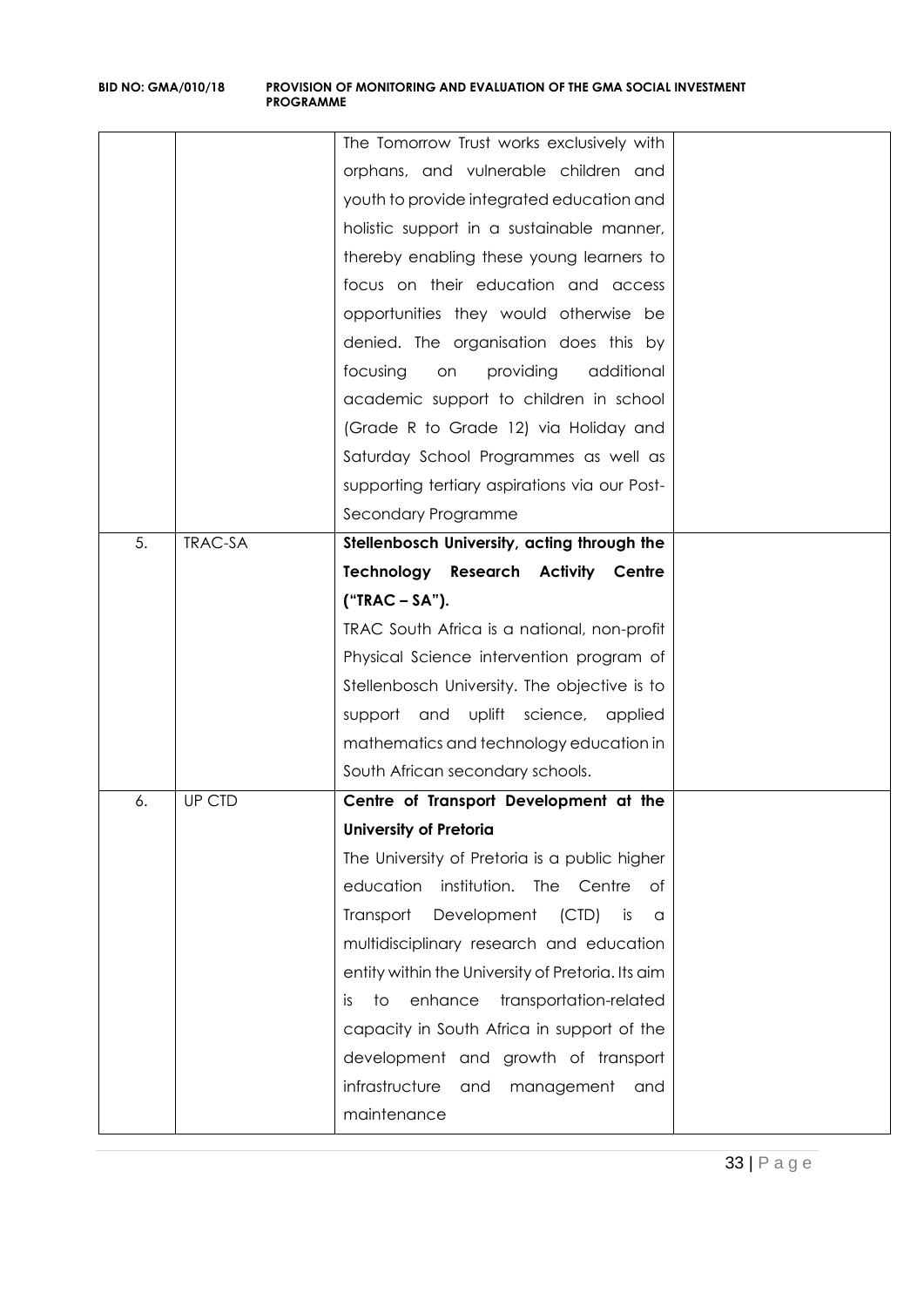| | | | |
|---|---|---|---|
| | | The Tomorrow Trust works exclusively with orphans, and vulnerable children and youth to provide integrated education and holistic support in a sustainable manner, thereby enabling these young learners to focus on their education and access opportunities they would otherwise be denied. The organisation does this by focusing on providing additional academic support to children in school (Grade R to Grade 12) via Holiday and Saturday School Programmes as well as supporting tertiary aspirations via our Post-Secondary Programme | |
| 5. | TRAC-SA | **Stellenbosch University, acting through the Technology Research Activity Centre ("TRAC – SA").** TRAC South Africa is a national, non-profit Physical Science intervention program of Stellenbosch University. The objective is to support and uplift science, applied mathematics and technology education in South African secondary schools. | |
| 6. | UP CTD | **Centre of Transport Development at the University of Pretoria** The University of Pretoria is a public higher education institution. The Centre of Transport Development (CTD) is a multidisciplinary research and education entity within the University of Pretoria. Its aim is to enhance transportation-related capacity in South Africa in support of the development and growth of transport infrastructure and management and maintenance | |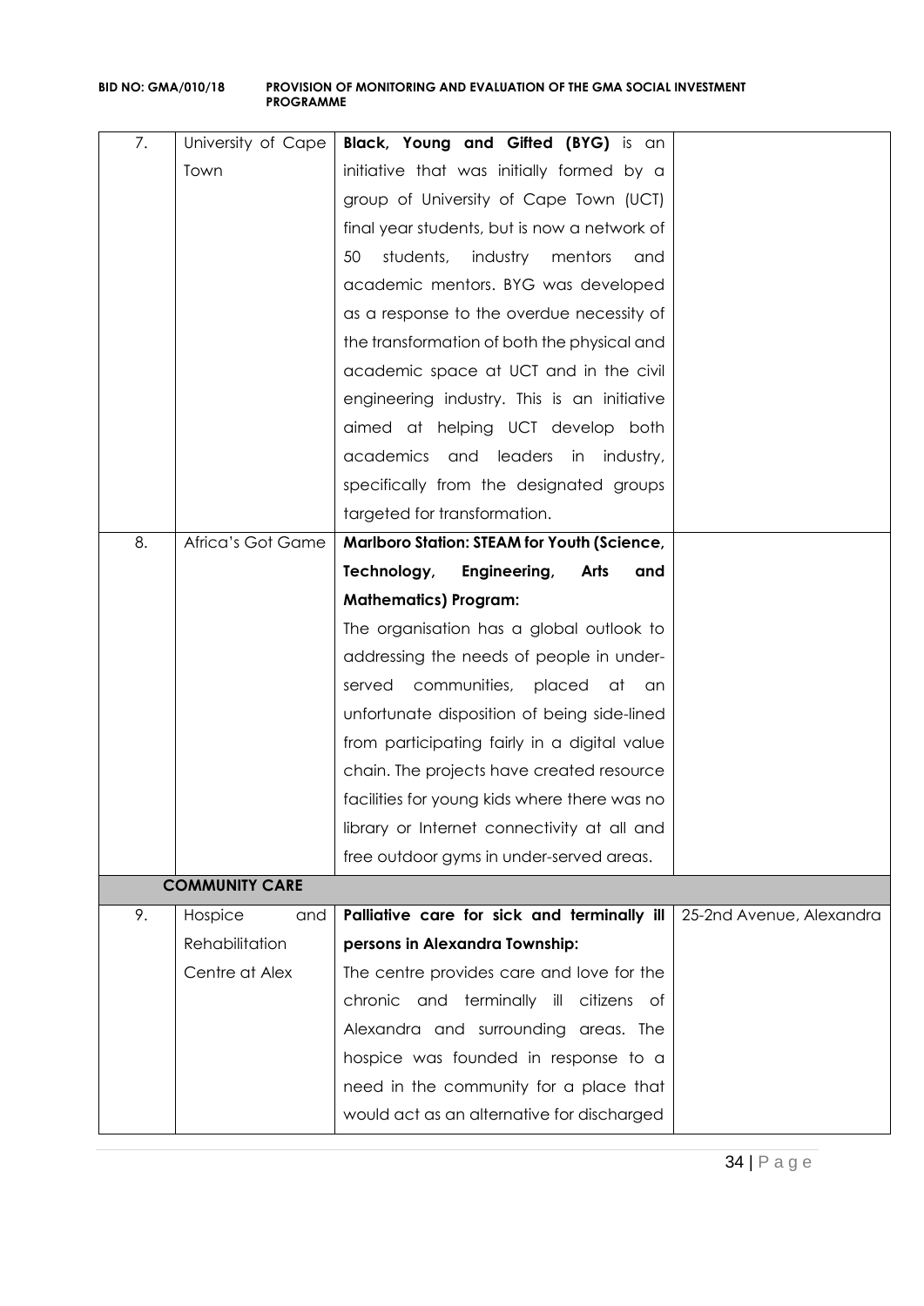| 7. | University of Cape Town | **Black, Young and Gifted (BYG)** is an initiative that was initially formed by a group of University of Cape Town (UCT) final year students, but is now a network of 50 students, industry mentors and academic mentors. BYG was developed as a response to the overdue necessity of the transformation of both the physical and academic space at UCT and in the civil engineering industry. This is an initiative aimed at helping UCT develop both academics and leaders in industry, specifically from the designated groups targeted for transformation. | |
|---|---|---|---|
| 8. | Africa's Got Game | **Marlboro Station: STEAM for Youth (Science, Technology, Engineering, Arts and Mathematics) Program:** The organisation has a global outlook to addressing the needs of people in under-served communities, placed at an unfortunate disposition of being side-lined from participating fairly in a digital value chain. The projects have created resource facilities for young kids where there was no library or Internet connectivity at all and free outdoor gyms in under-served areas. | |
| | **COMMUNITY CARE** | | |
| 9. | Hospice and Rehabilitation Centre at Alex | **Palliative care for sick and terminally ill persons in Alexandra Township:** The centre provides care and love for the chronic and terminally ill citizens of Alexandra and surrounding areas. The hospice was founded in response to a need in the community for a place that would act as an alternative for discharged | 25-2nd Avenue, Alexandra |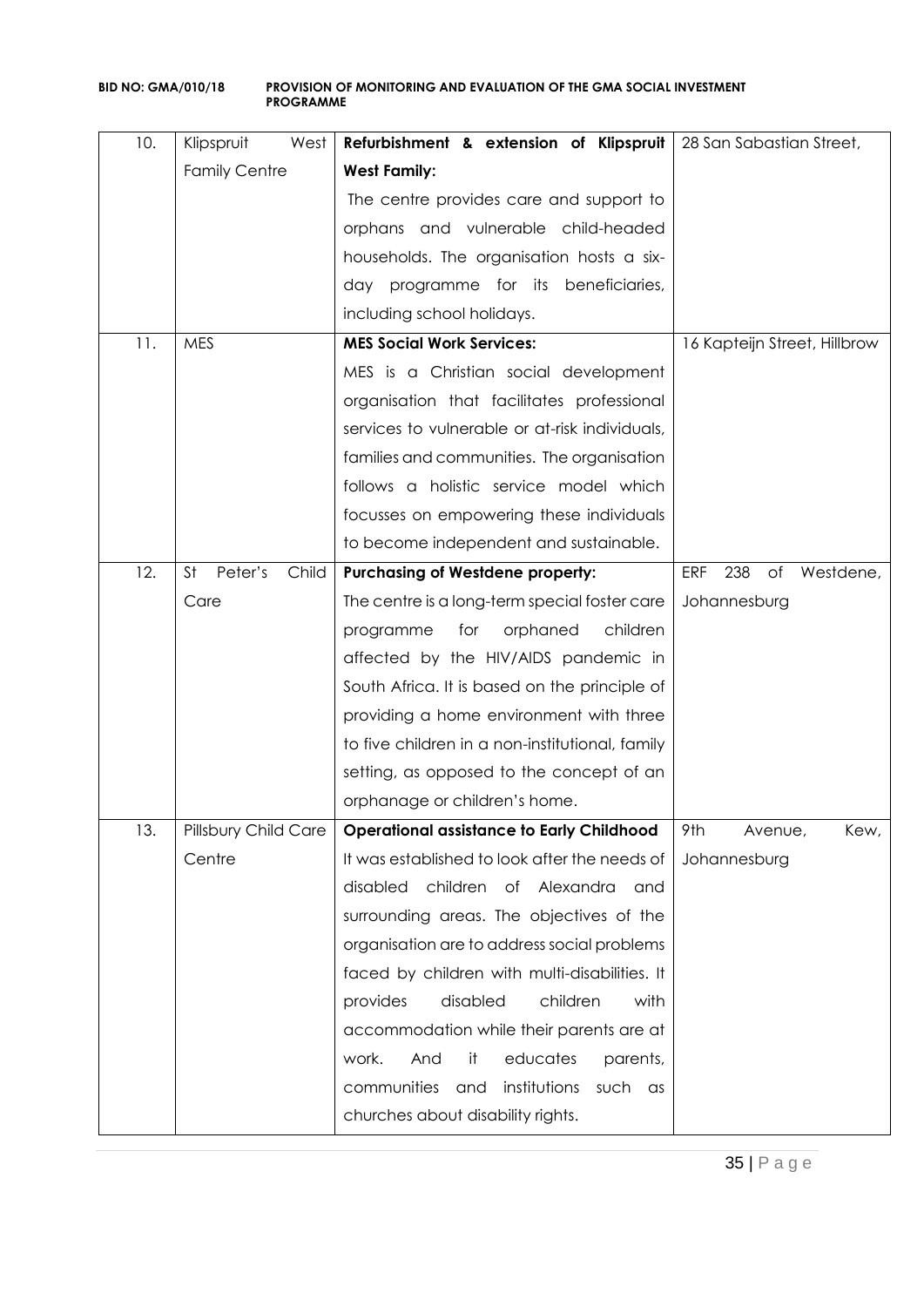| 10. | Klipspruit West Family Centre | **Refurbishment & extension of Klipspruit West Family:** The centre provides care and support to orphans and vulnerable child-headed households. The organisation hosts a six-day programme for its beneficiaries, including school holidays. | 28 San Sabastian Street, |
|---|---|---|---|
| 11. | MES | **MES Social Work Services:** MES is a Christian social development organisation that facilitates professional services to vulnerable or at-risk individuals, families and communities. The organisation follows a holistic service model which focusses on empowering these individuals to become independent and sustainable. | 16 Kapteijn Street, Hillbrow |
| 12. | St Peter's Child Care | **Purchasing of Westdene property:** The centre is a long-term special foster care programme for orphaned children affected by the HIV/AIDS pandemic in South Africa. It is based on the principle of providing a home environment with three to five children in a non-institutional, family setting, as opposed to the concept of an orphanage or children's home. | ERF 238 of Westdene, Johannesburg |
| 13. | Pillsbury Child Care Centre | **Operational assistance to Early Childhood** It was established to look after the needs of disabled children of Alexandra and surrounding areas. The objectives of the organisation are to address social problems faced by children with multi-disabilities. It provides disabled children with accommodation while their parents are at work. And it educates parents, communities and institutions such as churches about disability rights. | 9th Avenue, Kew, Johannesburg |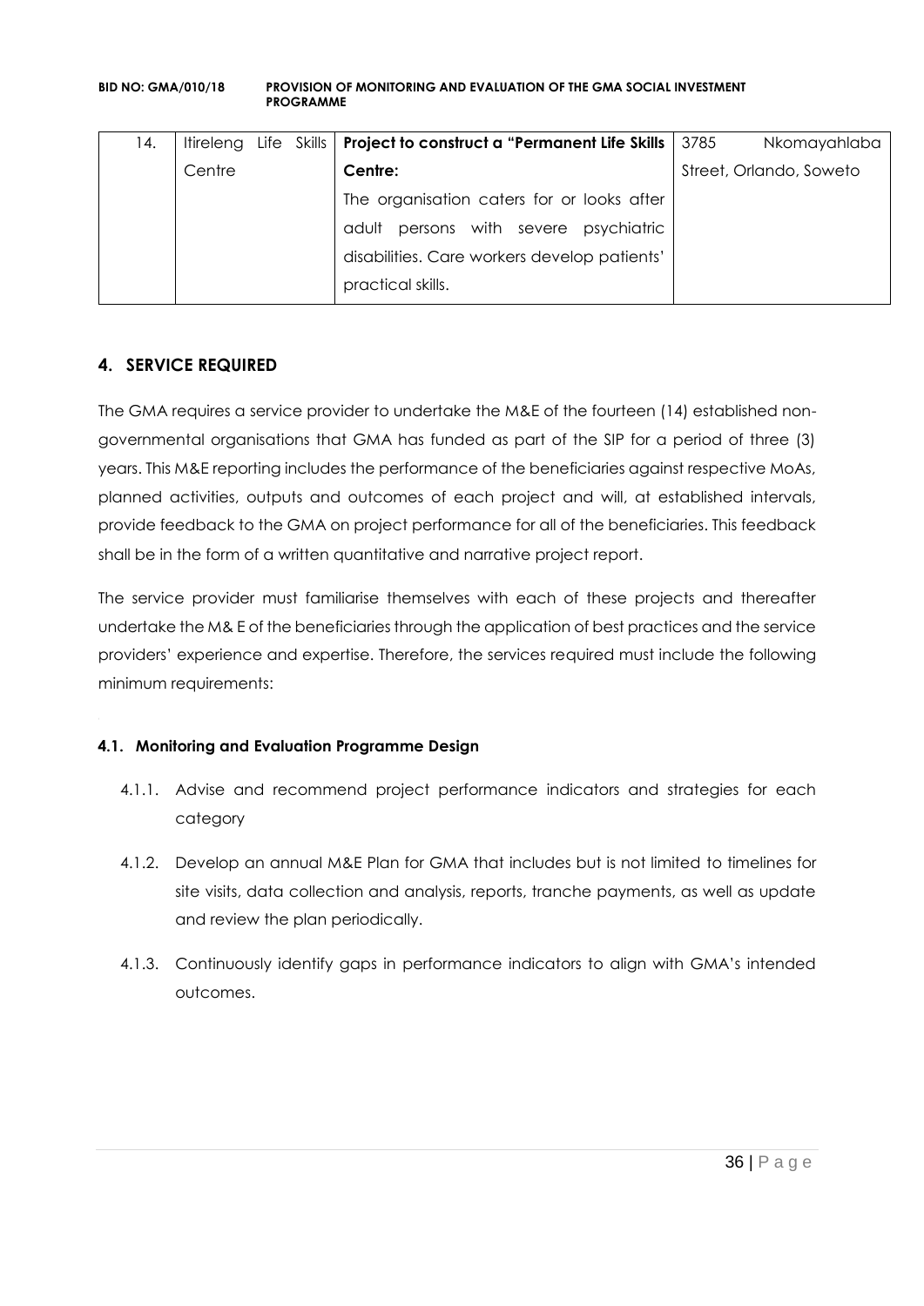| 14. | Itireleng Life Skills Centre | **Project to construct a "Permanent Life Skills Centre:**<br>The organisation caters for or looks after adult persons with severe psychiatric disabilities. Care workers develop patients' practical skills. | 3785 Nkomayahlaba Street, Orlando, Soweto |
|---|---|---|---|

## 4. SERVICE REQUIRED

The GMA requires a service provider to undertake the M&E of the fourteen (14) established non-governmental organisations that GMA has funded as part of the SIP for a period of three (3) years. This M&E reporting includes the performance of the beneficiaries against respective MoAs, planned activities, outputs and outcomes of each project and will, at established intervals, provide feedback to the GMA on project performance for all of the beneficiaries. This feedback shall be in the form of a written quantitative and narrative project report.

The service provider must familiarise themselves with each of these projects and thereafter undertake the M& E of the beneficiaries through the application of best practices and the service providers' experience and expertise. Therefore, the services required must include the following minimum requirements:

### 4.1. Monitoring and Evaluation Programme Design

4.1.1. Advise and recommend project performance indicators and strategies for each category

4.1.2. Develop an annual M&E Plan for GMA that includes but is not limited to timelines for site visits, data collection and analysis, reports, tranche payments, as well as update and review the plan periodically.

4.1.3. Continuously identify gaps in performance indicators to align with GMA's intended outcomes.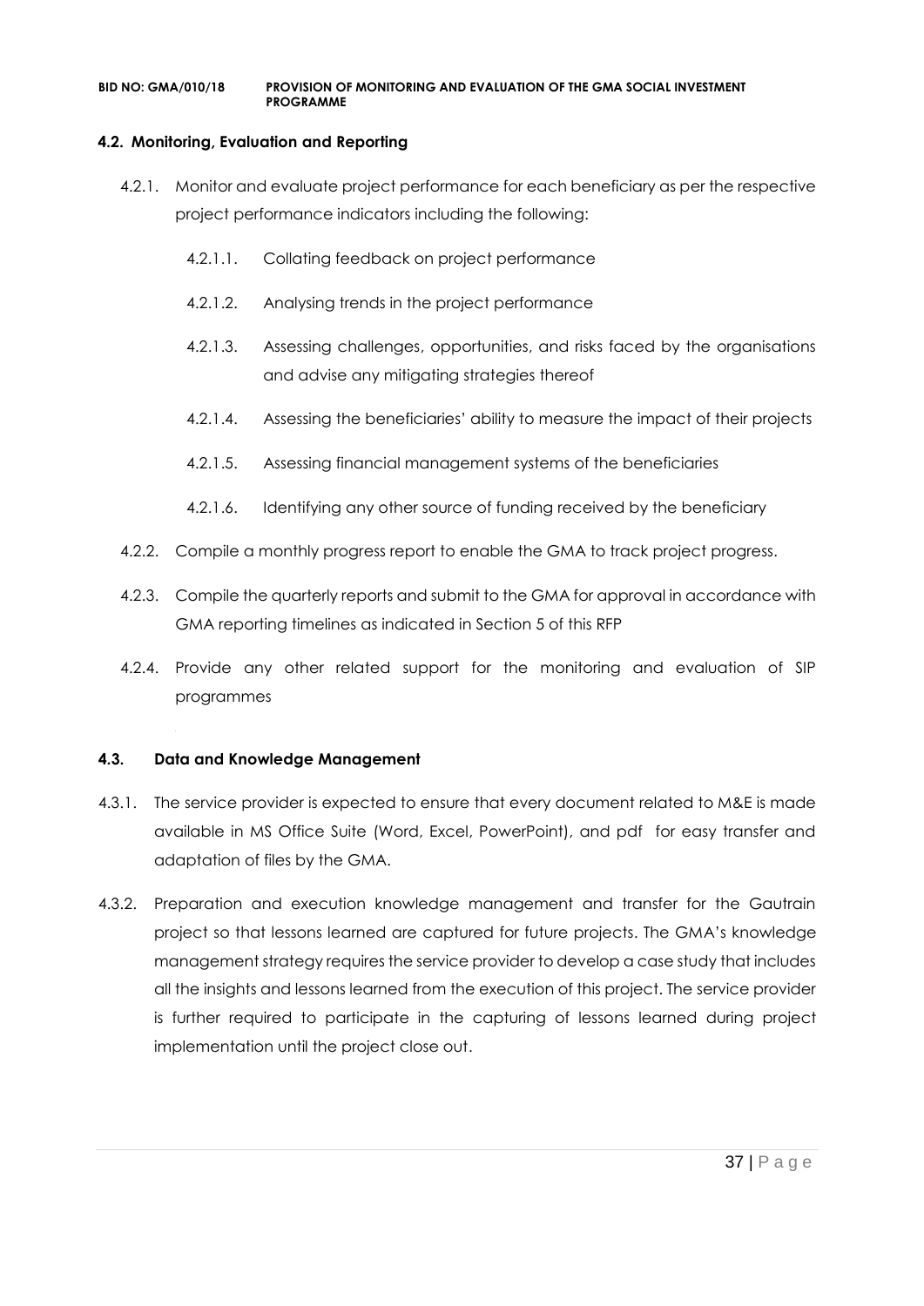### 4.2. Monitoring, Evaluation and Reporting

4.2.1. Monitor and evaluate project performance for each beneficiary as per the respective project performance indicators including the following:

4.2.1.1. Collating feedback on project performance

4.2.1.2. Analysing trends in the project performance

4.2.1.3. Assessing challenges, opportunities, and risks faced by the organisations and advise any mitigating strategies thereof

4.2.1.4. Assessing the beneficiaries' ability to measure the impact of their projects

4.2.1.5. Assessing financial management systems of the beneficiaries

4.2.1.6. Identifying any other source of funding received by the beneficiary

4.2.2. Compile a monthly progress report to enable the GMA to track project progress.

4.2.3. Compile the quarterly reports and submit to the GMA for approval in accordance with GMA reporting timelines as indicated in Section 5 of this RFP

4.2.4. Provide any other related support for the monitoring and evaluation of SIP programmes

### 4.3. Data and Knowledge Management

4.3.1. The service provider is expected to ensure that every document related to M&E is made available in MS Office Suite (Word, Excel, PowerPoint), and pdf for easy transfer and adaptation of files by the GMA.

4.3.2. Preparation and execution knowledge management and transfer for the Gautrain project so that lessons learned are captured for future projects. The GMA's knowledge management strategy requires the service provider to develop a case study that includes all the insights and lessons learned from the execution of this project. The service provider is further required to participate in the capturing of lessons learned during project implementation until the project close out.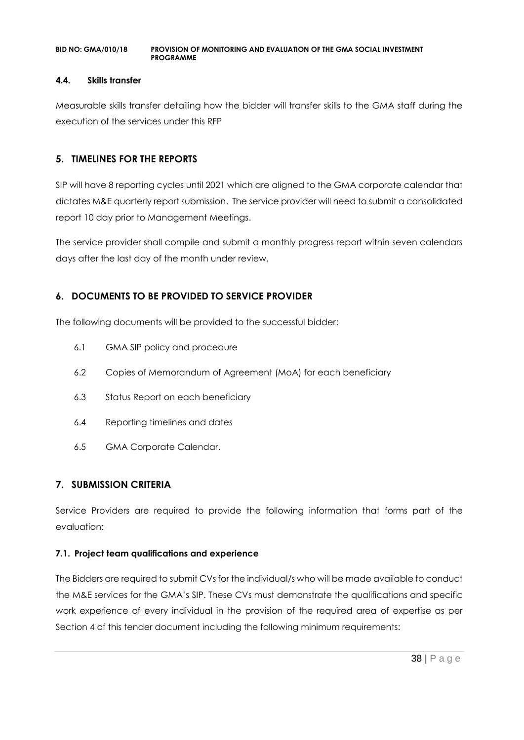### 4.4. Skills transfer

Measurable skills transfer detailing how the bidder will transfer skills to the GMA staff during the execution of the services under this RFP

## 5. TIMELINES FOR THE REPORTS

SIP will have 8 reporting cycles until 2021 which are aligned to the GMA corporate calendar that dictates M&E quarterly report submission. The service provider will need to submit a consolidated report 10 day prior to Management Meetings.

The service provider shall compile and submit a monthly progress report within seven calendars days after the last day of the month under review.

## 6. DOCUMENTS TO BE PROVIDED TO SERVICE PROVIDER

The following documents will be provided to the successful bidder:

- 6.1 GMA SIP policy and procedure
- 6.2 Copies of Memorandum of Agreement (MoA) for each beneficiary
- 6.3 Status Report on each beneficiary
- 6.4 Reporting timelines and dates
- 6.5 GMA Corporate Calendar.

## 7. SUBMISSION CRITERIA

Service Providers are required to provide the following information that forms part of the evaluation:

### 7.1. Project team qualifications and experience

The Bidders are required to submit CVs for the individual/s who will be made available to conduct the M&E services for the GMA's SIP. These CVs must demonstrate the qualifications and specific work experience of every individual in the provision of the required area of expertise as per Section 4 of this tender document including the following minimum requirements: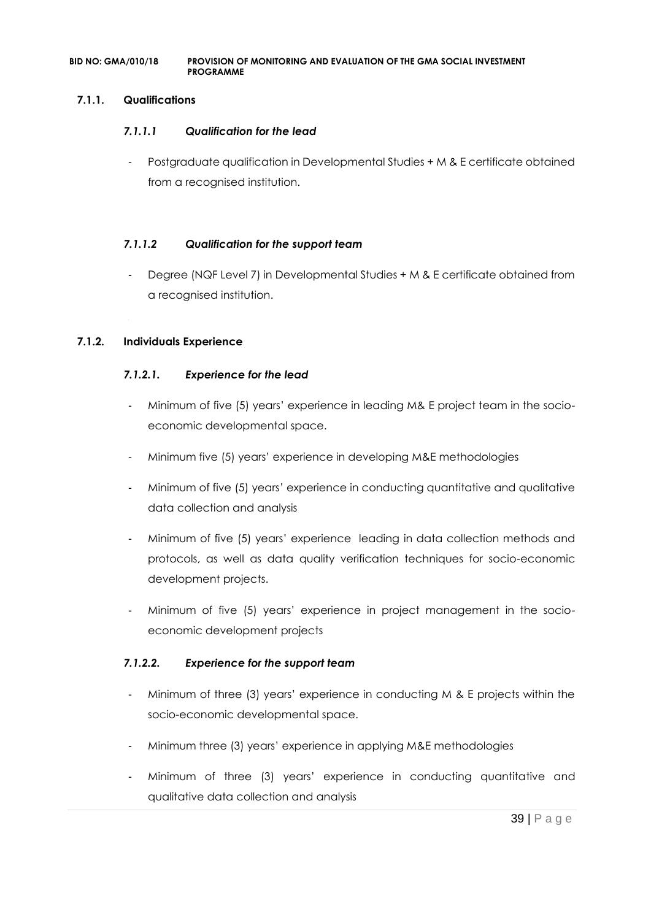### 7.1.1. Qualifications

#### *7.1.1.1 Qualification for the lead*

- Postgraduate qualification in Developmental Studies + M & E certificate obtained from a recognised institution.

#### *7.1.1.2 Qualification for the support team*

- Degree (NQF Level 7) in Developmental Studies + M & E certificate obtained from a recognised institution.

### 7.1.2. Individuals Experience

#### *7.1.2.1. Experience for the lead*

- Minimum of five (5) years' experience in leading M& E project team in the socio-economic developmental space.
- Minimum five (5) years' experience in developing M&E methodologies
- Minimum of five (5) years' experience in conducting quantitative and qualitative data collection and analysis
- Minimum of five (5) years' experience leading in data collection methods and protocols, as well as data quality verification techniques for socio-economic development projects.
- Minimum of five (5) years' experience in project management in the socio-economic development projects

#### *7.1.2.2. Experience for the support team*

- Minimum of three (3) years' experience in conducting M & E projects within the socio-economic developmental space.
- Minimum three (3) years' experience in applying M&E methodologies
- Minimum of three (3) years' experience in conducting quantitative and qualitative data collection and analysis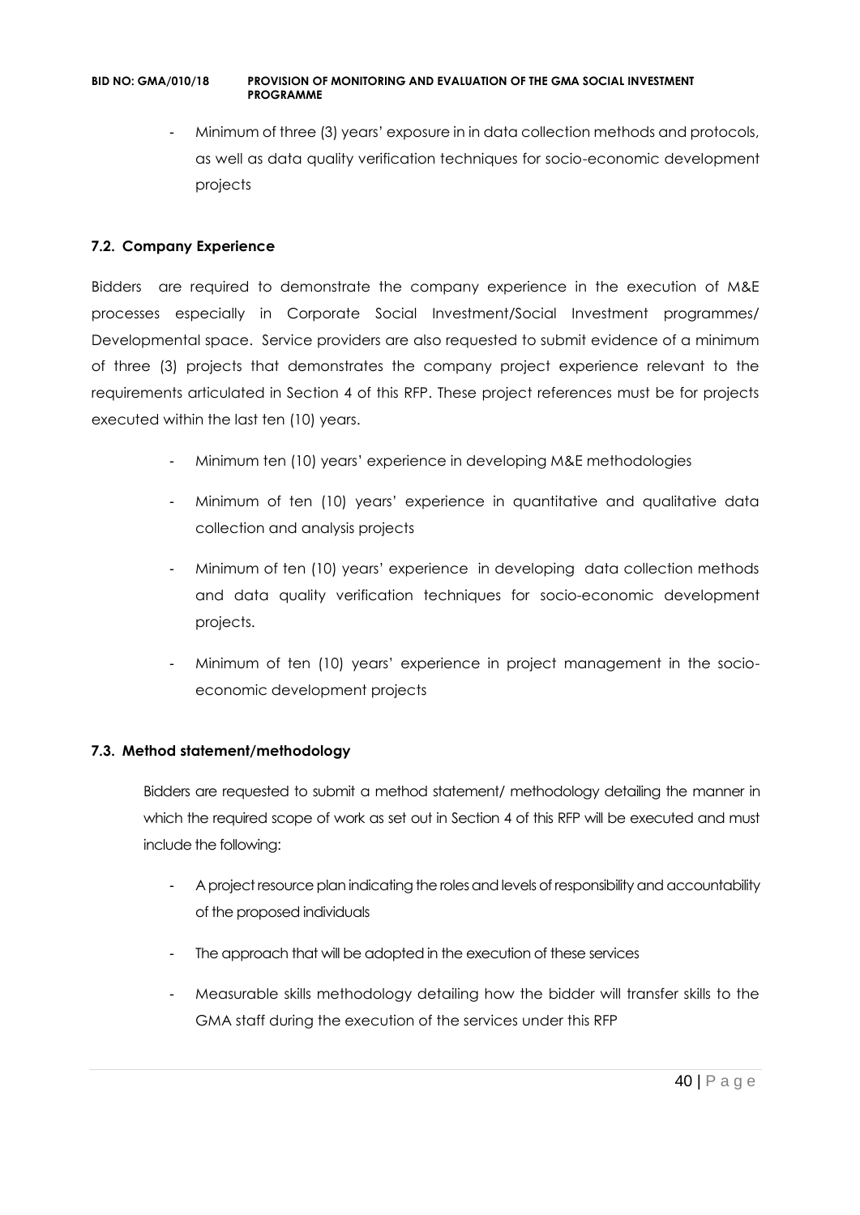- Minimum of three (3) years' exposure in in data collection methods and protocols, as well as data quality verification techniques for socio-economic development projects

### 7.2. Company Experience

Bidders are required to demonstrate the company experience in the execution of M&E processes especially in Corporate Social Investment/Social Investment programmes/ Developmental space. Service providers are also requested to submit evidence of a minimum of three (3) projects that demonstrates the company project experience relevant to the requirements articulated in Section 4 of this RFP. These project references must be for projects executed within the last ten (10) years.

- Minimum ten (10) years' experience in developing M&E methodologies
- Minimum of ten (10) years' experience in quantitative and qualitative data collection and analysis projects
- Minimum of ten (10) years' experience in developing data collection methods and data quality verification techniques for socio-economic development projects.
- Minimum of ten (10) years' experience in project management in the socio-economic development projects

### 7.3. Method statement/methodology

Bidders are requested to submit a method statement/ methodology detailing the manner in which the required scope of work as set out in Section 4 of this RFP will be executed and must include the following:

- A project resource plan indicating the roles and levels of responsibility and accountability of the proposed individuals
- The approach that will be adopted in the execution of these services
- Measurable skills methodology detailing how the bidder will transfer skills to the GMA staff during the execution of the services under this RFP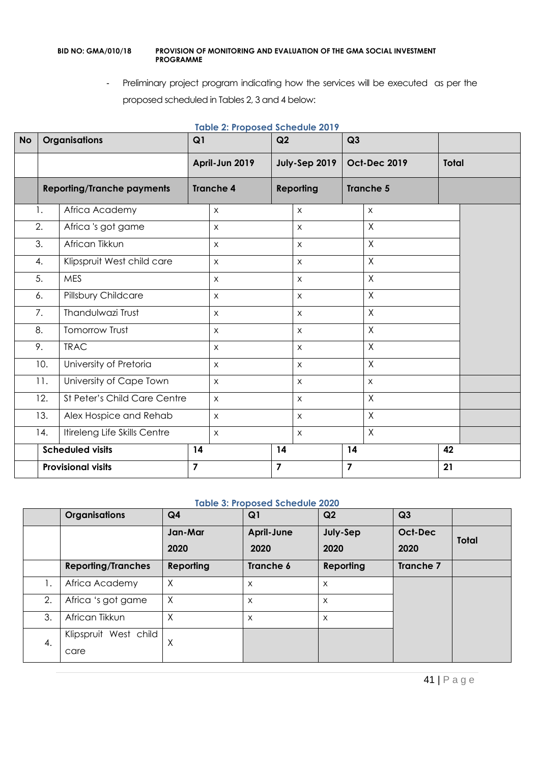- Preliminary project program indicating how the services will be executed as per the proposed scheduled in Tables 2, 3 and 4 below:

**Table 2: Proposed Schedule 2019**

| No | Organisations | Q1 | Q2 | Q3 | |
|---|---|---|---|---|---|
| | | April-Jun 2019 | July-Sep 2019 | Oct-Dec 2019 | Total |
| | **Reporting/Tranche payments** | **Tranche 4** | **Reporting** | **Tranche 5** | |
| 1. | Africa Academy | x | x | x | |
| 2. | Africa 's got game | x | x | X | |
| 3. | African Tikkun | x | x | X | |
| 4. | Klipspruit West child care | x | x | X | |
| 5. | MES | x | x | X | |
| 6. | Pillsbury Childcare | x | x | X | |
| 7. | Thandulwazi Trust | x | x | X | |
| 8. | Tomorrow Trust | x | x | X | |
| 9. | TRAC | x | x | X | |
| 10. | University of Pretoria | x | x | X | |
| 11. | University of Cape Town | x | x | x | |
| 12. | St Peter's Child Care Centre | x | x | X | |
| 13. | Alex Hospice and Rehab | x | x | X | |
| 14. | Itireleng Life Skills Centre | x | x | X | |
| | **Scheduled visits** | **14** | **14** | **14** | **42** |
| | **Provisional visits** | **7** | **7** | **7** | **21** |

**Table 3: Proposed Schedule 2020**

| | Organisations | Q4 | Q1 | Q2 | Q3 | |
|---|---|---|---|---|---|---|
| | | Jan-Mar 2020 | April-June 2020 | July-Sep 2020 | Oct-Dec 2020 | Total |
| | **Reporting/Tranches** | **Reporting** | **Tranche 6** | **Reporting** | **Tranche 7** | |
| 1. | Africa Academy | X | x | x | | |
| 2. | Africa 's got game | X | x | x | | |
| 3. | African Tikkun | X | x | x | | |
| 4. | Klipspruit West child care | X | | | | |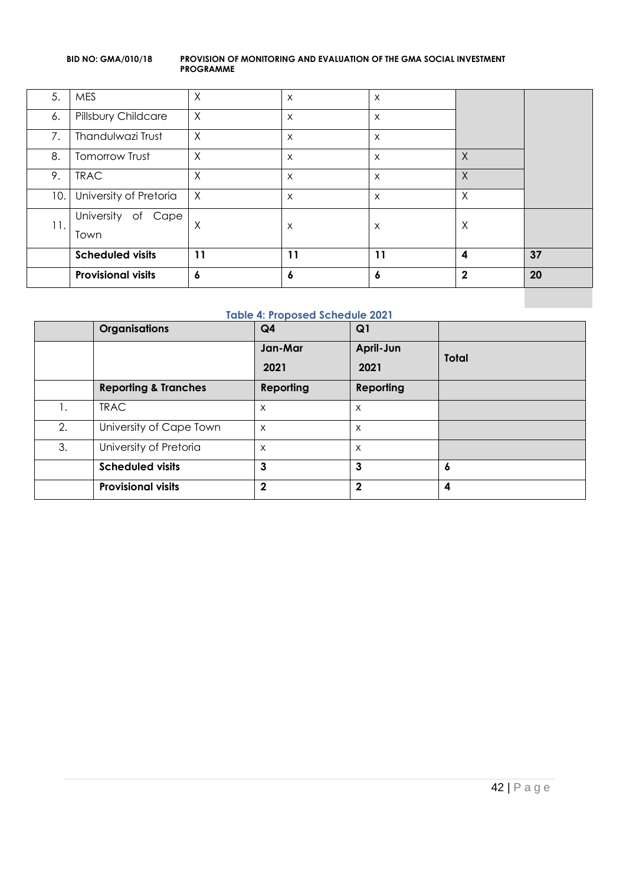| 5. | MES | X | x | x | | |
|---|---|---|---|---|---|---|
| 6. | Pillsbury Childcare | X | x | x | | |
| 7. | Thandulwazi Trust | X | x | x | | |
| 8. | Tomorrow Trust | X | x | x | X | |
| 9. | TRAC | X | x | x | X | |
| 10. | University of Pretoria | X | x | x | X | |
| 11. | University of Cape Town | X | x | x | X | |
| | **Scheduled visits** | **11** | **11** | **11** | **4** | **37** |
| | **Provisional visits** | **6** | **6** | **6** | **2** | **20** |

**Table 4: Proposed Schedule 2021**

| | Organisations | Q4 | Q1 | |
|---|---|---|---|---|
| | | Jan-Mar 2021 | April-Jun 2021 | Total |
| | **Reporting & Tranches** | **Reporting** | **Reporting** | |
| 1. | TRAC | x | x | |
| 2. | University of Cape Town | x | x | |
| 3. | University of Pretoria | x | x | |
| | **Scheduled visits** | **3** | **3** | **6** |
| | **Provisional visits** | **2** | **2** | **4** |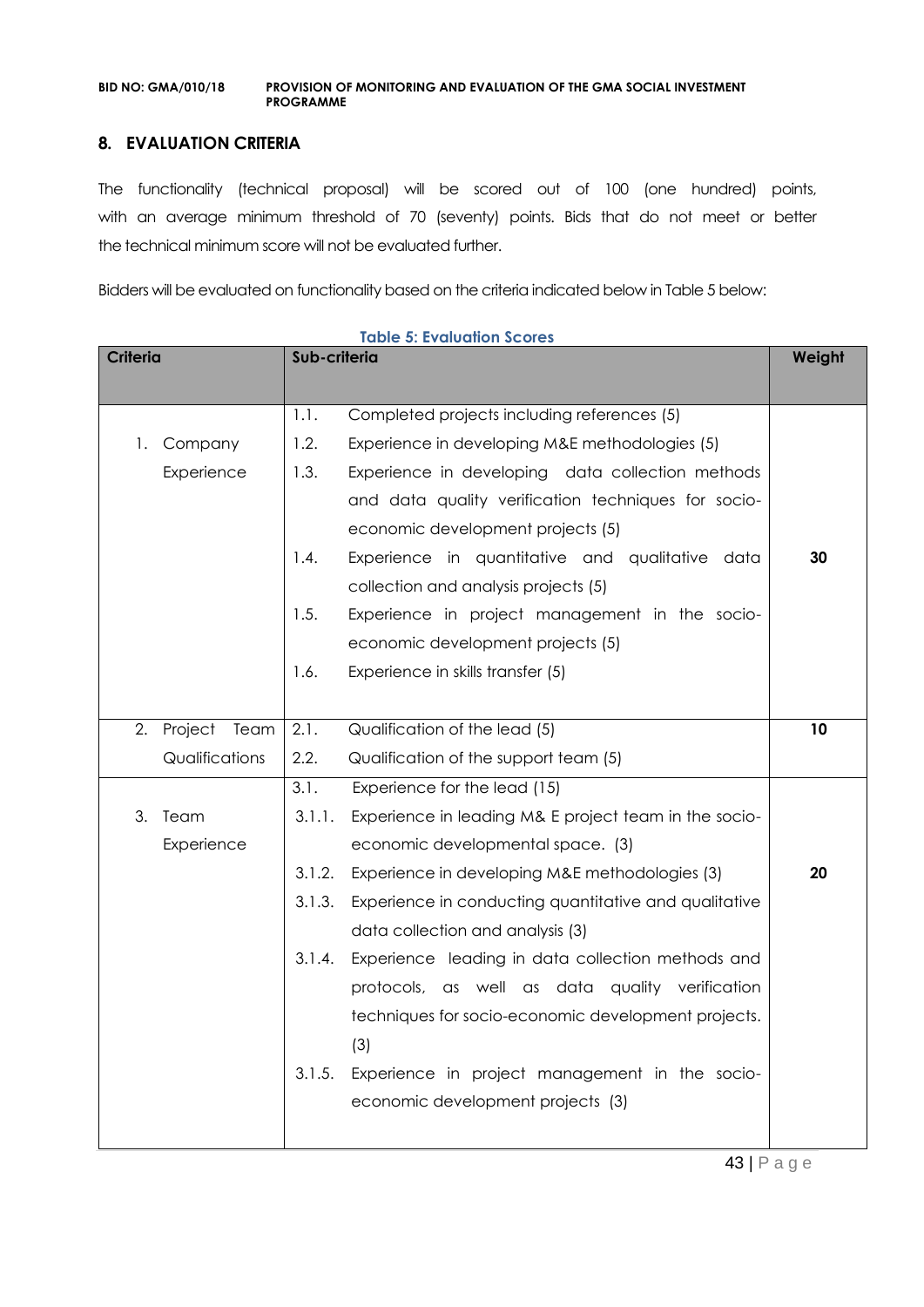## 8. EVALUATION CRITERIA

The functionality (technical proposal) will be scored out of 100 (one hundred) points, with an average minimum threshold of 70 (seventy) points. Bids that do not meet or better the technical minimum score will not be evaluated further.

Bidders will be evaluated on functionality based on the criteria indicated below in Table 5 below:

**Table 5: Evaluation Scores**

| Criteria | Sub-criteria | Weight |
|---|---|---|
| 1. Company Experience | 1.1. Completed projects including references (5)<br>1.2. Experience in developing M&E methodologies (5)<br>1.3. Experience in developing data collection methods and data quality verification techniques for socio-economic development projects (5)<br>1.4. Experience in quantitative and qualitative data collection and analysis projects (5)<br>1.5. Experience in project management in the socio-economic development projects (5)<br>1.6. Experience in skills transfer (5) | **30** |
| 2. Project Team Qualifications | 2.1. Qualification of the lead (5)<br>2.2. Qualification of the support team (5) | **10** |
| 3. Team Experience | 3.1. Experience for the lead (15)<br>3.1.1. Experience in leading M& E project team in the socio-economic developmental space. (3)<br>3.1.2. Experience in developing M&E methodologies (3)<br>3.1.3. Experience in conducting quantitative and qualitative data collection and analysis (3)<br>3.1.4. Experience leading in data collection methods and protocols, as well as data quality verification techniques for socio-economic development projects. (3)<br>3.1.5. Experience in project management in the socio-economic development projects (3) | **20** |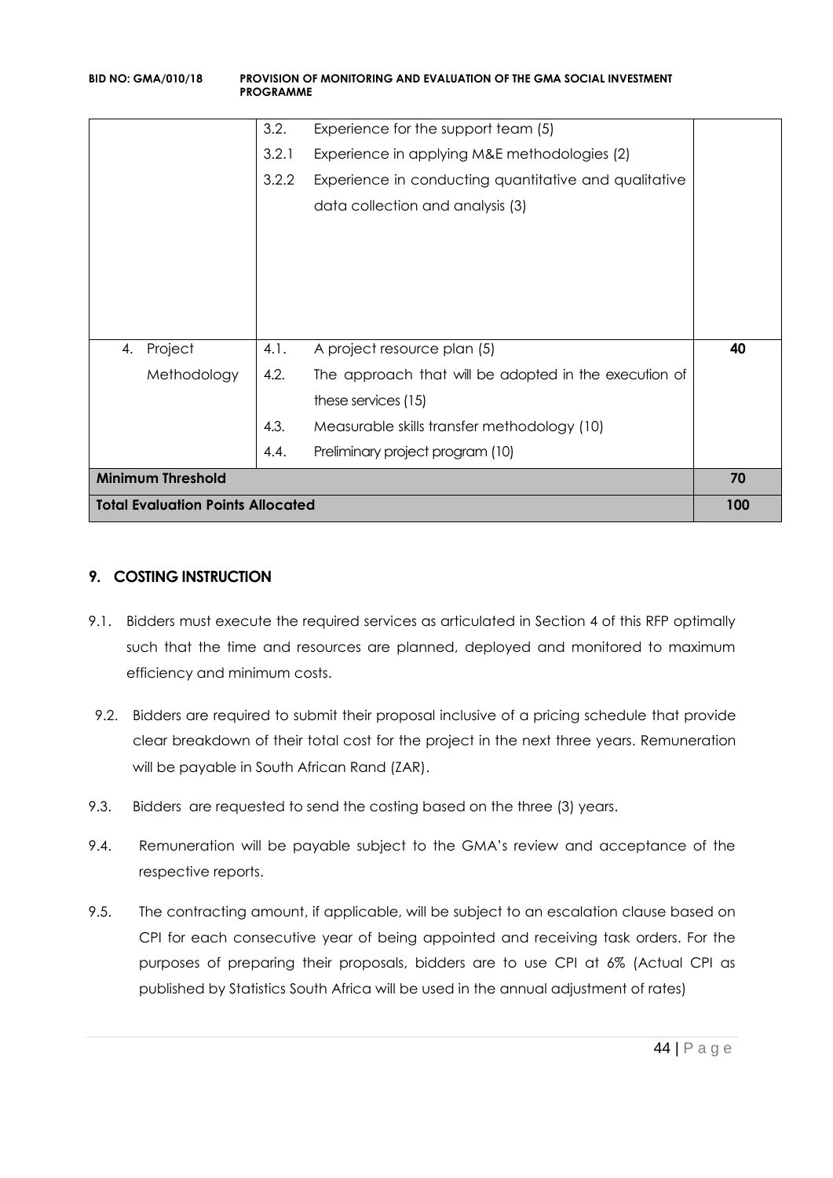| | | | |
|---|---|---|---|
| | 3.2. | Experience for the support team (5) | |
| | 3.2.1 | Experience in applying M&E methodologies (2) | |
| | 3.2.2 | Experience in conducting quantitative and qualitative data collection and analysis (3) | |
| 4. Project Methodology | 4.1. | A project resource plan (5) | **40** |
| | 4.2. | The approach that will be adopted in the execution of these services (15) | |
| | 4.3. | Measurable skills transfer methodology (10) | |
| | 4.4. | Preliminary project program (10) | |
| **Minimum Threshold** | | | **70** |
| **Total Evaluation Points Allocated** | | | **100** |

## 9. COSTING INSTRUCTION

9.1. Bidders must execute the required services as articulated in Section 4 of this RFP optimally such that the time and resources are planned, deployed and monitored to maximum efficiency and minimum costs.

9.2. Bidders are required to submit their proposal inclusive of a pricing schedule that provide clear breakdown of their total cost for the project in the next three years. Remuneration will be payable in South African Rand (ZAR).

9.3. Bidders are requested to send the costing based on the three (3) years.

9.4. Remuneration will be payable subject to the GMA's review and acceptance of the respective reports.

9.5. The contracting amount, if applicable, will be subject to an escalation clause based on CPI for each consecutive year of being appointed and receiving task orders. For the purposes of preparing their proposals, bidders are to use CPI at 6% (Actual CPI as published by Statistics South Africa will be used in the annual adjustment of rates)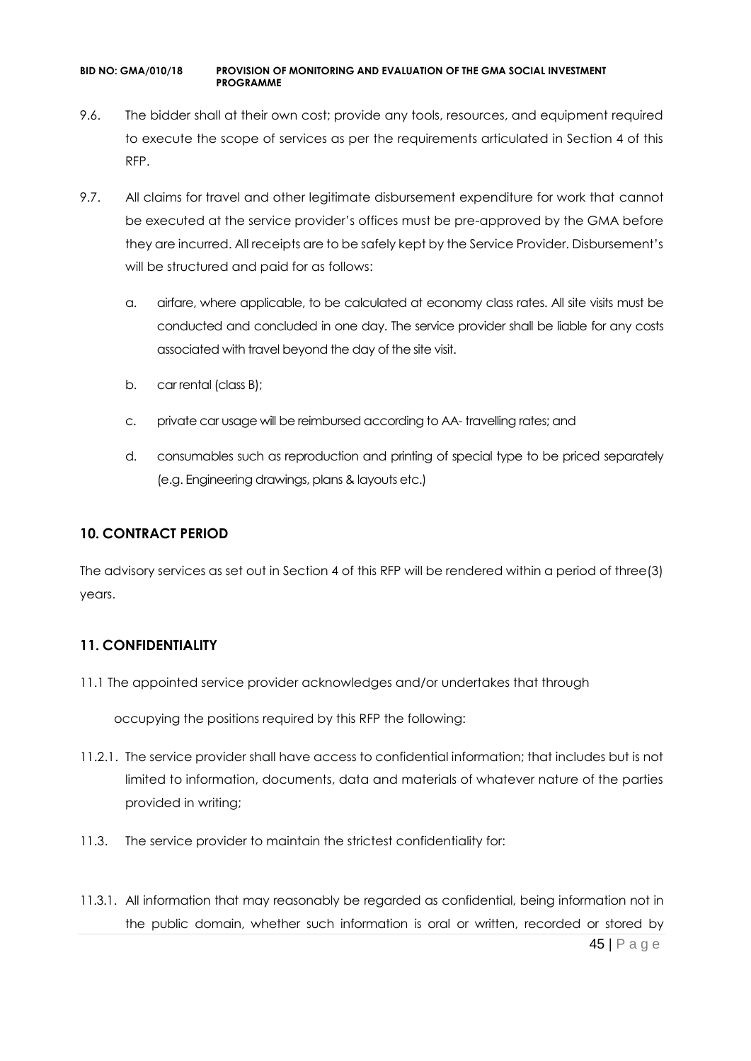9.6. The bidder shall at their own cost; provide any tools, resources, and equipment required to execute the scope of services as per the requirements articulated in Section 4 of this RFP.

9.7. All claims for travel and other legitimate disbursement expenditure for work that cannot be executed at the service provider's offices must be pre-approved by the GMA before they are incurred. All receipts are to be safely kept by the Service Provider. Disbursement's will be structured and paid for as follows:

a. airfare, where applicable, to be calculated at economy class rates. All site visits must be conducted and concluded in one day. The service provider shall be liable for any costs associated with travel beyond the day of the site visit.

b. car rental (class B);

c. private car usage will be reimbursed according to AA- travelling rates; and

d. consumables such as reproduction and printing of special type to be priced separately (e.g. Engineering drawings, plans & layouts etc.)

## 10. CONTRACT PERIOD

The advisory services as set out in Section 4 of this RFP will be rendered within a period of three(3) years.

## 11. CONFIDENTIALITY

11.1 The appointed service provider acknowledges and/or undertakes that through occupying the positions required by this RFP the following:

11.2.1. The service provider shall have access to confidential information; that includes but is not limited to information, documents, data and materials of whatever nature of the parties provided in writing;

11.3. The service provider to maintain the strictest confidentiality for:

11.3.1. All information that may reasonably be regarded as confidential, being information not in the public domain, whether such information is oral or written, recorded or stored by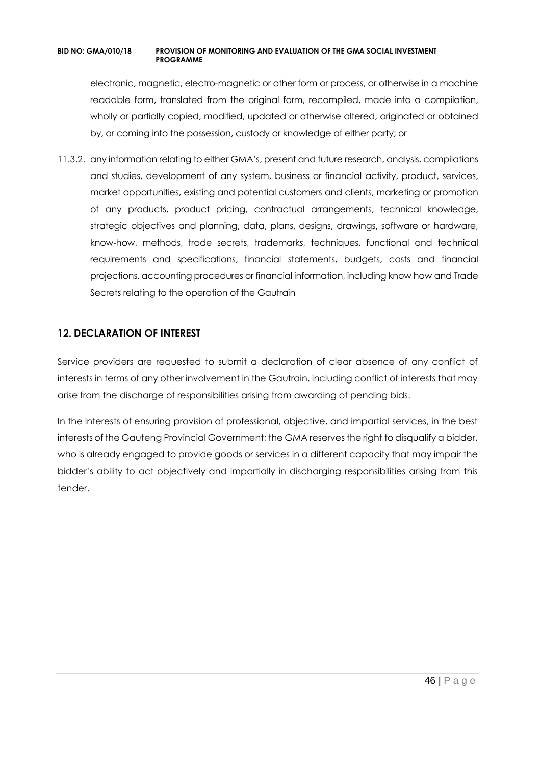electronic, magnetic, electro-magnetic or other form or process, or otherwise in a machine readable form, translated from the original form, recompiled, made into a compilation, wholly or partially copied, modified, updated or otherwise altered, originated or obtained by, or coming into the possession, custody or knowledge of either party; or

11.3.2. any information relating to either GMA's, present and future research, analysis, compilations and studies, development of any system, business or financial activity, product, services, market opportunities, existing and potential customers and clients, marketing or promotion of any products, product pricing, contractual arrangements, technical knowledge, strategic objectives and planning, data, plans, designs, drawings, software or hardware, know-how, methods, trade secrets, trademarks, techniques, functional and technical requirements and specifications, financial statements, budgets, costs and financial projections, accounting procedures or financial information, including know how and Trade Secrets relating to the operation of the Gautrain

## 12. DECLARATION OF INTEREST

Service providers are requested to submit a declaration of clear absence of any conflict of interests in terms of any other involvement in the Gautrain, including conflict of interests that may arise from the discharge of responsibilities arising from awarding of pending bids.

In the interests of ensuring provision of professional, objective, and impartial services, in the best interests of the Gauteng Provincial Government; the GMA reserves the right to disqualify a bidder, who is already engaged to provide goods or services in a different capacity that may impair the bidder's ability to act objectively and impartially in discharging responsibilities arising from this tender.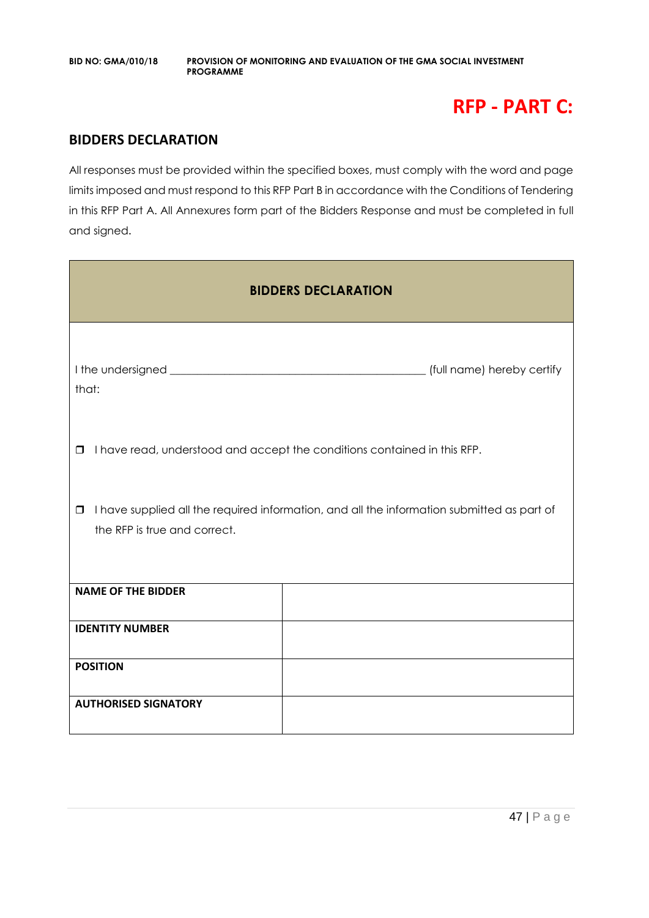# RFP - PART C:

## BIDDERS DECLARATION

All responses must be provided within the specified boxes, must comply with the word and page limits imposed and must respond to this RFP Part B in accordance with the Conditions of Tendering in this RFP Part A. All Annexures form part of the Bidders Response and must be completed in full and signed.

| BIDDERS DECLARATION | |
|---|---|
| I the undersigned ______________________________ (full name) hereby certify that:<br><br>☐ I have read, understood and accept the conditions contained in this RFP.<br><br>☐ I have supplied all the required information, and all the information submitted as part of the RFP is true and correct. | |
| **NAME OF THE BIDDER** | |
| **IDENTITY NUMBER** | |
| **POSITION** | |
| **AUTHORISED SIGNATORY** | |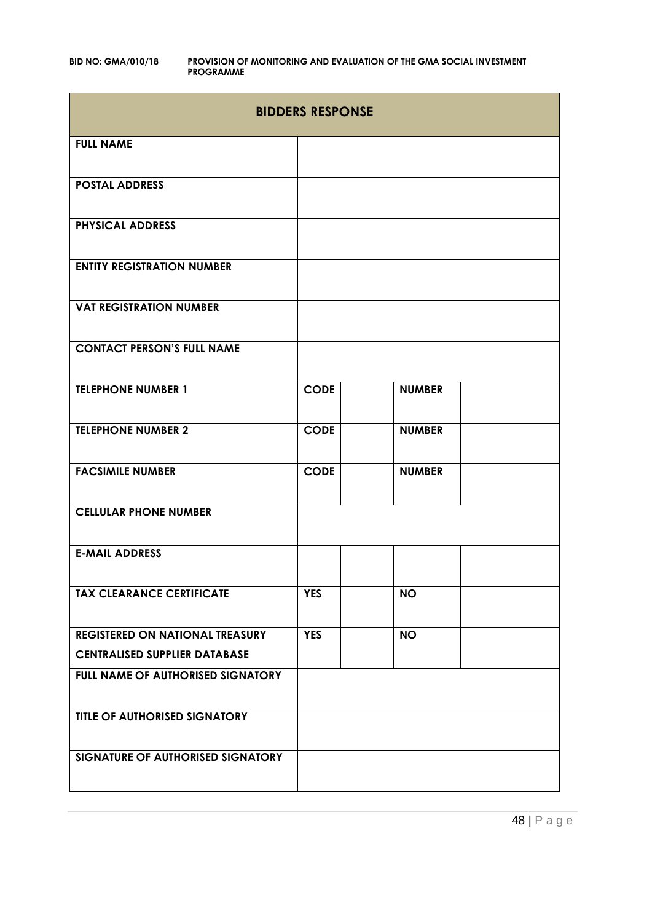| BIDDERS RESPONSE | | | | |
|---|---|---|---|---|
| **FULL NAME** | | | | |
| **POSTAL ADDRESS** | | | | |
| **PHYSICAL ADDRESS** | | | | |
| **ENTITY REGISTRATION NUMBER** | | | | |
| **VAT REGISTRATION NUMBER** | | | | |
| **CONTACT PERSON'S FULL NAME** | | | | |
| **TELEPHONE NUMBER 1** | **CODE** | | **NUMBER** | |
| **TELEPHONE NUMBER 2** | **CODE** | | **NUMBER** | |
| **FACSIMILE NUMBER** | **CODE** | | **NUMBER** | |
| **CELLULAR PHONE NUMBER** | | | | |
| **E-MAIL ADDRESS** | | | | |
| **TAX CLEARANCE CERTIFICATE** | **YES** | | **NO** | |
| **REGISTERED ON NATIONAL TREASURY CENTRALISED SUPPLIER DATABASE** | **YES** | | **NO** | |
| **FULL NAME OF AUTHORISED SIGNATORY** | | | | |
| **TITLE OF AUTHORISED SIGNATORY** | | | | |
| **SIGNATURE OF AUTHORISED SIGNATORY** | | | | |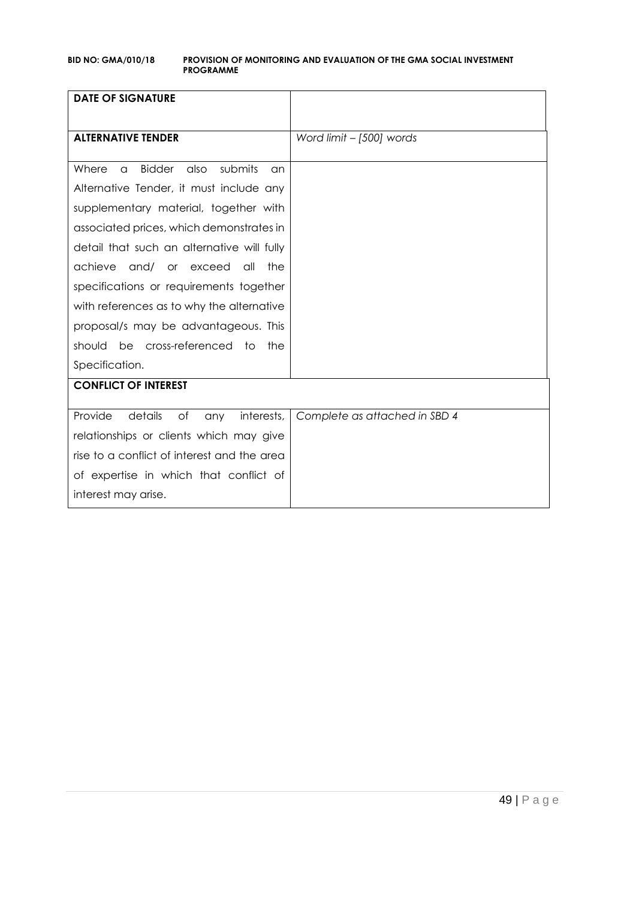| **DATE OF SIGNATURE** | |
|---|---|
| **ALTERNATIVE TENDER** | *Word limit – [500] words* |
| Where a Bidder also submits an Alternative Tender, it must include any supplementary material, together with associated prices, which demonstrates in detail that such an alternative will fully achieve and/ or exceed all the specifications or requirements together with references as to why the alternative proposal/s may be advantageous. This should be cross-referenced to the Specification. | |
| **CONFLICT OF INTEREST** | |
| Provide details of any interests, relationships or clients which may give rise to a conflict of interest and the area of expertise in which that conflict of interest may arise. | *Complete as attached in SBD 4* |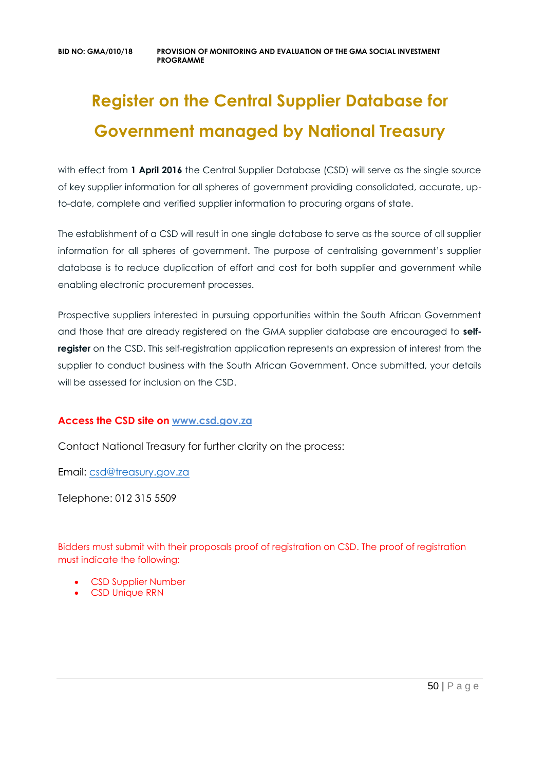# Register on the Central Supplier Database for Government managed by National Treasury

with effect from **1 April 2016** the Central Supplier Database (CSD) will serve as the single source of key supplier information for all spheres of government providing consolidated, accurate, up-to-date, complete and verified supplier information to procuring organs of state.

The establishment of a CSD will result in one single database to serve as the source of all supplier information for all spheres of government. The purpose of centralising government's supplier database is to reduce duplication of effort and cost for both supplier and government while enabling electronic procurement processes.

Prospective suppliers interested in pursuing opportunities within the South African Government and those that are already registered on the GMA supplier database are encouraged to **self-register** on the CSD. This self-registration application represents an expression of interest from the supplier to conduct business with the South African Government. Once submitted, your details will be assessed for inclusion on the CSD.

**Access the CSD site on [www.csd.gov.za](http://www.csd.gov.za)**

Contact National Treasury for further clarity on the process:

Email: [csd@treasury.gov.za](mailto:csd@treasury.gov.za)

Telephone: 012 315 5509

Bidders must submit with their proposals proof of registration on CSD. The proof of registration must indicate the following:

- CSD Supplier Number
- CSD Unique RRN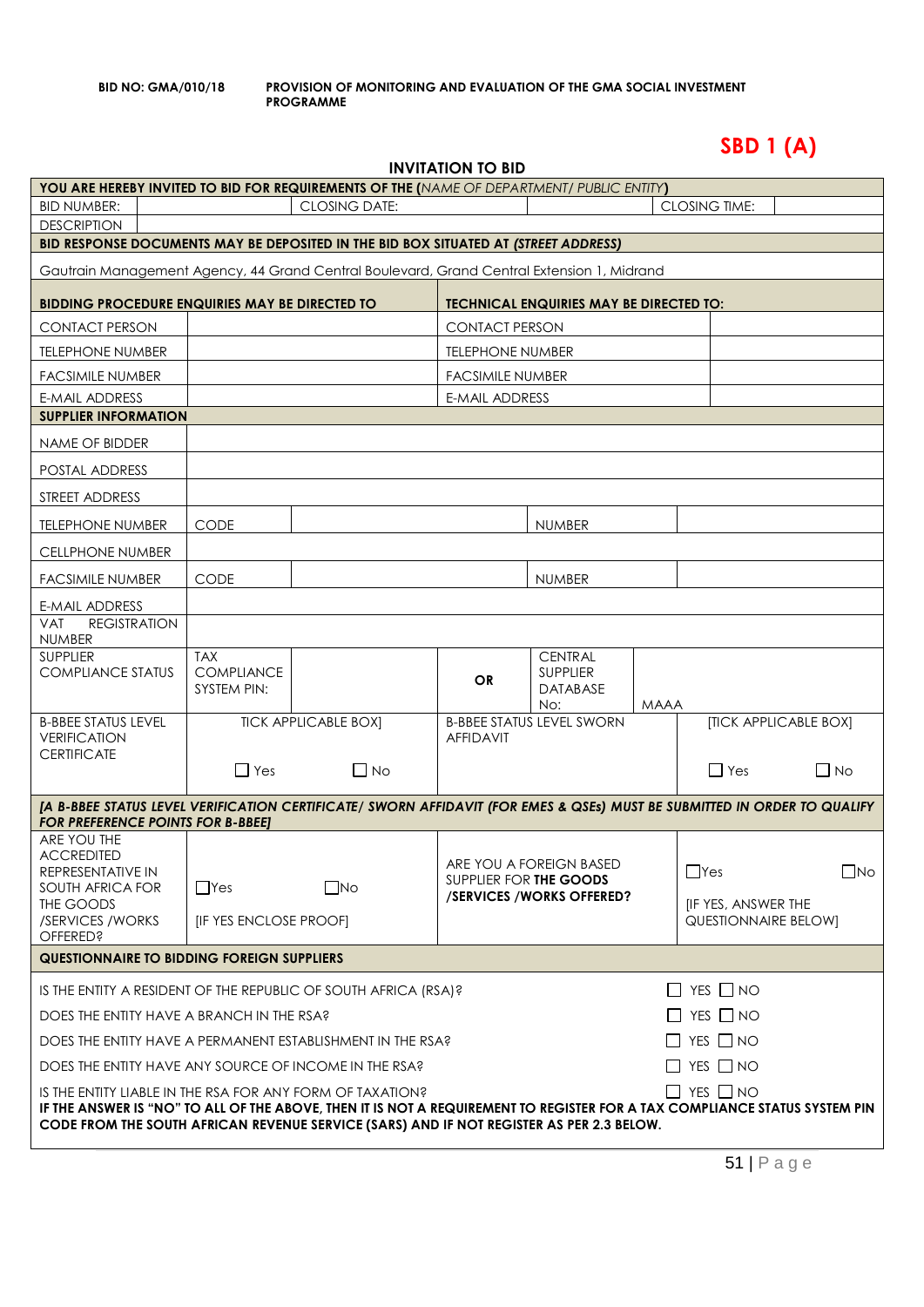**BID NO: GMA/010/18** **PROVISION OF MONITORING AND EVALUATION OF THE GMA SOCIAL INVESTMENT PROGRAMME**

# SBD 1 (A)

## INVITATION TO BID

| **YOU ARE HEREBY INVITED TO BID FOR REQUIREMENTS OF THE (*NAME OF DEPARTMENT/ PUBLIC ENTITY*)** | | | | | |
|---|---|---|---|---|---|
| BID NUMBER: | | CLOSING DATE: | | CLOSING TIME: | |
| DESCRIPTION | | | | | |
| **BID RESPONSE DOCUMENTS MAY BE DEPOSITED IN THE BID BOX SITUATED AT (*STREET ADDRESS*)** | | | | | |
| Gautrain Management Agency, 44 Grand Central Boulevard, Grand Central Extension 1, Midrand | | | | | |

| **BIDDING PROCEDURE ENQUIRIES MAY BE DIRECTED TO** | | **TECHNICAL ENQUIRIES MAY BE DIRECTED TO:** | |
|---|---|---|---|
| CONTACT PERSON | | CONTACT PERSON | |
| TELEPHONE NUMBER | | TELEPHONE NUMBER | |
| FACSIMILE NUMBER | | FACSIMILE NUMBER | |
| E-MAIL ADDRESS | | E-MAIL ADDRESS | |

| **SUPPLIER INFORMATION** | | | | | |
|---|---|---|---|---|---|
| NAME OF BIDDER | | | | | |
| POSTAL ADDRESS | | | | | |
| STREET ADDRESS | | | | | |
| TELEPHONE NUMBER | CODE | | NUMBER | | |
| CELLPHONE NUMBER | | | | | |
| FACSIMILE NUMBER | CODE | | NUMBER | | |
| E-MAIL ADDRESS | | | | | |
| VAT REGISTRATION NUMBER | | | | | |
| SUPPLIER COMPLIANCE STATUS | TAX COMPLIANCE SYSTEM PIN: | | **OR** | CENTRAL SUPPLIER DATABASE No: | MAAA |
| B-BBEE STATUS LEVEL VERIFICATION CERTIFICATE | TICK APPLICABLE BOX] ☐ Yes ☐ No | | B-BBEE STATUS LEVEL SWORN AFFIDAVIT | | [TICK APPLICABLE BOX] ☐ Yes ☐ No |
| ***[A B-BBEE STATUS LEVEL VERIFICATION CERTIFICATE/ SWORN AFFIDAVIT (FOR EMES & QSEs) MUST BE SUBMITTED IN ORDER TO QUALIFY FOR PREFERENCE POINTS FOR B-BBEE]*** | | | | | |
| ARE YOU THE ACCREDITED REPRESENTATIVE IN SOUTH AFRICA FOR THE GOODS /SERVICES /WORKS OFFERED? | ☐Yes ☐No [IF YES ENCLOSE PROOF] | | ARE YOU A FOREIGN BASED SUPPLIER FOR **THE GOODS /SERVICES /WORKS OFFERED?** | | ☐Yes ☐No [IF YES, ANSWER THE QUESTIONNAIRE BELOW] |

| **QUESTIONNAIRE TO BIDDING FOREIGN SUPPLIERS** | |
|---|---|
| IS THE ENTITY A RESIDENT OF THE REPUBLIC OF SOUTH AFRICA (RSA)? | ☐ YES ☐ NO |
| DOES THE ENTITY HAVE A BRANCH IN THE RSA? | ☐ YES ☐ NO |
| DOES THE ENTITY HAVE A PERMANENT ESTABLISHMENT IN THE RSA? | ☐ YES ☐ NO |
| DOES THE ENTITY HAVE ANY SOURCE OF INCOME IN THE RSA? | ☐ YES ☐ NO |
| IS THE ENTITY LIABLE IN THE RSA FOR ANY FORM OF TAXATION? | ☐ YES ☐ NO |

**IF THE ANSWER IS "NO" TO ALL OF THE ABOVE, THEN IT IS NOT A REQUIREMENT TO REGISTER FOR A TAX COMPLIANCE STATUS SYSTEM PIN CODE FROM THE SOUTH AFRICAN REVENUE SERVICE (SARS) AND IF NOT REGISTER AS PER 2.3 BELOW.**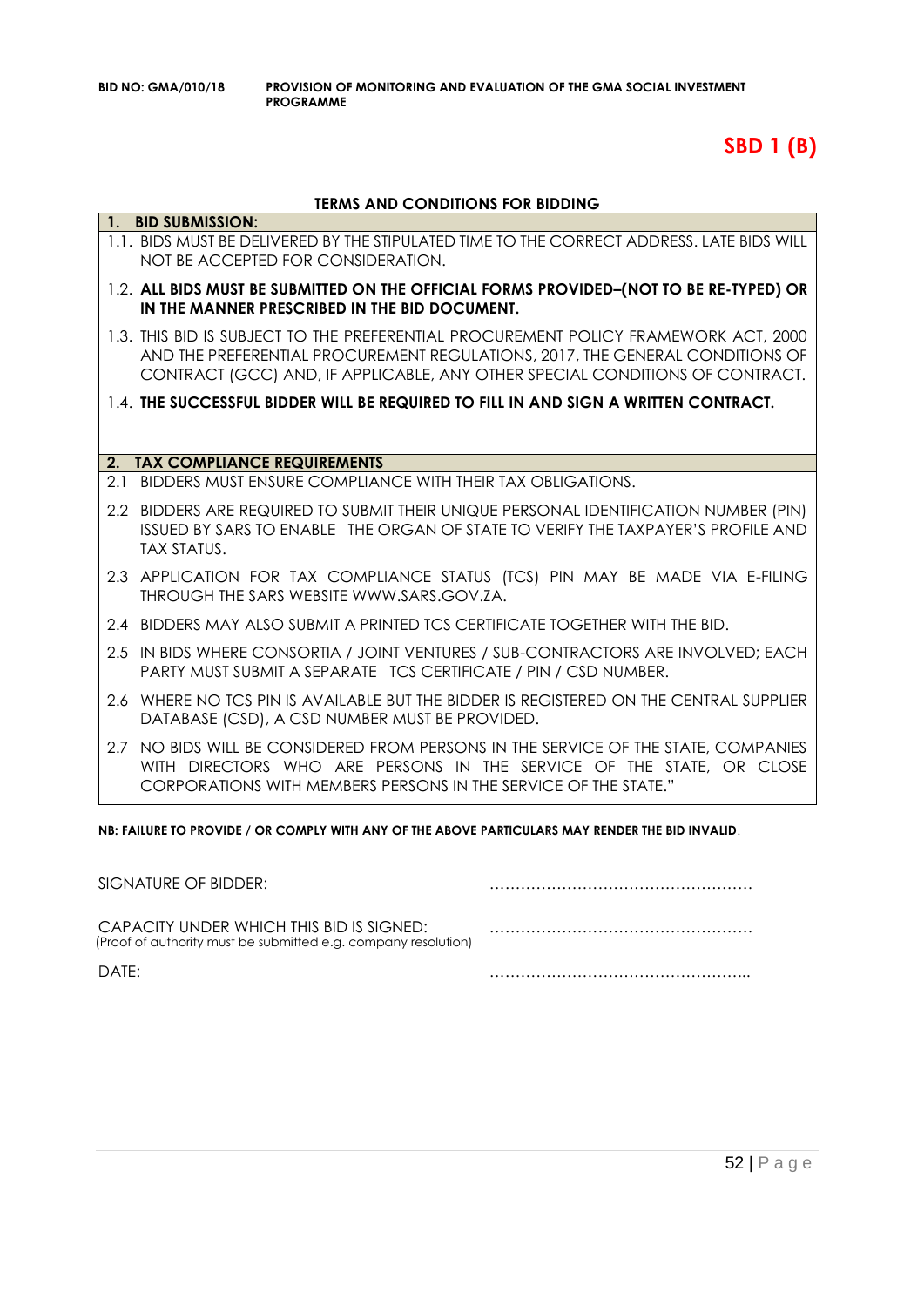**BID NO: GMA/010/18** **PROVISION OF MONITORING AND EVALUATION OF THE GMA SOCIAL INVESTMENT PROGRAMME**

# SBD 1 (B)

## TERMS AND CONDITIONS FOR BIDDING

**1. BID SUBMISSION:**

1.1. BIDS MUST BE DELIVERED BY THE STIPULATED TIME TO THE CORRECT ADDRESS. LATE BIDS WILL NOT BE ACCEPTED FOR CONSIDERATION.

1.2. **ALL BIDS MUST BE SUBMITTED ON THE OFFICIAL FORMS PROVIDED–(NOT TO BE RE-TYPED) OR IN THE MANNER PRESCRIBED IN THE BID DOCUMENT.**

1.3. THIS BID IS SUBJECT TO THE PREFERENTIAL PROCUREMENT POLICY FRAMEWORK ACT, 2000 AND THE PREFERENTIAL PROCUREMENT REGULATIONS, 2017, THE GENERAL CONDITIONS OF CONTRACT (GCC) AND, IF APPLICABLE, ANY OTHER SPECIAL CONDITIONS OF CONTRACT.

1.4. **THE SUCCESSFUL BIDDER WILL BE REQUIRED TO FILL IN AND SIGN A WRITTEN CONTRACT.**

**2. TAX COMPLIANCE REQUIREMENTS**

2.1 BIDDERS MUST ENSURE COMPLIANCE WITH THEIR TAX OBLIGATIONS.

2.2 BIDDERS ARE REQUIRED TO SUBMIT THEIR UNIQUE PERSONAL IDENTIFICATION NUMBER (PIN) ISSUED BY SARS TO ENABLE THE ORGAN OF STATE TO VERIFY THE TAXPAYER'S PROFILE AND TAX STATUS.

2.3 APPLICATION FOR TAX COMPLIANCE STATUS (TCS) PIN MAY BE MADE VIA E-FILING THROUGH THE SARS WEBSITE WWW.SARS.GOV.ZA.

2.4 BIDDERS MAY ALSO SUBMIT A PRINTED TCS CERTIFICATE TOGETHER WITH THE BID.

2.5 IN BIDS WHERE CONSORTIA / JOINT VENTURES / SUB-CONTRACTORS ARE INVOLVED; EACH PARTY MUST SUBMIT A SEPARATE TCS CERTIFICATE / PIN / CSD NUMBER.

2.6 WHERE NO TCS PIN IS AVAILABLE BUT THE BIDDER IS REGISTERED ON THE CENTRAL SUPPLIER DATABASE (CSD), A CSD NUMBER MUST BE PROVIDED.

2.7 NO BIDS WILL BE CONSIDERED FROM PERSONS IN THE SERVICE OF THE STATE, COMPANIES WITH DIRECTORS WHO ARE PERSONS IN THE SERVICE OF THE STATE, OR CLOSE CORPORATIONS WITH MEMBERS PERSONS IN THE SERVICE OF THE STATE."

**NB: FAILURE TO PROVIDE / OR COMPLY WITH ANY OF THE ABOVE PARTICULARS MAY RENDER THE BID INVALID**.

SIGNATURE OF BIDDER: ……………………………………………

CAPACITY UNDER WHICH THIS BID IS SIGNED: ……………………………………………
(Proof of authority must be submitted e.g. company resolution)

DATE: ……………………………………………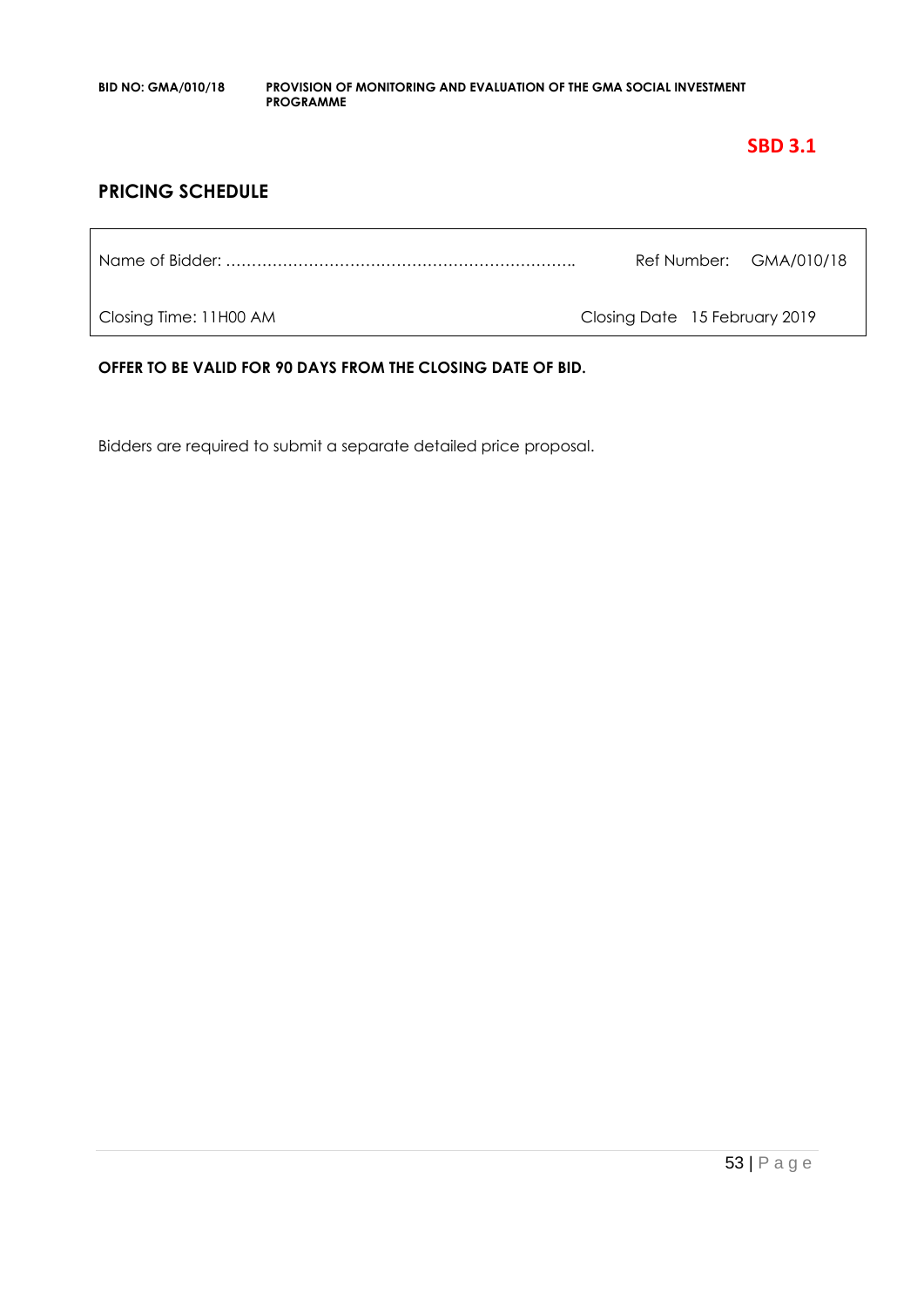**SBD 3.1**

## PRICING SCHEDULE

| Name of Bidder: ………………………………………………………….. | Ref Number: GMA/010/18 |
| --- | --- |
| Closing Time: 11H00 AM | Closing Date 15 February 2019 |

**OFFER TO BE VALID FOR 90 DAYS FROM THE CLOSING DATE OF BID.**

Bidders are required to submit a separate detailed price proposal.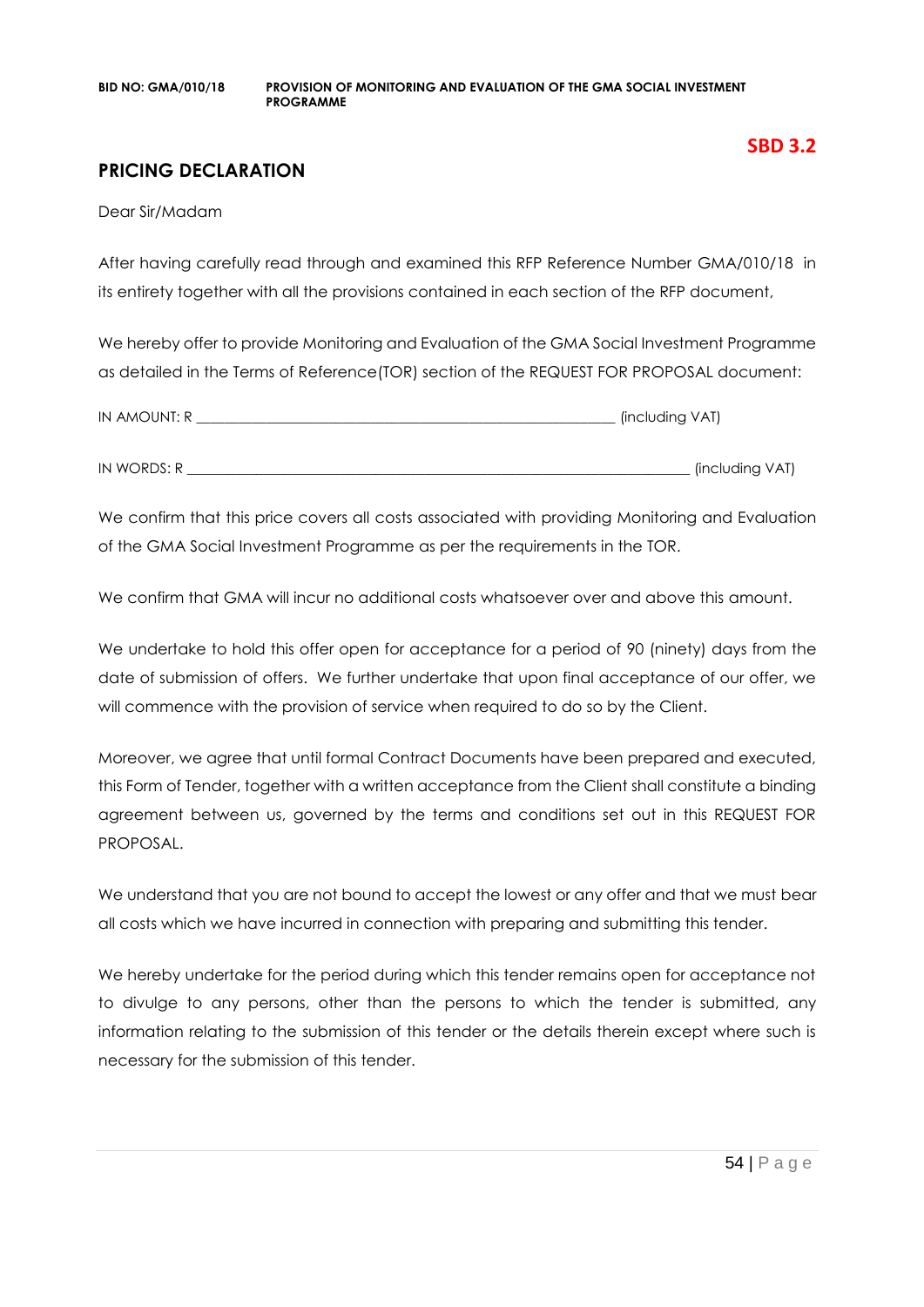**SBD 3.2**

## PRICING DECLARATION

Dear Sir/Madam

After having carefully read through and examined this RFP Reference Number GMA/010/18 in its entirety together with all the provisions contained in each section of the RFP document,

We hereby offer to provide Monitoring and Evaluation of the GMA Social Investment Programme as detailed in the Terms of Reference(TOR) section of the REQUEST FOR PROPOSAL document:

IN AMOUNT: R ____________________________________________________________ (including VAT)

IN WORDS: R _____________________________________________________________________ (including VAT)

We confirm that this price covers all costs associated with providing Monitoring and Evaluation of the GMA Social Investment Programme as per the requirements in the TOR.

We confirm that GMA will incur no additional costs whatsoever over and above this amount.

We undertake to hold this offer open for acceptance for a period of 90 (ninety) days from the date of submission of offers. We further undertake that upon final acceptance of our offer, we will commence with the provision of service when required to do so by the Client.

Moreover, we agree that until formal Contract Documents have been prepared and executed, this Form of Tender, together with a written acceptance from the Client shall constitute a binding agreement between us, governed by the terms and conditions set out in this REQUEST FOR PROPOSAL.

We understand that you are not bound to accept the lowest or any offer and that we must bear all costs which we have incurred in connection with preparing and submitting this tender.

We hereby undertake for the period during which this tender remains open for acceptance not to divulge to any persons, other than the persons to which the tender is submitted, any information relating to the submission of this tender or the details therein except where such is necessary for the submission of this tender.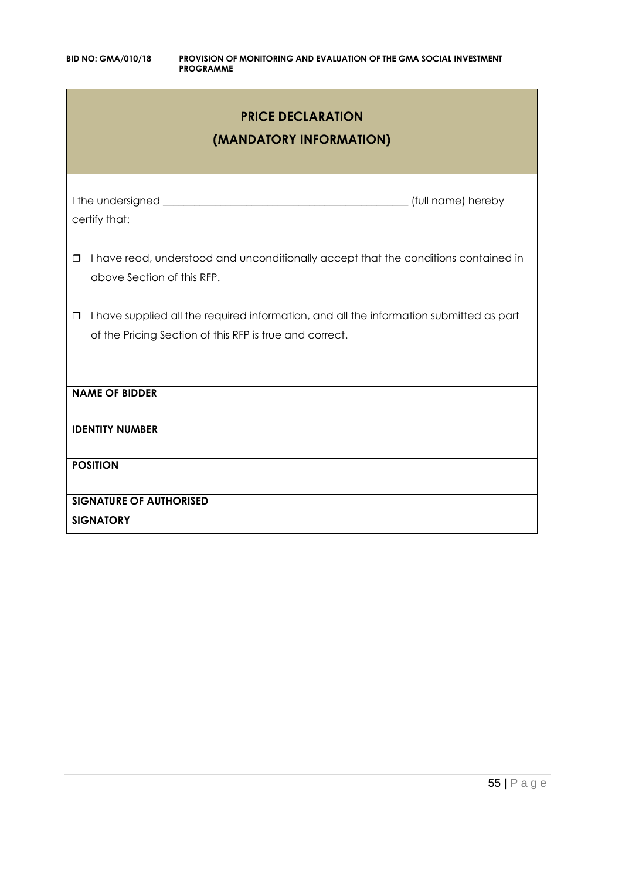## PRICE DECLARATION

## (MANDATORY INFORMATION)

I the undersigned _____________________________________________ (full name) hereby certify that:

- ☐ I have read, understood and unconditionally accept that the conditions contained in above Section of this RFP.
- ☐ I have supplied all the required information, and all the information submitted as part of the Pricing Section of this RFP is true and correct.

| | |
|---|---|
| **NAME OF BIDDER** | |
| **IDENTITY NUMBER** | |
| **POSITION** | |
| **SIGNATURE OF AUTHORISED SIGNATORY** | |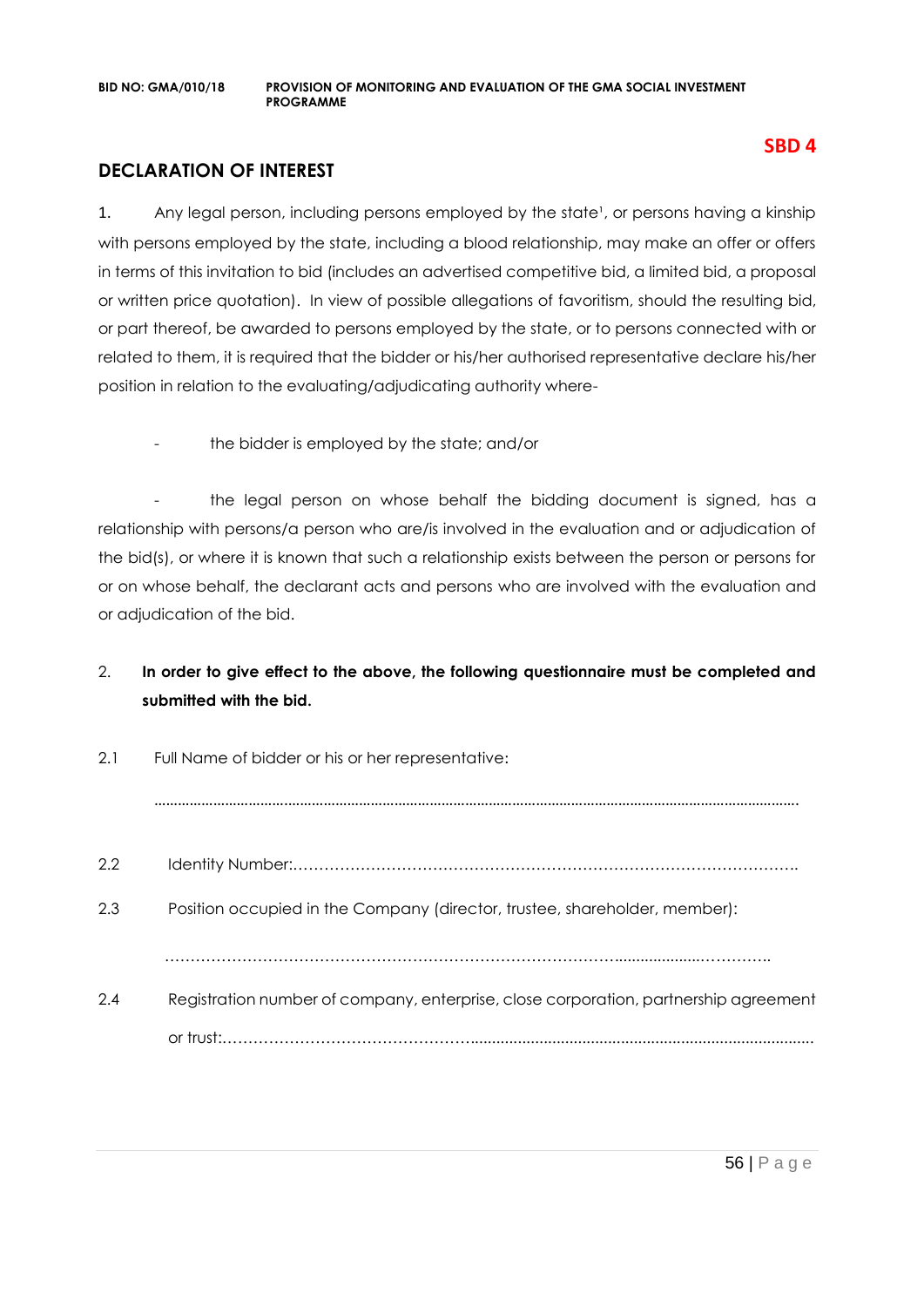**SBD 4**

## DECLARATION OF INTEREST

1. Any legal person, including persons employed by the state[1], or persons having a kinship with persons employed by the state, including a blood relationship, may make an offer or offers in terms of this invitation to bid (includes an advertised competitive bid, a limited bid, a proposal or written price quotation). In view of possible allegations of favoritism, should the resulting bid, or part thereof, be awarded to persons employed by the state, or to persons connected with or related to them, it is required that the bidder or his/her authorised representative declare his/her position in relation to the evaluating/adjudicating authority where-

- the bidder is employed by the state; and/or

- the legal person on whose behalf the bidding document is signed, has a relationship with persons/a person who are/is involved in the evaluation and or adjudication of the bid(s), or where it is known that such a relationship exists between the person or persons for or on whose behalf, the declarant acts and persons who are involved with the evaluation and or adjudication of the bid.

2. **In order to give effect to the above, the following questionnaire must be completed and submitted with the bid.**

2.1 Full Name of bidder or his or her representative:

..............................................................................................................................................................

2.2 Identity Number:……………………………………………………………………………………….

2.3 Position occupied in the Company (director, trustee, shareholder, member):

……………………………………………………………………………….................……………..

2.4 Registration number of company, enterprise, close corporation, partnership agreement or trust:…………………………………………….................................................................................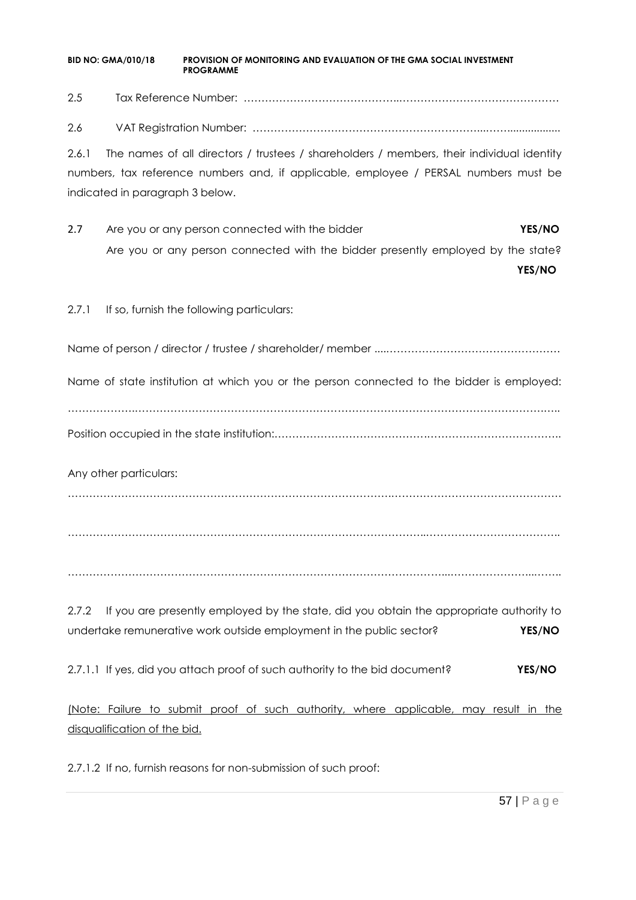2.5 Tax Reference Number: ……………………………………..………………………………………

2.6 VAT Registration Number: ………………………………………………………..……..................

2.6.1 The names of all directors / trustees / shareholders / members, their individual identity numbers, tax reference numbers and, if applicable, employee / PERSAL numbers must be indicated in paragraph 3 below.

2.7 Are you or any person connected with the bidder **YES/NO**

Are you or any person connected with the bidder presently employed by the state? **YES/NO**

2.7.1 If so, furnish the following particulars:

Name of person / director / trustee / shareholder/ member ....…………………………………………

Name of state institution at which you or the person connected to the bidder is employed:

……………….……………………………………………………………………………………………..

Position occupied in the state institution:……………………………………….……………………………..

Any other particulars:

……………………………………………………………………….………………………………………

………………………………………………………………………………..………………………………..

……………………………………………………………………………………...…………………...……..

2.7.2 If you are presently employed by the state, did you obtain the appropriate authority to undertake remunerative work outside employment in the public sector? **YES/NO**

2.7.1.1 If yes, did you attach proof of such authority to the bid document? **YES/NO**

<u>(Note: Failure to submit proof of such authority, where applicable, may result in the disqualification of the bid.</u>

2.7.1.2 If no, furnish reasons for non-submission of such proof: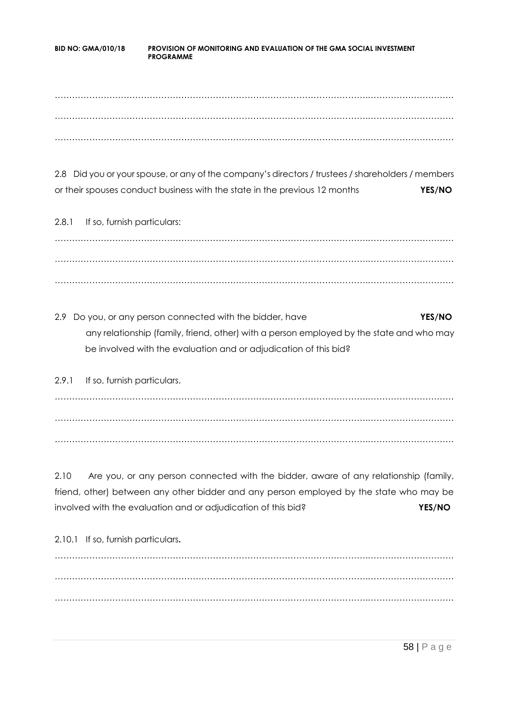…………………………………………………………………………………………………………………………

…………………………………………………………………………………………………………………………

…………………………………………………………………………………………………………………………

2.8 Did you or your spouse, or any of the company's directors / trustees / shareholders / members or their spouses conduct business with the state in the previous 12 months **YES/NO**

2.8.1 If so, furnish particulars:

…………………………………………………………………………………………………………………………

…………………………………………………………………………………………………………………………

…………………………………………………………………………………………………………………………

2.9 Do you, or any person connected with the bidder, have **YES/NO** any relationship (family, friend, other) with a person employed by the state and who may be involved with the evaluation and or adjudication of this bid?

2.9.1 If so, furnish particulars.

…………………………………………………………………………………………………………………………

…………………………………………………………………………………………………………………………

…………………………………………………………………………………………………………………………

2.10 Are you, or any person connected with the bidder, aware of any relationship (family, friend, other) between any other bidder and any person employed by the state who may be involved with the evaluation and or adjudication of this bid? **YES/NO**

2.10.1 If so, furnish particulars**.**

…………………………………………………………………………………………………………………………

…………………………………………………………………………………………………………………………

…………………………………………………………………………………………………………………………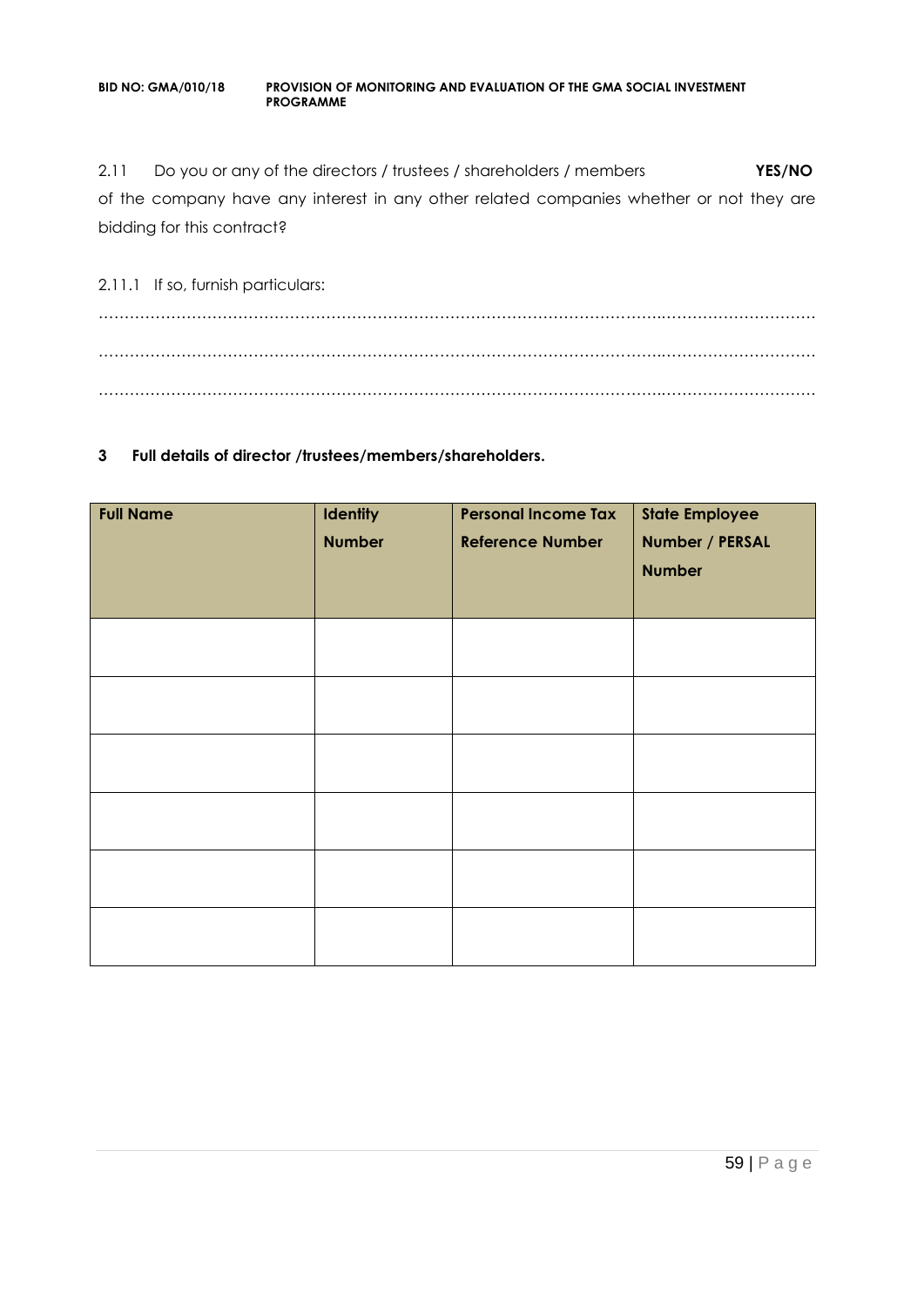2.11 Do you or any of the directors / trustees / shareholders / members **YES/NO** of the company have any interest in any other related companies whether or not they are bidding for this contract?

2.11.1 If so, furnish particulars:

………………………………………………………………………………………………………………………………

………………………………………………………………………………………………………………………………

………………………………………………………………………………………………………………………………

**3 Full details of director /trustees/members/shareholders.**

| **Full Name** | **Identity Number** | **Personal Income Tax Reference Number** | **State Employee Number / PERSAL Number** |
|---|---|---|---|
| | | | |
| | | | |
| | | | |
| | | | |
| | | | |
| | | | |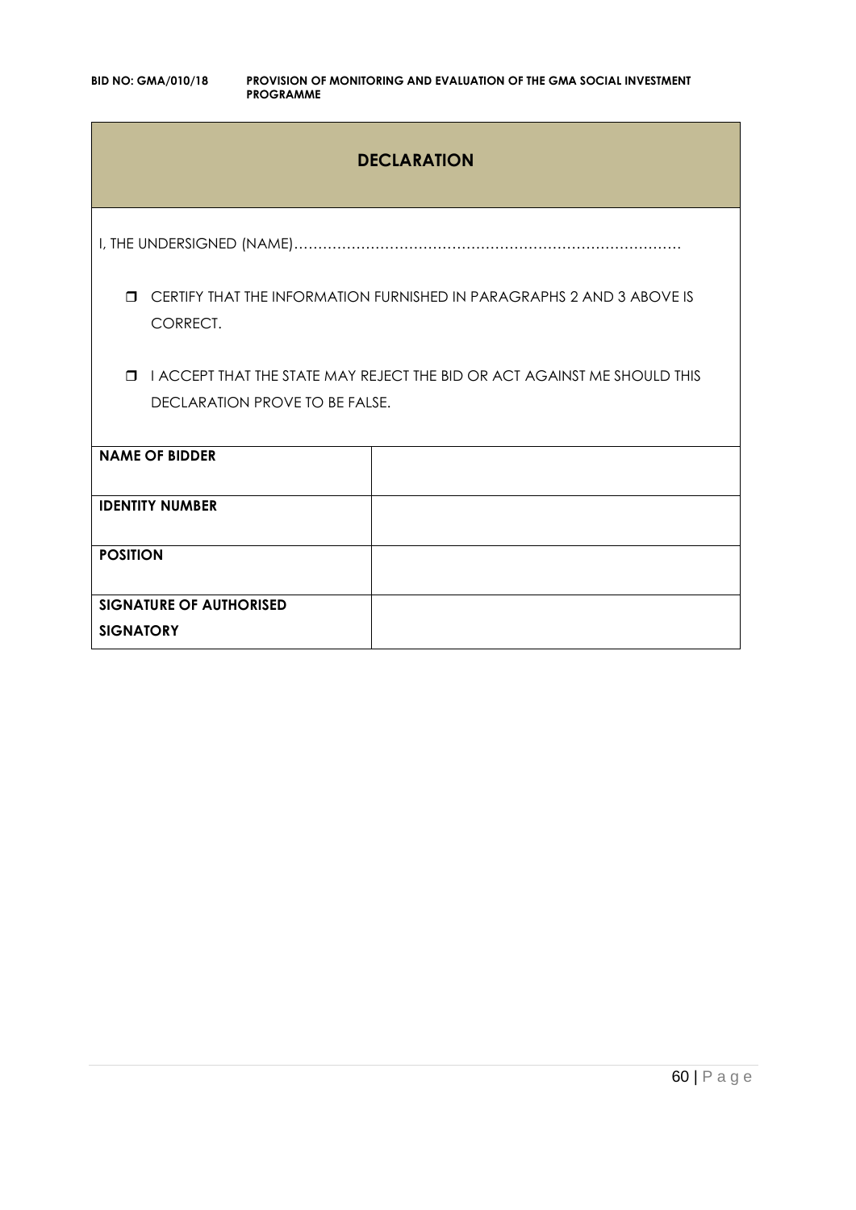## DECLARATION

I, THE UNDERSIGNED (NAME)………………………………………………………………………

- ❒ CERTIFY THAT THE INFORMATION FURNISHED IN PARAGRAPHS 2 AND 3 ABOVE IS CORRECT.
- ❒ I ACCEPT THAT THE STATE MAY REJECT THE BID OR ACT AGAINST ME SHOULD THIS DECLARATION PROVE TO BE FALSE.

| | |
|---|---|
| **NAME OF BIDDER** | |
| **IDENTITY NUMBER** | |
| **POSITION** | |
| **SIGNATURE OF AUTHORISED SIGNATORY** | |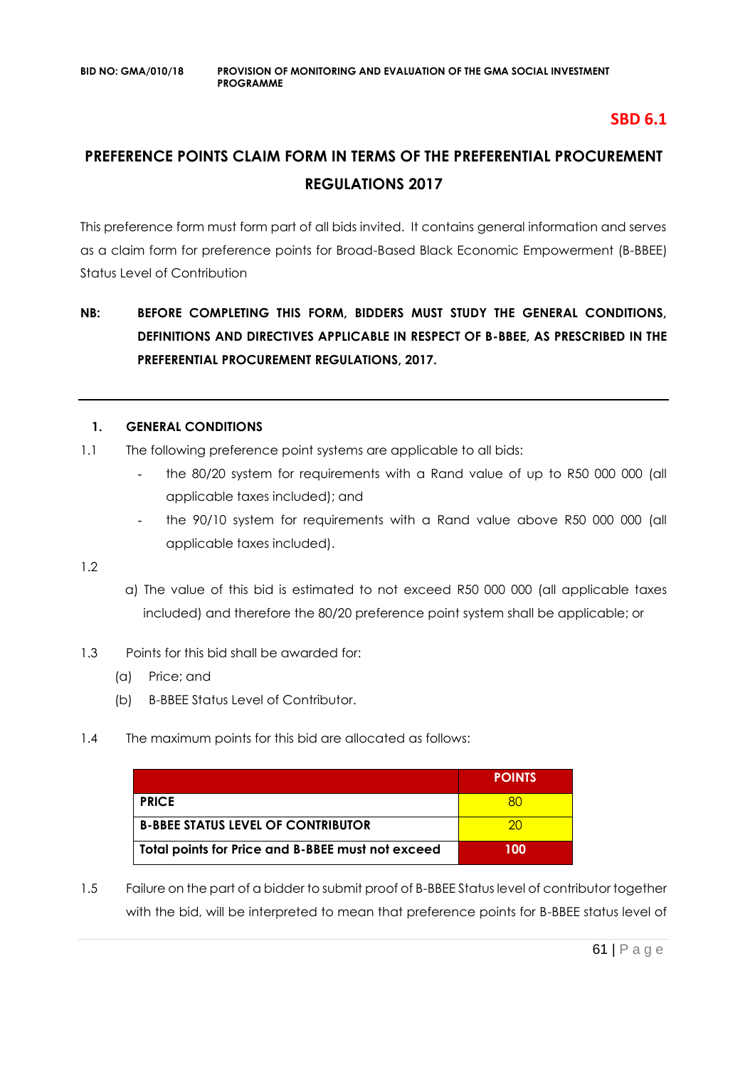**SBD 6.1**

# PREFERENCE POINTS CLAIM FORM IN TERMS OF THE PREFERENTIAL PROCUREMENT REGULATIONS 2017

This preference form must form part of all bids invited. It contains general information and serves as a claim form for preference points for Broad-Based Black Economic Empowerment (B-BBEE) Status Level of Contribution

**NB: BEFORE COMPLETING THIS FORM, BIDDERS MUST STUDY THE GENERAL CONDITIONS, DEFINITIONS AND DIRECTIVES APPLICABLE IN RESPECT OF B-BBEE, AS PRESCRIBED IN THE PREFERENTIAL PROCUREMENT REGULATIONS, 2017.**

---

## 1. GENERAL CONDITIONS

1.1 The following preference point systems are applicable to all bids:

- the 80/20 system for requirements with a Rand value of up to R50 000 000 (all applicable taxes included); and
- the 90/10 system for requirements with a Rand value above R50 000 000 (all applicable taxes included).

1.2

a) The value of this bid is estimated to not exceed R50 000 000 (all applicable taxes included) and therefore the 80/20 preference point system shall be applicable; or

1.3 Points for this bid shall be awarded for:

(a) Price; and

(b) B-BBEE Status Level of Contributor.

1.4 The maximum points for this bid are allocated as follows:

| | POINTS |
|---|---|
| **PRICE** | 80 |
| **B-BBEE STATUS LEVEL OF CONTRIBUTOR** | 20 |
| **Total points for Price and B-BBEE must not exceed** | **100** |

1.5 Failure on the part of a bidder to submit proof of B-BBEE Status level of contributor together with the bid, will be interpreted to mean that preference points for B-BBEE status level of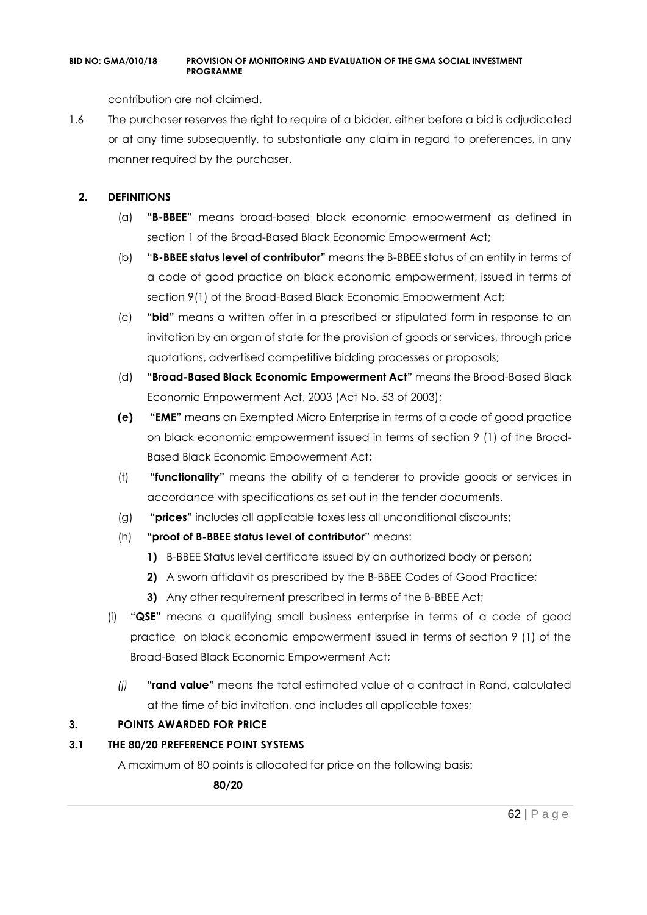contribution are not claimed.

1.6 The purchaser reserves the right to require of a bidder, either before a bid is adjudicated or at any time subsequently, to substantiate any claim in regard to preferences, in any manner required by the purchaser.

## 2. DEFINITIONS

(a) **"B-BBEE"** means broad-based black economic empowerment as defined in section 1 of the Broad-Based Black Economic Empowerment Act;

(b) "**B-BBEE status level of contributor"** means the B-BBEE status of an entity in terms of a code of good practice on black economic empowerment, issued in terms of section 9(1) of the Broad-Based Black Economic Empowerment Act;

(c) **"bid"** means a written offer in a prescribed or stipulated form in response to an invitation by an organ of state for the provision of goods or services, through price quotations, advertised competitive bidding processes or proposals;

(d) **"Broad-Based Black Economic Empowerment Act"** means the Broad-Based Black Economic Empowerment Act, 2003 (Act No. 53 of 2003);

**(e)** **"EME"** means an Exempted Micro Enterprise in terms of a code of good practice on black economic empowerment issued in terms of section 9 (1) of the Broad-Based Black Economic Empowerment Act;

(f) **"functionality"** means the ability of a tenderer to provide goods or services in accordance with specifications as set out in the tender documents.

(g) **"prices"** includes all applicable taxes less all unconditional discounts;

(h) **"proof of B-BBEE status level of contributor"** means:

**1)** B-BBEE Status level certificate issued by an authorized body or person;

**2)** A sworn affidavit as prescribed by the B-BBEE Codes of Good Practice;

**3)** Any other requirement prescribed in terms of the B-BBEE Act;

(i) **"QSE"** means a qualifying small business enterprise in terms of a code of good practice on black economic empowerment issued in terms of section 9 (1) of the Broad-Based Black Economic Empowerment Act;

*(j)* **"rand value"** means the total estimated value of a contract in Rand, calculated at the time of bid invitation, and includes all applicable taxes;

## 3. POINTS AWARDED FOR PRICE

### 3.1 THE 80/20 PREFERENCE POINT SYSTEMS

A maximum of 80 points is allocated for price on the following basis:

**80/20**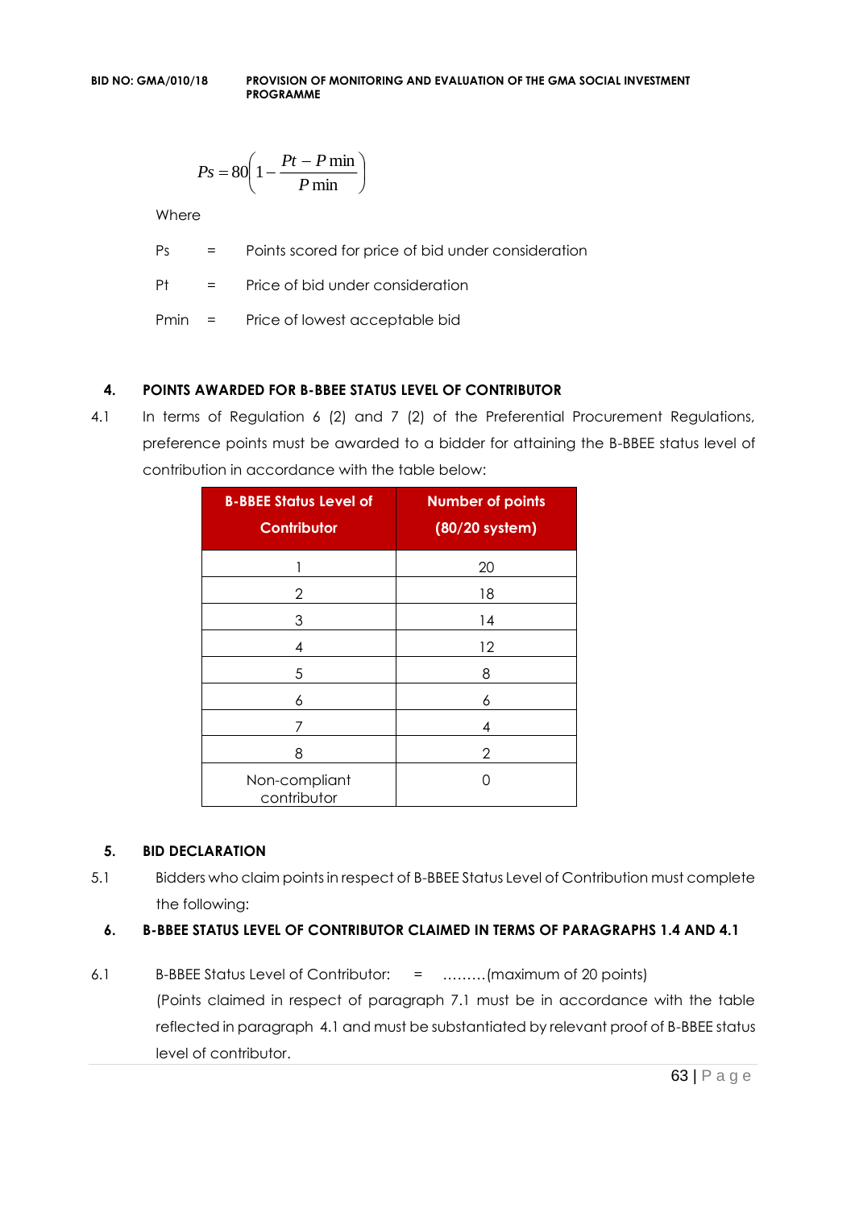$$Ps = 80\left(1 - \frac{Pt - P\min}{P\min}\right)$$

Where

Ps = Points scored for price of bid under consideration

Pt = Price of bid under consideration

Pmin = Price of lowest acceptable bid

## 4. POINTS AWARDED FOR B-BBEE STATUS LEVEL OF CONTRIBUTOR

4.1 In terms of Regulation 6 (2) and 7 (2) of the Preferential Procurement Regulations, preference points must be awarded to a bidder for attaining the B-BBEE status level of contribution in accordance with the table below:

| B-BBEE Status Level of Contributor | Number of points (80/20 system) |
|---|---|
| 1 | 20 |
| 2 | 18 |
| 3 | 14 |
| 4 | 12 |
| 5 | 8 |
| 6 | 6 |
| 7 | 4 |
| 8 | 2 |
| Non-compliant contributor | 0 |

## 5. BID DECLARATION

5.1 Bidders who claim points in respect of B-BBEE Status Level of Contribution must complete the following:

## 6. B-BBEE STATUS LEVEL OF CONTRIBUTOR CLAIMED IN TERMS OF PARAGRAPHS 1.4 AND 4.1

6.1 B-BBEE Status Level of Contributor: = ………(maximum of 20 points)

(Points claimed in respect of paragraph 7.1 must be in accordance with the table reflected in paragraph 4.1 and must be substantiated by relevant proof of B-BBEE status level of contributor.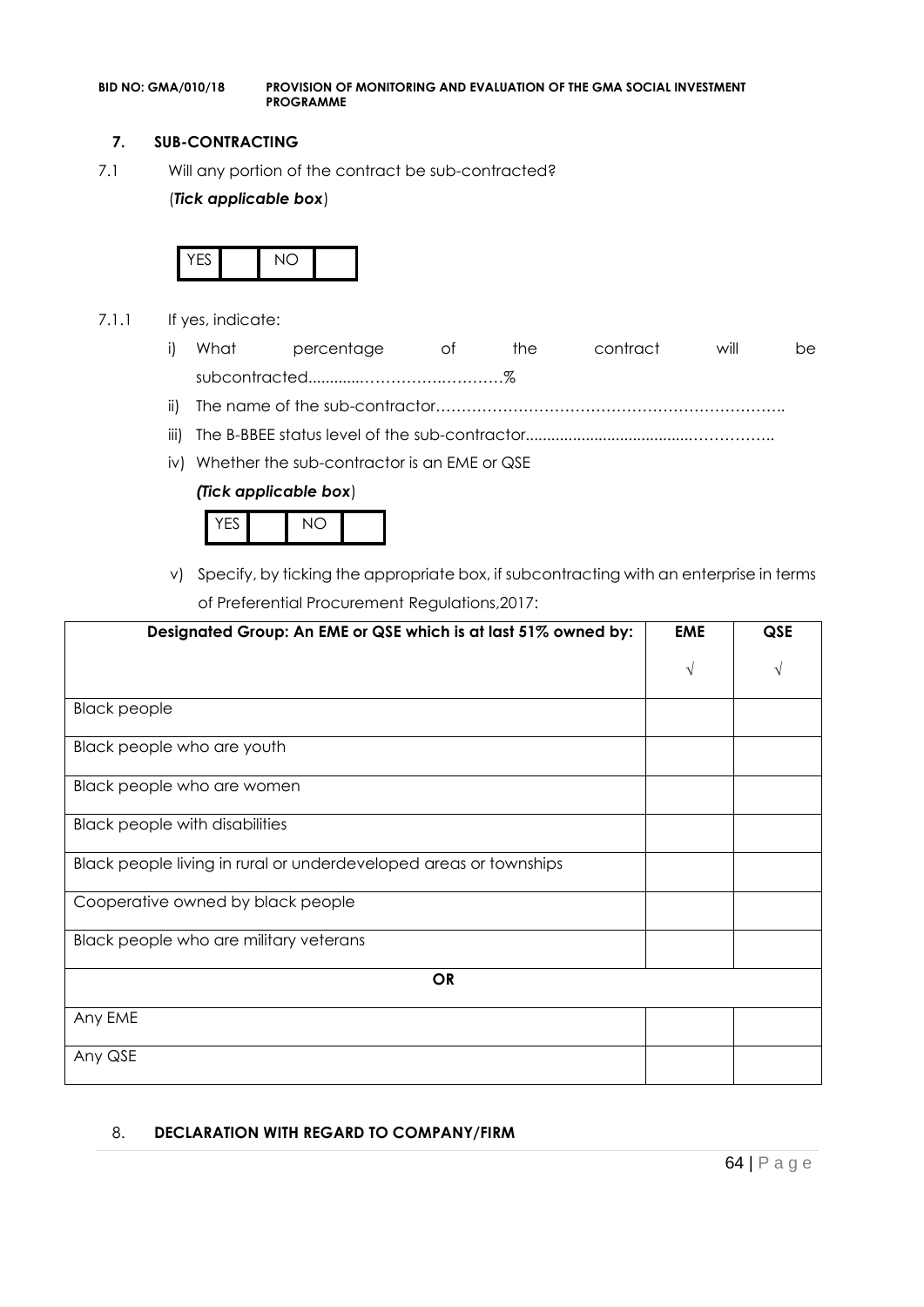## 7. SUB-CONTRACTING

7.1 Will any portion of the contract be sub-contracted?

(*Tick applicable box*)

| YES | | NO | |
|---|---|---|---|

7.1.1 If yes, indicate:

i) What percentage of the contract will be subcontracted............…………….…………%

ii) The name of the sub-contractor…………………………………………………………..

iii) The B-BBEE status level of the sub-contractor......................................……………..

iv) Whether the sub-contractor is an EME or QSE

*(Tick applicable box*)

| YES | | NO | |
|---|---|---|---|

v) Specify, by ticking the appropriate box, if subcontracting with an enterprise in terms of Preferential Procurement Regulations,2017:

| Designated Group: An EME or QSE which is at last 51% owned by: | EME | QSE |
|---|---|---|
| | √ | √ |
| Black people | | |
| Black people who are youth | | |
| Black people who are women | | |
| Black people with disabilities | | |
| Black people living in rural or underdeveloped areas or townships | | |
| Cooperative owned by black people | | |
| Black people who are military veterans | | |
| **OR** | | |
| Any EME | | |
| Any QSE | | |

8. **DECLARATION WITH REGARD TO COMPANY/FIRM**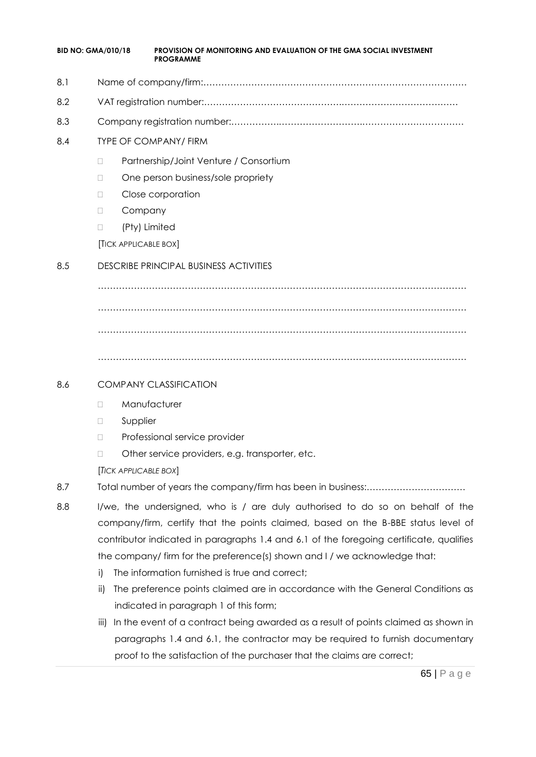8.1 Name of company/firm:……………………………………………………………………………

8.2 VAT registration number:……………………………………….…………………………………

8.3 Company registration number:…………….……………………….…………………………….

8.4 TYPE OF COMPANY/ FIRM

- Partnership/Joint Venture / Consortium
- One person business/sole propriety
- Close corporation
- Company
- (Pty) Limited

[TICK APPLICABLE BOX]

8.5 DESCRIBE PRINCIPAL BUSINESS ACTIVITIES

…………………………………………………………………………………………………………

…………………………………………………………………………………………………………

…………………………………………………………………………………………………………

…………………………………………………………………………………………………………

8.6 COMPANY CLASSIFICATION

- Manufacturer
- Supplier
- Professional service provider
- Other service providers, e.g. transporter, etc.

[*TICK APPLICABLE BOX*]

8.7 Total number of years the company/firm has been in business:……………………………

8.8 I/we, the undersigned, who is / are duly authorised to do so on behalf of the company/firm, certify that the points claimed, based on the B-BBE status level of contributor indicated in paragraphs 1.4 and 6.1 of the foregoing certificate, qualifies the company/ firm for the preference(s) shown and I / we acknowledge that:

i) The information furnished is true and correct;

ii) The preference points claimed are in accordance with the General Conditions as indicated in paragraph 1 of this form;

iii) In the event of a contract being awarded as a result of points claimed as shown in paragraphs 1.4 and 6.1, the contractor may be required to furnish documentary proof to the satisfaction of the purchaser that the claims are correct;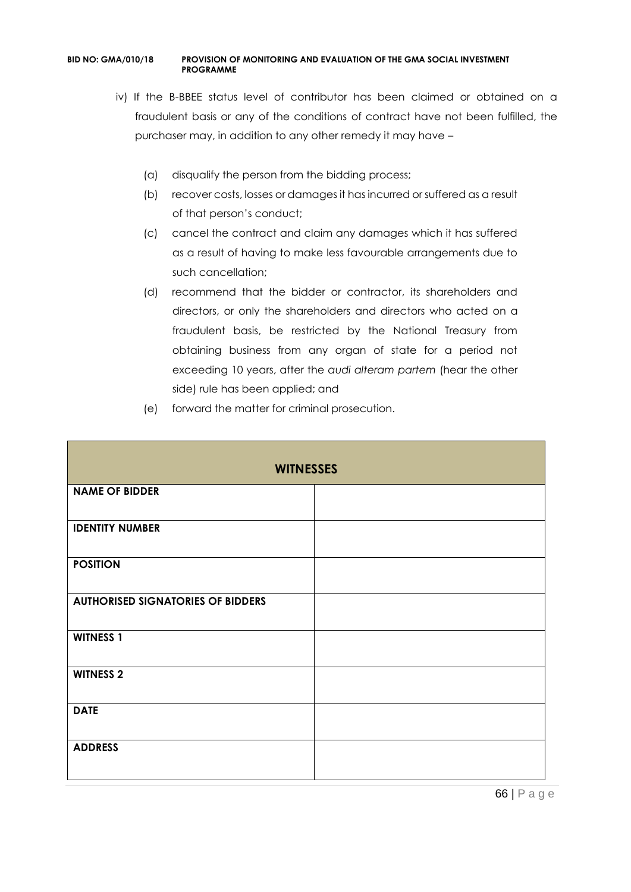iv) If the B-BBEE status level of contributor has been claimed or obtained on a fraudulent basis or any of the conditions of contract have not been fulfilled, the purchaser may, in addition to any other remedy it may have –

(a) disqualify the person from the bidding process;

(b) recover costs, losses or damages it has incurred or suffered as a result of that person's conduct;

(c) cancel the contract and claim any damages which it has suffered as a result of having to make less favourable arrangements due to such cancellation;

(d) recommend that the bidder or contractor, its shareholders and directors, or only the shareholders and directors who acted on a fraudulent basis, be restricted by the National Treasury from obtaining business from any organ of state for a period not exceeding 10 years, after the *audi alteram partem* (hear the other side) rule has been applied; and

(e) forward the matter for criminal prosecution.

| **WITNESSES** | |
|---|---|
| **NAME OF BIDDER** | |
| **IDENTITY NUMBER** | |
| **POSITION** | |
| **AUTHORISED SIGNATORIES OF BIDDERS** | |
| **WITNESS 1** | |
| **WITNESS 2** | |
| **DATE** | |
| **ADDRESS** | |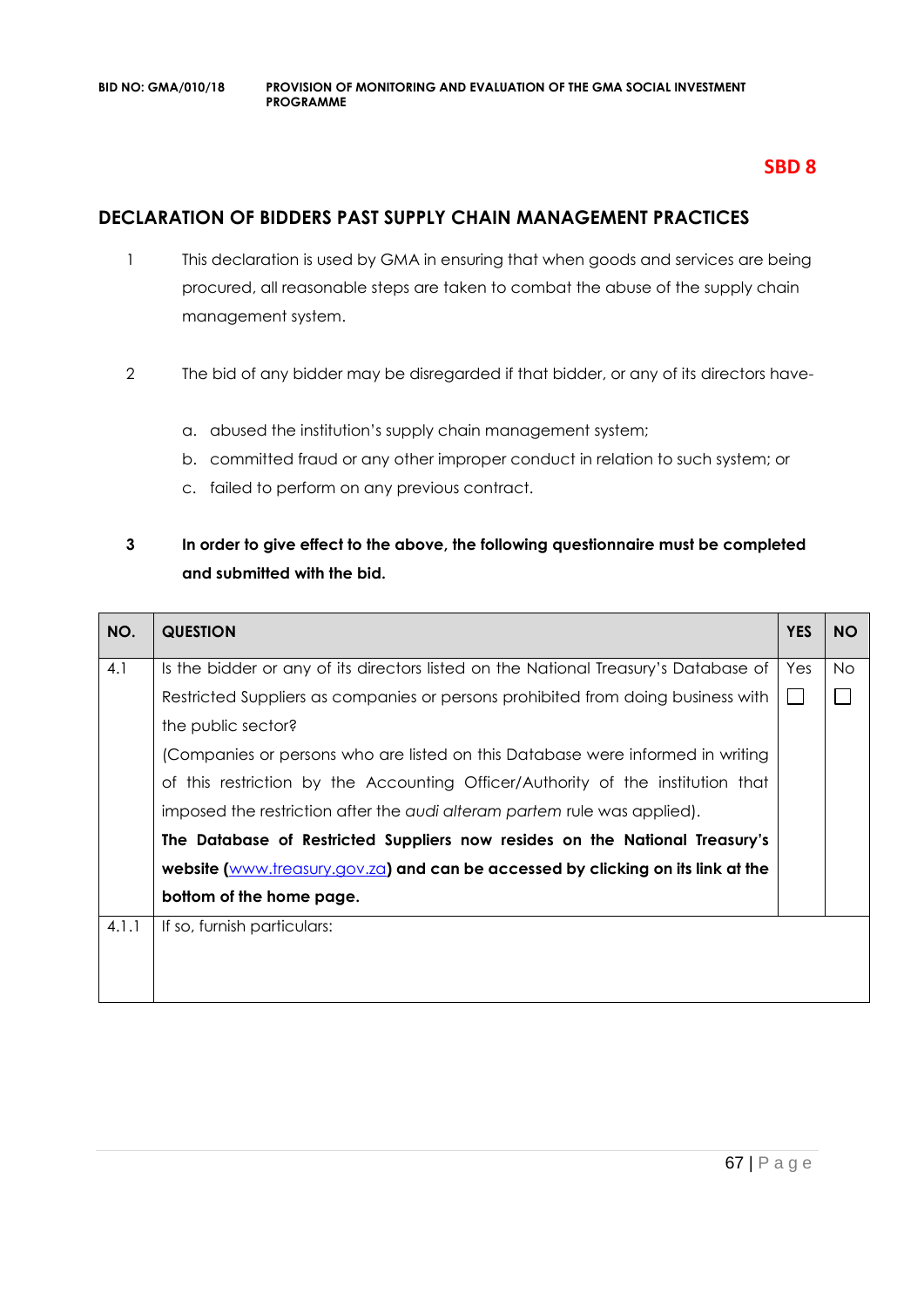**SBD 8**

## DECLARATION OF BIDDERS PAST SUPPLY CHAIN MANAGEMENT PRACTICES

1. This declaration is used by GMA in ensuring that when goods and services are being procured, all reasonable steps are taken to combat the abuse of the supply chain management system.

2. The bid of any bidder may be disregarded if that bidder, or any of its directors have-

   a. abused the institution's supply chain management system;
   b. committed fraud or any other improper conduct in relation to such system; or
   c. failed to perform on any previous contract.

3. **In order to give effect to the above, the following questionnaire must be completed and submitted with the bid.**

| NO. | QUESTION | YES | NO |
|---|---|---|---|
| 4.1 | Is the bidder or any of its directors listed on the National Treasury's Database of Restricted Suppliers as companies or persons prohibited from doing business with the public sector? (Companies or persons who are listed on this Database were informed in writing of this restriction by the Accounting Officer/Authority of the institution that imposed the restriction after the *audi alteram partem* rule was applied). **The Database of Restricted Suppliers now resides on the National Treasury's website (www.treasury.gov.za) and can be accessed by clicking on its link at the bottom of the home page.** | Yes ☐ | No ☐ |
| 4.1.1 | If so, furnish particulars: | | |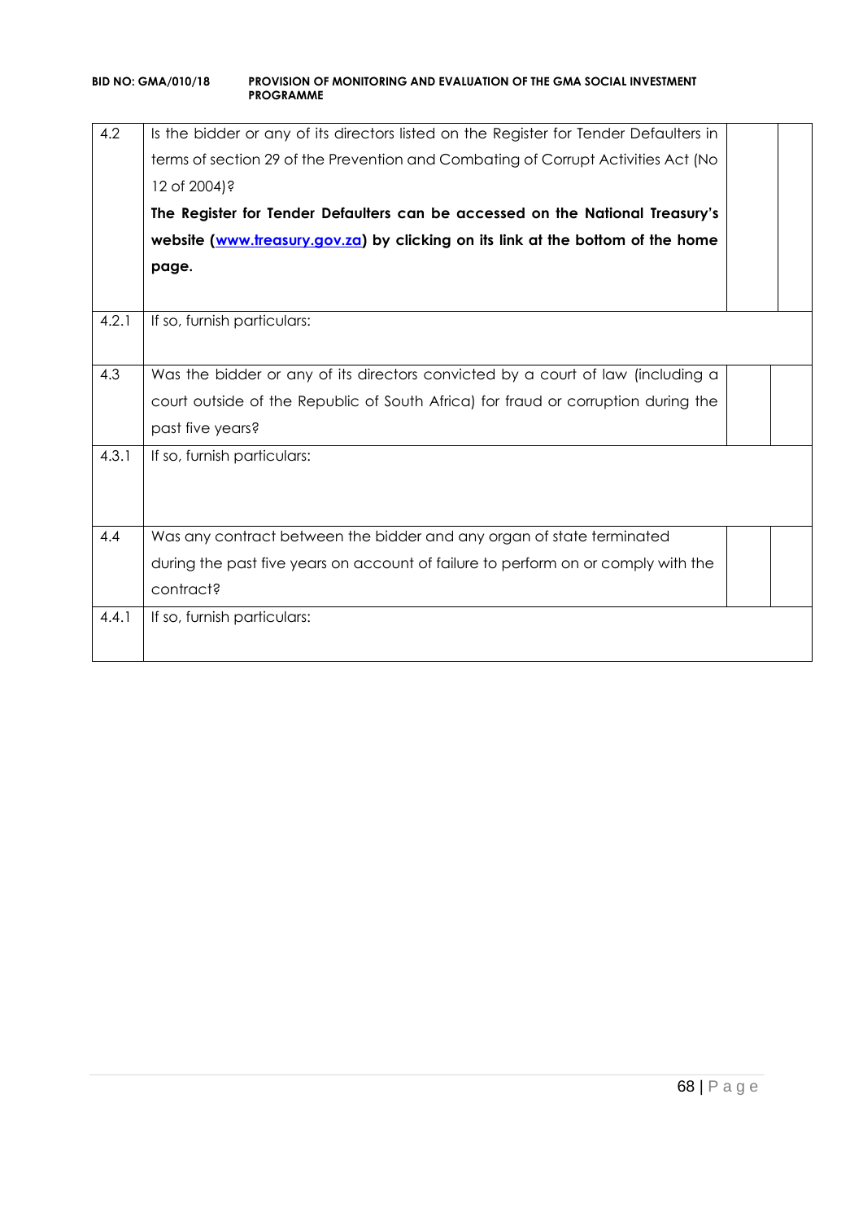| | | | |
|---|---|---|---|
| 4.2 | Is the bidder or any of its directors listed on the Register for Tender Defaulters in terms of section 29 of the Prevention and Combating of Corrupt Activities Act (No 12 of 2004)? **The Register for Tender Defaulters can be accessed on the National Treasury's website ([www.treasury.gov.za](http://www.treasury.gov.za)) by clicking on its link at the bottom of the home page.** | | |
| 4.2.1 | If so, furnish particulars: | | |
| 4.3 | Was the bidder or any of its directors convicted by a court of law (including a court outside of the Republic of South Africa) for fraud or corruption during the past five years? | | |
| 4.3.1 | If so, furnish particulars: | | |
| 4.4 | Was any contract between the bidder and any organ of state terminated during the past five years on account of failure to perform on or comply with the contract? | | |
| 4.4.1 | If so, furnish particulars: | | |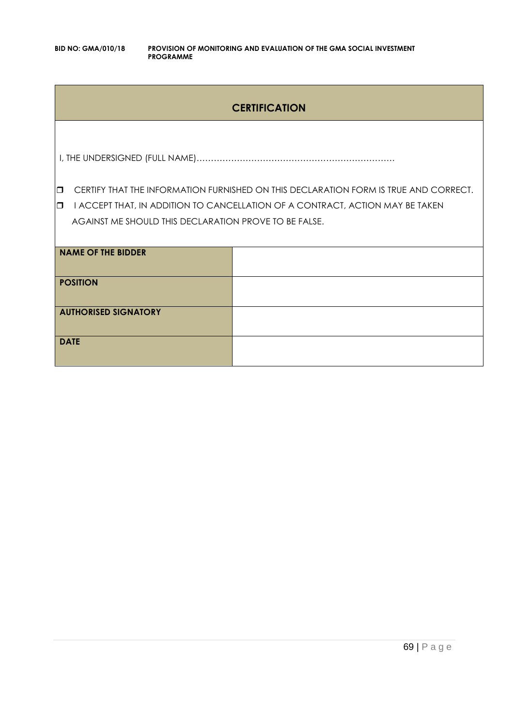## CERTIFICATION

I, THE UNDERSIGNED (FULL NAME)…………………………………………………………

- ❒ CERTIFY THAT THE INFORMATION FURNISHED ON THIS DECLARATION FORM IS TRUE AND CORRECT.
- ❒ I ACCEPT THAT, IN ADDITION TO CANCELLATION OF A CONTRACT, ACTION MAY BE TAKEN AGAINST ME SHOULD THIS DECLARATION PROVE TO BE FALSE.

| | |
|---|---|
| **NAME OF THE BIDDER** | |
| **POSITION** | |
| **AUTHORISED SIGNATORY** | |
| **DATE** | |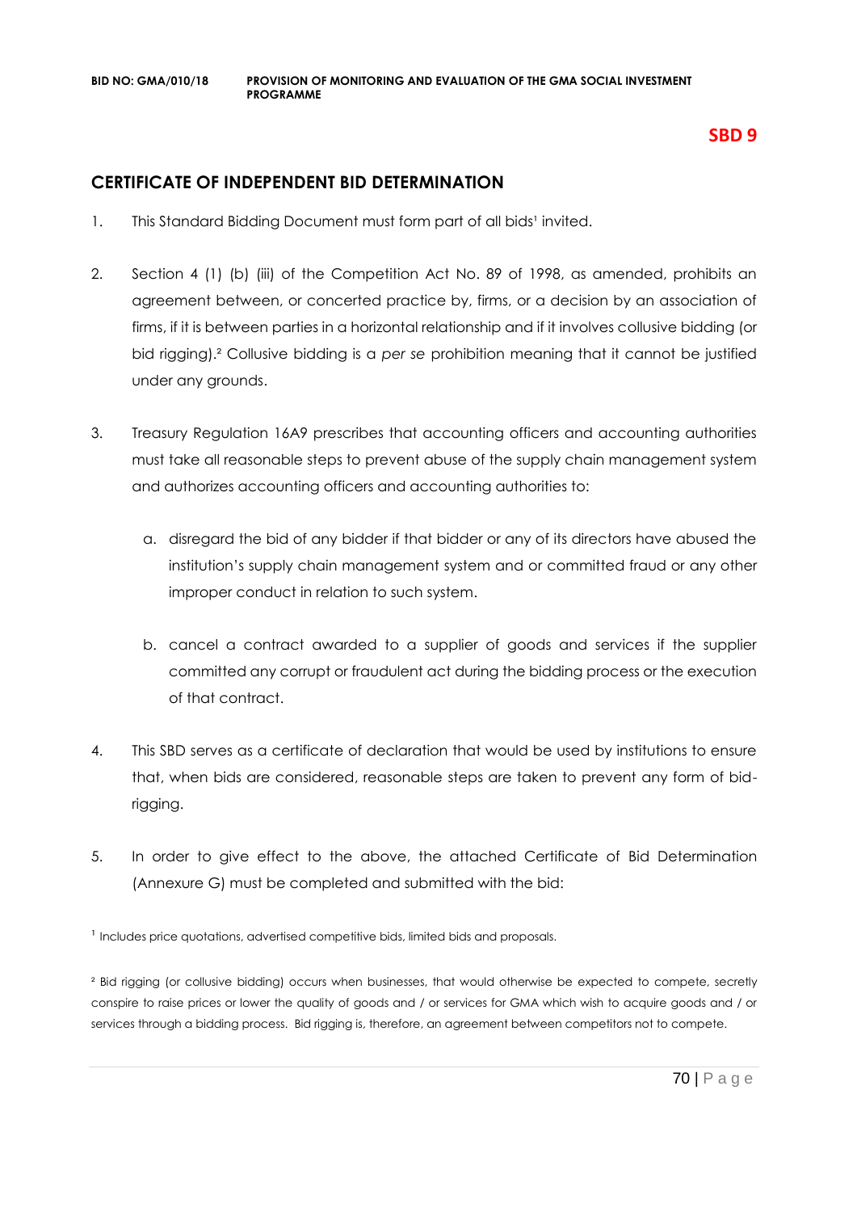**SBD 9**

## CERTIFICATE OF INDEPENDENT BID DETERMINATION

1. This Standard Bidding Document must form part of all bids[1] invited.

2. Section 4 (1) (b) (iii) of the Competition Act No. 89 of 1998, as amended, prohibits an agreement between, or concerted practice by, firms, or a decision by an association of firms, if it is between parties in a horizontal relationship and if it involves collusive bidding (or bid rigging).[2] Collusive bidding is a *per se* prohibition meaning that it cannot be justified under any grounds.

3. Treasury Regulation 16A9 prescribes that accounting officers and accounting authorities must take all reasonable steps to prevent abuse of the supply chain management system and authorizes accounting officers and accounting authorities to:

   a. disregard the bid of any bidder if that bidder or any of its directors have abused the institution's supply chain management system and or committed fraud or any other improper conduct in relation to such system.

   b. cancel a contract awarded to a supplier of goods and services if the supplier committed any corrupt or fraudulent act during the bidding process or the execution of that contract.

4. This SBD serves as a certificate of declaration that would be used by institutions to ensure that, when bids are considered, reasonable steps are taken to prevent any form of bid-rigging.

5. In order to give effect to the above, the attached Certificate of Bid Determination (Annexure G) must be completed and submitted with the bid:

[1] Includes price quotations, advertised competitive bids, limited bids and proposals.

[2] Bid rigging (or collusive bidding) occurs when businesses, that would otherwise be expected to compete, secretly conspire to raise prices or lower the quality of goods and / or services for GMA which wish to acquire goods and / or services through a bidding process. Bid rigging is, therefore, an agreement between competitors not to compete.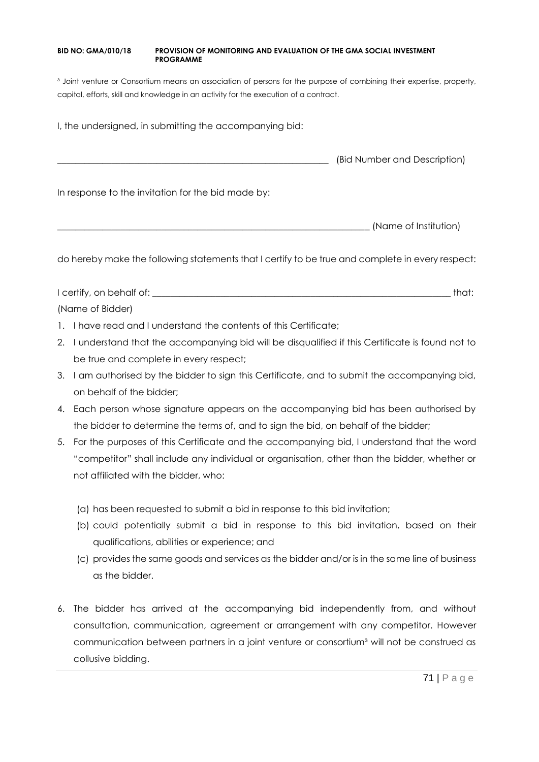[3] Joint venture or Consortium means an association of persons for the purpose of combining their expertise, property, capital, efforts, skill and knowledge in an activity for the execution of a contract.

I, the undersigned, in submitting the accompanying bid:

_____________________________________________ (Bid Number and Description)

In response to the invitation for the bid made by:

_____________________________________________ (Name of Institution)

do hereby make the following statements that I certify to be true and complete in every respect:

I certify, on behalf of: _____________________________________________ that:
(Name of Bidder)

1. I have read and I understand the contents of this Certificate;
2. I understand that the accompanying bid will be disqualified if this Certificate is found not to be true and complete in every respect;
3. I am authorised by the bidder to sign this Certificate, and to submit the accompanying bid, on behalf of the bidder;
4. Each person whose signature appears on the accompanying bid has been authorised by the bidder to determine the terms of, and to sign the bid, on behalf of the bidder;
5. For the purposes of this Certificate and the accompanying bid, I understand that the word "competitor" shall include any individual or organisation, other than the bidder, whether or not affiliated with the bidder, who:
   (a) has been requested to submit a bid in response to this bid invitation;
   (b) could potentially submit a bid in response to this bid invitation, based on their qualifications, abilities or experience; and
   (c) provides the same goods and services as the bidder and/or is in the same line of business as the bidder.
6. The bidder has arrived at the accompanying bid independently from, and without consultation, communication, agreement or arrangement with any competitor. However communication between partners in a joint venture or consortium[3] will not be construed as collusive bidding.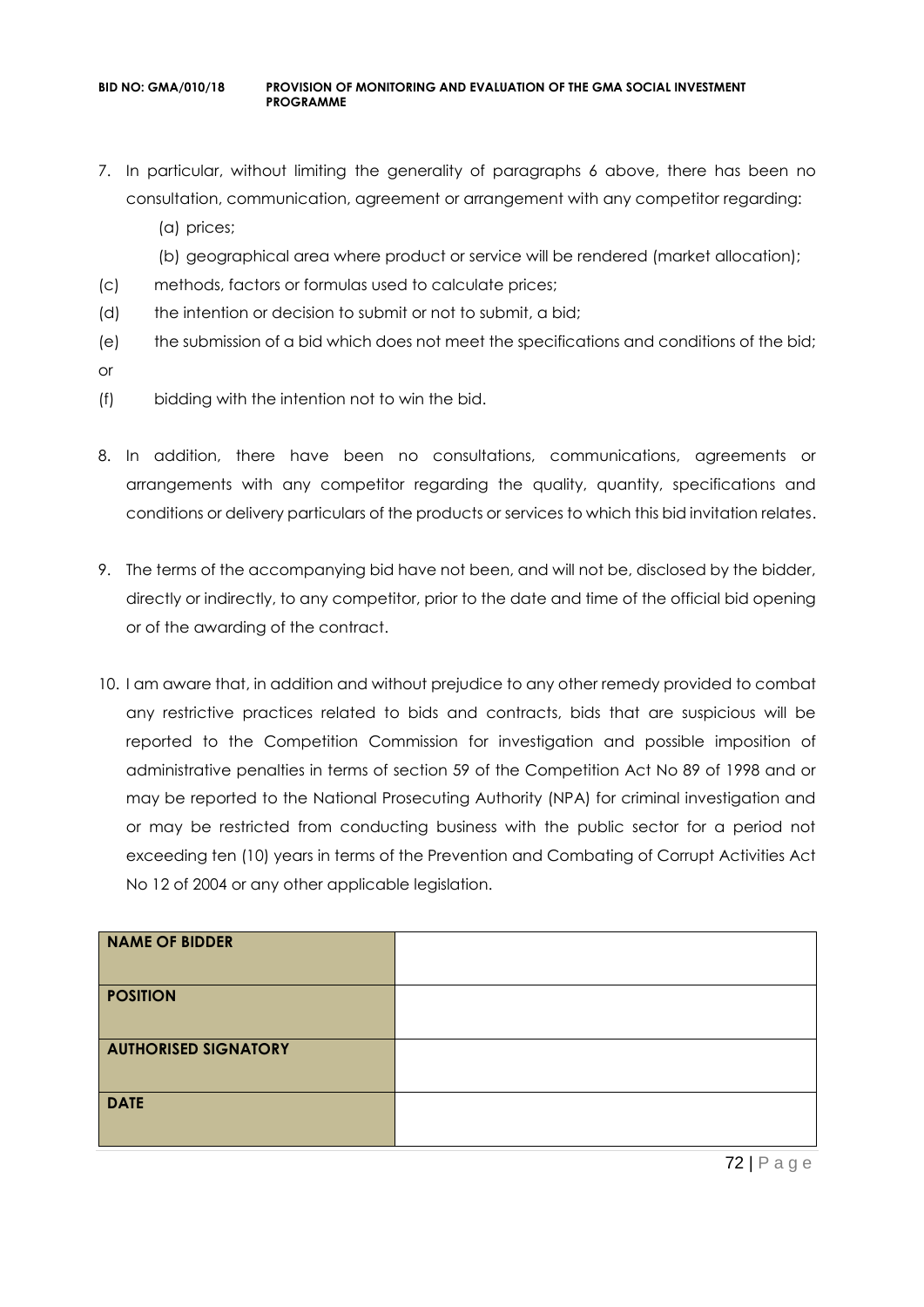7. In particular, without limiting the generality of paragraphs 6 above, there has been no consultation, communication, agreement or arrangement with any competitor regarding:
   (a) prices;
   (b) geographical area where product or service will be rendered (market allocation);
   (c) methods, factors or formulas used to calculate prices;
   (d) the intention or decision to submit or not to submit, a bid;
   (e) the submission of a bid which does not meet the specifications and conditions of the bid; or
   (f) bidding with the intention not to win the bid.

8. In addition, there have been no consultations, communications, agreements or arrangements with any competitor regarding the quality, quantity, specifications and conditions or delivery particulars of the products or services to which this bid invitation relates.

9. The terms of the accompanying bid have not been, and will not be, disclosed by the bidder, directly or indirectly, to any competitor, prior to the date and time of the official bid opening or of the awarding of the contract.

10. I am aware that, in addition and without prejudice to any other remedy provided to combat any restrictive practices related to bids and contracts, bids that are suspicious will be reported to the Competition Commission for investigation and possible imposition of administrative penalties in terms of section 59 of the Competition Act No 89 of 1998 and or may be reported to the National Prosecuting Authority (NPA) for criminal investigation and or may be restricted from conducting business with the public sector for a period not exceeding ten (10) years in terms of the Prevention and Combating of Corrupt Activities Act No 12 of 2004 or any other applicable legislation.

| **NAME OF BIDDER** | |
|---|---|
| **POSITION** | |
| **AUTHORISED SIGNATORY** | |
| **DATE** | |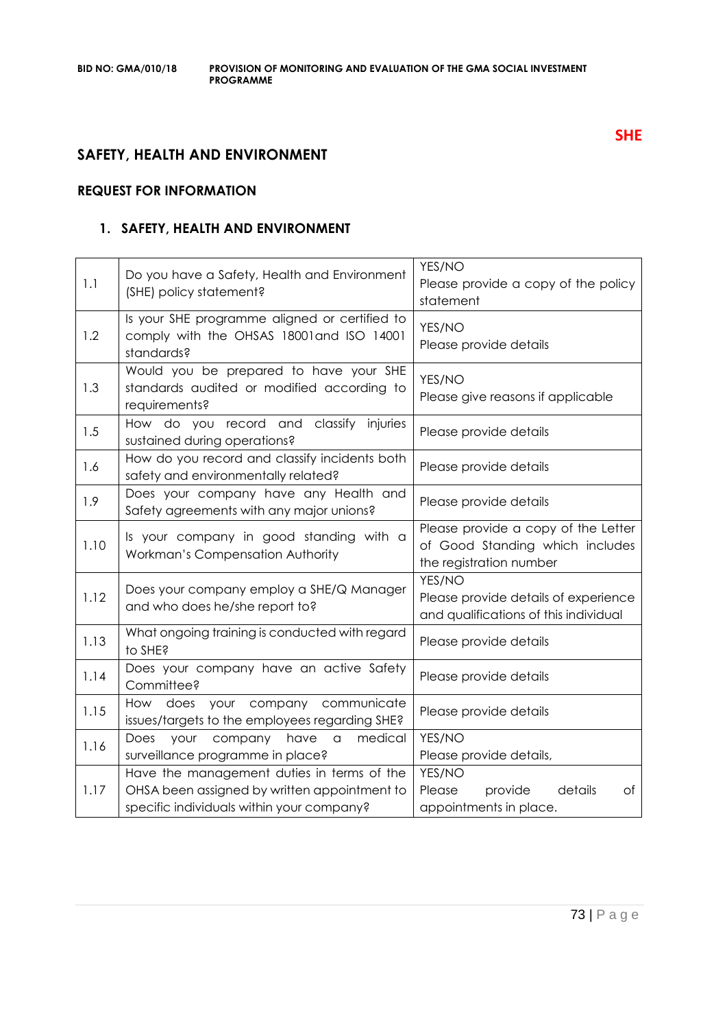**SHE**

## SAFETY, HEALTH AND ENVIRONMENT

### REQUEST FOR INFORMATION

### 1. SAFETY, HEALTH AND ENVIRONMENT

| | | |
|---|---|---|
| 1.1 | Do you have a Safety, Health and Environment (SHE) policy statement? | YES/NO<br>Please provide a copy of the policy statement |
| 1.2 | Is your SHE programme aligned or certified to comply with the OHSAS 18001and ISO 14001 standards? | YES/NO<br>Please provide details |
| 1.3 | Would you be prepared to have your SHE standards audited or modified according to requirements? | YES/NO<br>Please give reasons if applicable |
| 1.5 | How do you record and classify injuries sustained during operations? | Please provide details |
| 1.6 | How do you record and classify incidents both safety and environmentally related? | Please provide details |
| 1.9 | Does your company have any Health and Safety agreements with any major unions? | Please provide details |
| 1.10 | Is your company in good standing with a Workman's Compensation Authority | Please provide a copy of the Letter of Good Standing which includes the registration number |
| 1.12 | Does your company employ a SHE/Q Manager and who does he/she report to? | YES/NO<br>Please provide details of experience and qualifications of this individual |
| 1.13 | What ongoing training is conducted with regard to SHE? | Please provide details |
| 1.14 | Does your company have an active Safety Committee? | Please provide details |
| 1.15 | How does your company communicate issues/targets to the employees regarding SHE? | Please provide details |
| 1.16 | Does your company have a medical surveillance programme in place? | YES/NO<br>Please provide details, |
| 1.17 | Have the management duties in terms of the OHSA been assigned by written appointment to specific individuals within your company? | YES/NO<br>Please provide details of appointments in place. |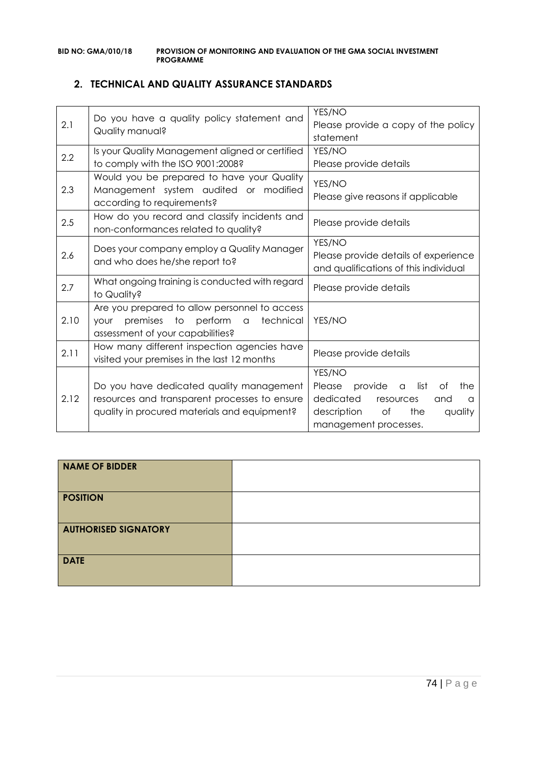## 2. TECHNICAL AND QUALITY ASSURANCE STANDARDS

| | | |
|---|---|---|
| 2.1 | Do you have a quality policy statement and Quality manual? | YES/NO<br>Please provide a copy of the policy statement |
| 2.2 | Is your Quality Management aligned or certified to comply with the ISO 9001:2008? | YES/NO<br>Please provide details |
| 2.3 | Would you be prepared to have your Quality Management system audited or modified according to requirements? | YES/NO<br>Please give reasons if applicable |
| 2.5 | How do you record and classify incidents and non-conformances related to quality? | Please provide details |
| 2.6 | Does your company employ a Quality Manager and who does he/she report to? | YES/NO<br>Please provide details of experience and qualifications of this individual |
| 2.7 | What ongoing training is conducted with regard to Quality? | Please provide details |
| 2.10 | Are you prepared to allow personnel to access your premises to perform a technical assessment of your capabilities? | YES/NO |
| 2.11 | How many different inspection agencies have visited your premises in the last 12 months | Please provide details |
| 2.12 | Do you have dedicated quality management resources and transparent processes to ensure quality in procured materials and equipment? | YES/NO<br>Please provide a list of the dedicated resources and a description of the quality management processes. |

| | |
|---|---|
| **NAME OF BIDDER** | |
| **POSITION** | |
| **AUTHORISED SIGNATORY** | |
| **DATE** | |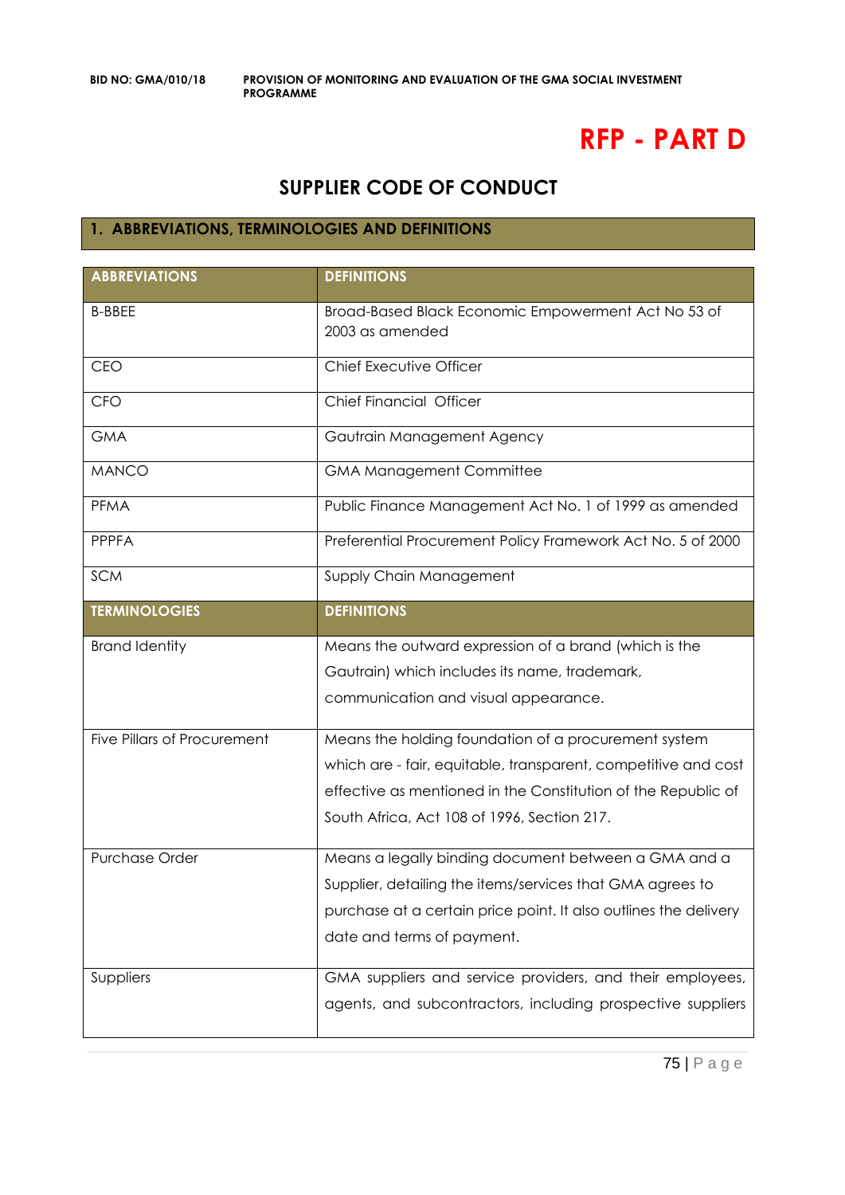# RFP - PART D

## SUPPLIER CODE OF CONDUCT

### 1. ABBREVIATIONS, TERMINOLOGIES AND DEFINITIONS

| ABBREVIATIONS | DEFINITIONS |
|---|---|
| B-BBEE | Broad-Based Black Economic Empowerment Act No 53 of 2003 as amended |
| CEO | Chief Executive Officer |
| CFO | Chief Financial Officer |
| GMA | Gautrain Management Agency |
| MANCO | GMA Management Committee |
| PFMA | Public Finance Management Act No. 1 of 1999 as amended |
| PPPFA | Preferential Procurement Policy Framework Act No. 5 of 2000 |
| SCM | Supply Chain Management |
| **TERMINOLOGIES** | **DEFINITIONS** |
| Brand Identity | Means the outward expression of a brand (which is the Gautrain) which includes its name, trademark, communication and visual appearance. |
| Five Pillars of Procurement | Means the holding foundation of a procurement system which are - fair, equitable, transparent, competitive and cost effective as mentioned in the Constitution of the Republic of South Africa, Act 108 of 1996, Section 217. |
| Purchase Order | Means a legally binding document between a GMA and a Supplier, detailing the items/services that GMA agrees to purchase at a certain price point. It also outlines the delivery date and terms of payment. |
| Suppliers | GMA suppliers and service providers, and their employees, agents, and subcontractors, including prospective suppliers |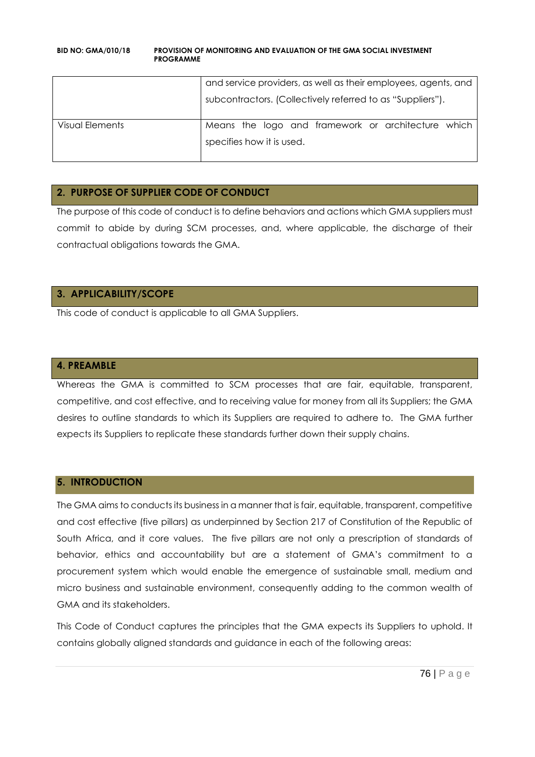|  |  |
|---|---|
|  | and service providers, as well as their employees, agents, and subcontractors. (Collectively referred to as "Suppliers"). |
| Visual Elements | Means the logo and framework or architecture which specifies how it is used. |

## 2. PURPOSE OF SUPPLIER CODE OF CONDUCT

The purpose of this code of conduct is to define behaviors and actions which GMA suppliers must commit to abide by during SCM processes, and, where applicable, the discharge of their contractual obligations towards the GMA.

## 3. APPLICABILITY/SCOPE

This code of conduct is applicable to all GMA Suppliers.

## 4. PREAMBLE

Whereas the GMA is committed to SCM processes that are fair, equitable, transparent, competitive, and cost effective, and to receiving value for money from all its Suppliers; the GMA desires to outline standards to which its Suppliers are required to adhere to. The GMA further expects its Suppliers to replicate these standards further down their supply chains.

## 5. INTRODUCTION

The GMA aims to conducts its business in a manner that is fair, equitable, transparent, competitive and cost effective (five pillars) as underpinned by Section 217 of Constitution of the Republic of South Africa, and it core values. The five pillars are not only a prescription of standards of behavior, ethics and accountability but are a statement of GMA's commitment to a procurement system which would enable the emergence of sustainable small, medium and micro business and sustainable environment, consequently adding to the common wealth of GMA and its stakeholders.

This Code of Conduct captures the principles that the GMA expects its Suppliers to uphold. It contains globally aligned standards and guidance in each of the following areas: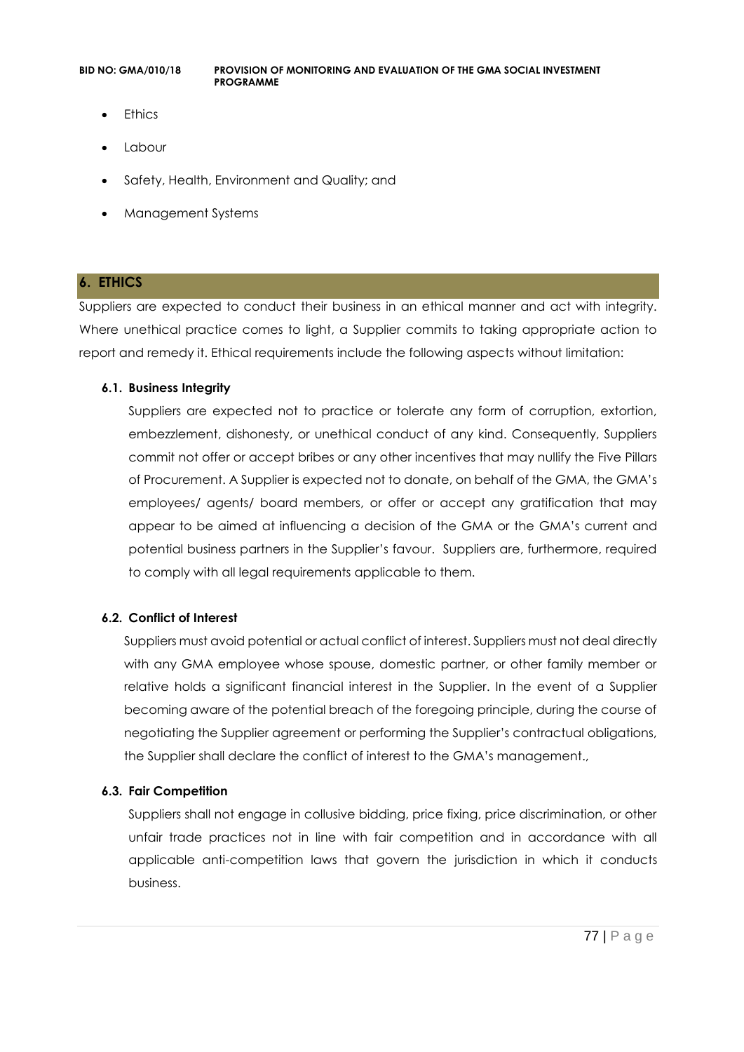- Ethics
- Labour
- Safety, Health, Environment and Quality; and
- Management Systems

## 6. ETHICS

Suppliers are expected to conduct their business in an ethical manner and act with integrity. Where unethical practice comes to light, a Supplier commits to taking appropriate action to report and remedy it. Ethical requirements include the following aspects without limitation:

### 6.1. Business Integrity

Suppliers are expected not to practice or tolerate any form of corruption, extortion, embezzlement, dishonesty, or unethical conduct of any kind. Consequently, Suppliers commit not offer or accept bribes or any other incentives that may nullify the Five Pillars of Procurement. A Supplier is expected not to donate, on behalf of the GMA, the GMA's employees/ agents/ board members, or offer or accept any gratification that may appear to be aimed at influencing a decision of the GMA or the GMA's current and potential business partners in the Supplier's favour. Suppliers are, furthermore, required to comply with all legal requirements applicable to them.

### 6.2. Conflict of Interest

Suppliers must avoid potential or actual conflict of interest. Suppliers must not deal directly with any GMA employee whose spouse, domestic partner, or other family member or relative holds a significant financial interest in the Supplier. In the event of a Supplier becoming aware of the potential breach of the foregoing principle, during the course of negotiating the Supplier agreement or performing the Supplier's contractual obligations, the Supplier shall declare the conflict of interest to the GMA's management.,

### 6.3. Fair Competition

Suppliers shall not engage in collusive bidding, price fixing, price discrimination, or other unfair trade practices not in line with fair competition and in accordance with all applicable anti-competition laws that govern the jurisdiction in which it conducts business.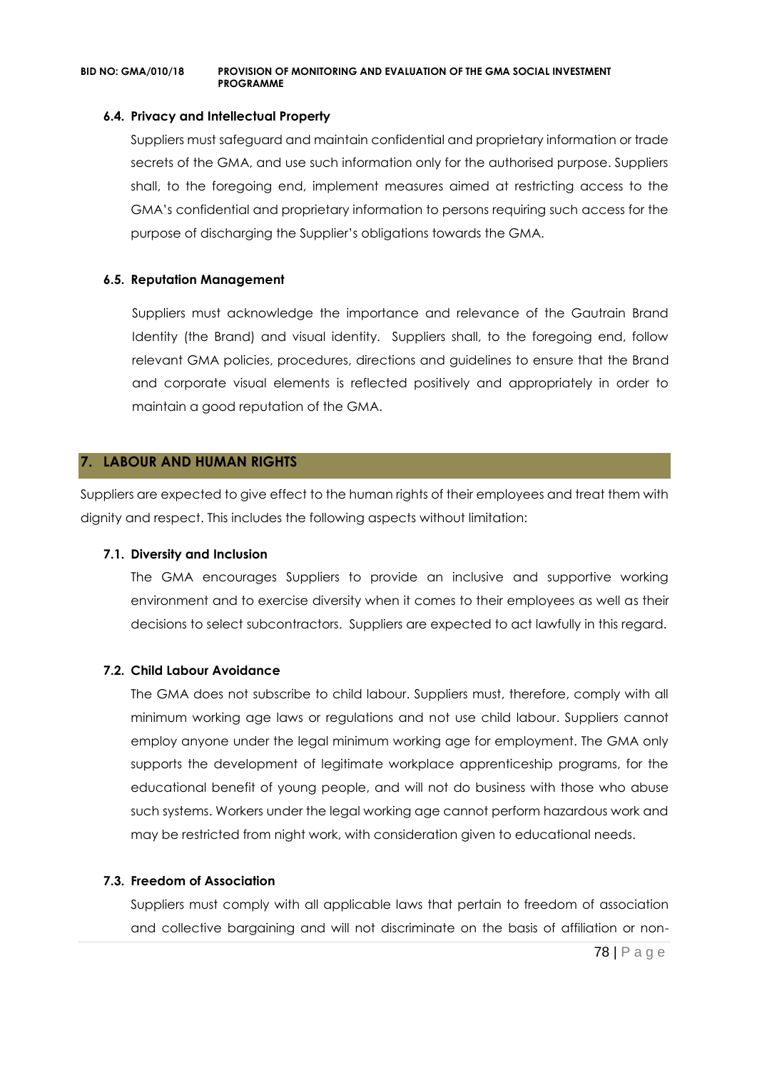#### 6.4. Privacy and Intellectual Property

Suppliers must safeguard and maintain confidential and proprietary information or trade secrets of the GMA, and use such information only for the authorised purpose. Suppliers shall, to the foregoing end, implement measures aimed at restricting access to the GMA's confidential and proprietary information to persons requiring such access for the purpose of discharging the Supplier's obligations towards the GMA.

#### 6.5. Reputation Management

Suppliers must acknowledge the importance and relevance of the Gautrain Brand Identity (the Brand) and visual identity. Suppliers shall, to the foregoing end, follow relevant GMA policies, procedures, directions and guidelines to ensure that the Brand and corporate visual elements is reflected positively and appropriately in order to maintain a good reputation of the GMA.

## 7. LABOUR AND HUMAN RIGHTS

Suppliers are expected to give effect to the human rights of their employees and treat them with dignity and respect. This includes the following aspects without limitation:

#### 7.1. Diversity and Inclusion

The GMA encourages Suppliers to provide an inclusive and supportive working environment and to exercise diversity when it comes to their employees as well as their decisions to select subcontractors. Suppliers are expected to act lawfully in this regard.

#### 7.2. Child Labour Avoidance

The GMA does not subscribe to child labour. Suppliers must, therefore, comply with all minimum working age laws or regulations and not use child labour. Suppliers cannot employ anyone under the legal minimum working age for employment. The GMA only supports the development of legitimate workplace apprenticeship programs, for the educational benefit of young people, and will not do business with those who abuse such systems. Workers under the legal working age cannot perform hazardous work and may be restricted from night work, with consideration given to educational needs.

#### 7.3. Freedom of Association

Suppliers must comply with all applicable laws that pertain to freedom of association and collective bargaining and will not discriminate on the basis of affiliation or non-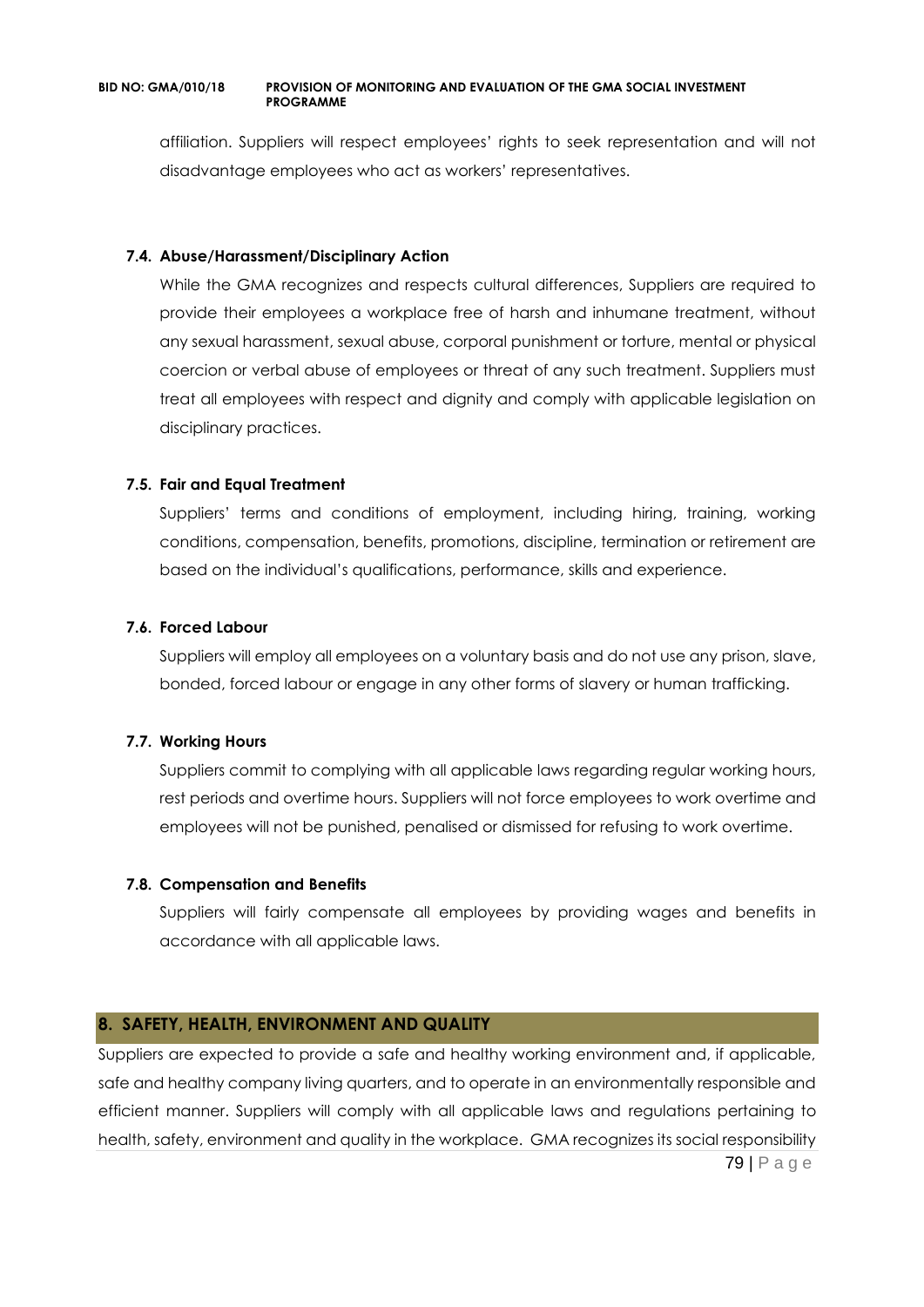affiliation. Suppliers will respect employees' rights to seek representation and will not disadvantage employees who act as workers' representatives.

### 7.4. Abuse/Harassment/Disciplinary Action

While the GMA recognizes and respects cultural differences, Suppliers are required to provide their employees a workplace free of harsh and inhumane treatment, without any sexual harassment, sexual abuse, corporal punishment or torture, mental or physical coercion or verbal abuse of employees or threat of any such treatment. Suppliers must treat all employees with respect and dignity and comply with applicable legislation on disciplinary practices.

### 7.5. Fair and Equal Treatment

Suppliers' terms and conditions of employment, including hiring, training, working conditions, compensation, benefits, promotions, discipline, termination or retirement are based on the individual's qualifications, performance, skills and experience.

### 7.6. Forced Labour

Suppliers will employ all employees on a voluntary basis and do not use any prison, slave, bonded, forced labour or engage in any other forms of slavery or human trafficking.

### 7.7. Working Hours

Suppliers commit to complying with all applicable laws regarding regular working hours, rest periods and overtime hours. Suppliers will not force employees to work overtime and employees will not be punished, penalised or dismissed for refusing to work overtime.

### 7.8. Compensation and Benefits

Suppliers will fairly compensate all employees by providing wages and benefits in accordance with all applicable laws.

## 8. SAFETY, HEALTH, ENVIRONMENT AND QUALITY

Suppliers are expected to provide a safe and healthy working environment and, if applicable, safe and healthy company living quarters, and to operate in an environmentally responsible and efficient manner. Suppliers will comply with all applicable laws and regulations pertaining to health, safety, environment and quality in the workplace. GMA recognizes its social responsibility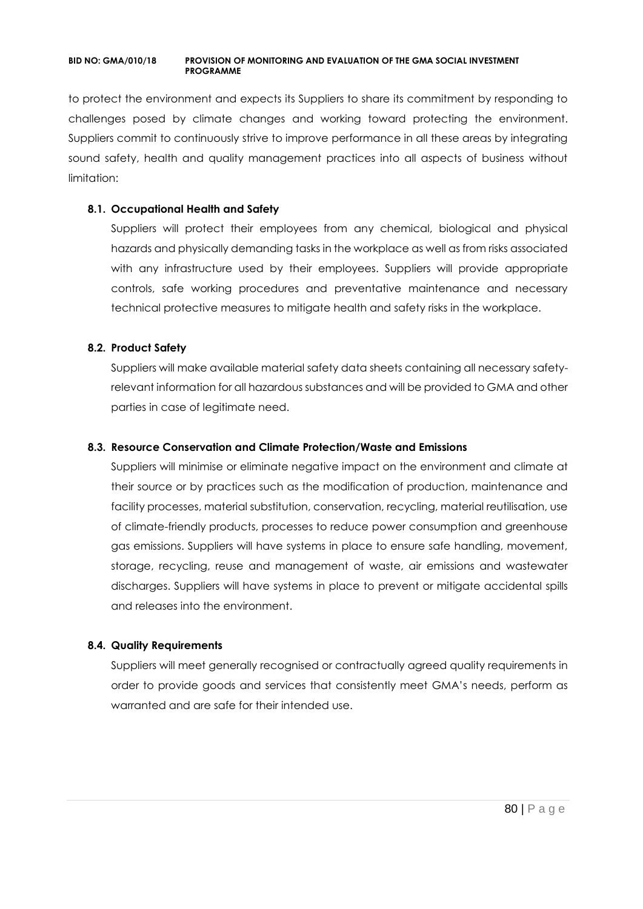to protect the environment and expects its Suppliers to share its commitment by responding to challenges posed by climate changes and working toward protecting the environment. Suppliers commit to continuously strive to improve performance in all these areas by integrating sound safety, health and quality management practices into all aspects of business without limitation:

### 8.1. Occupational Health and Safety

Suppliers will protect their employees from any chemical, biological and physical hazards and physically demanding tasks in the workplace as well as from risks associated with any infrastructure used by their employees. Suppliers will provide appropriate controls, safe working procedures and preventative maintenance and necessary technical protective measures to mitigate health and safety risks in the workplace.

### 8.2. Product Safety

Suppliers will make available material safety data sheets containing all necessary safety-relevant information for all hazardous substances and will be provided to GMA and other parties in case of legitimate need.

### 8.3. Resource Conservation and Climate Protection/Waste and Emissions

Suppliers will minimise or eliminate negative impact on the environment and climate at their source or by practices such as the modification of production, maintenance and facility processes, material substitution, conservation, recycling, material reutilisation, use of climate-friendly products, processes to reduce power consumption and greenhouse gas emissions. Suppliers will have systems in place to ensure safe handling, movement, storage, recycling, reuse and management of waste, air emissions and wastewater discharges. Suppliers will have systems in place to prevent or mitigate accidental spills and releases into the environment.

### 8.4. Quality Requirements

Suppliers will meet generally recognised or contractually agreed quality requirements in order to provide goods and services that consistently meet GMA's needs, perform as warranted and are safe for their intended use.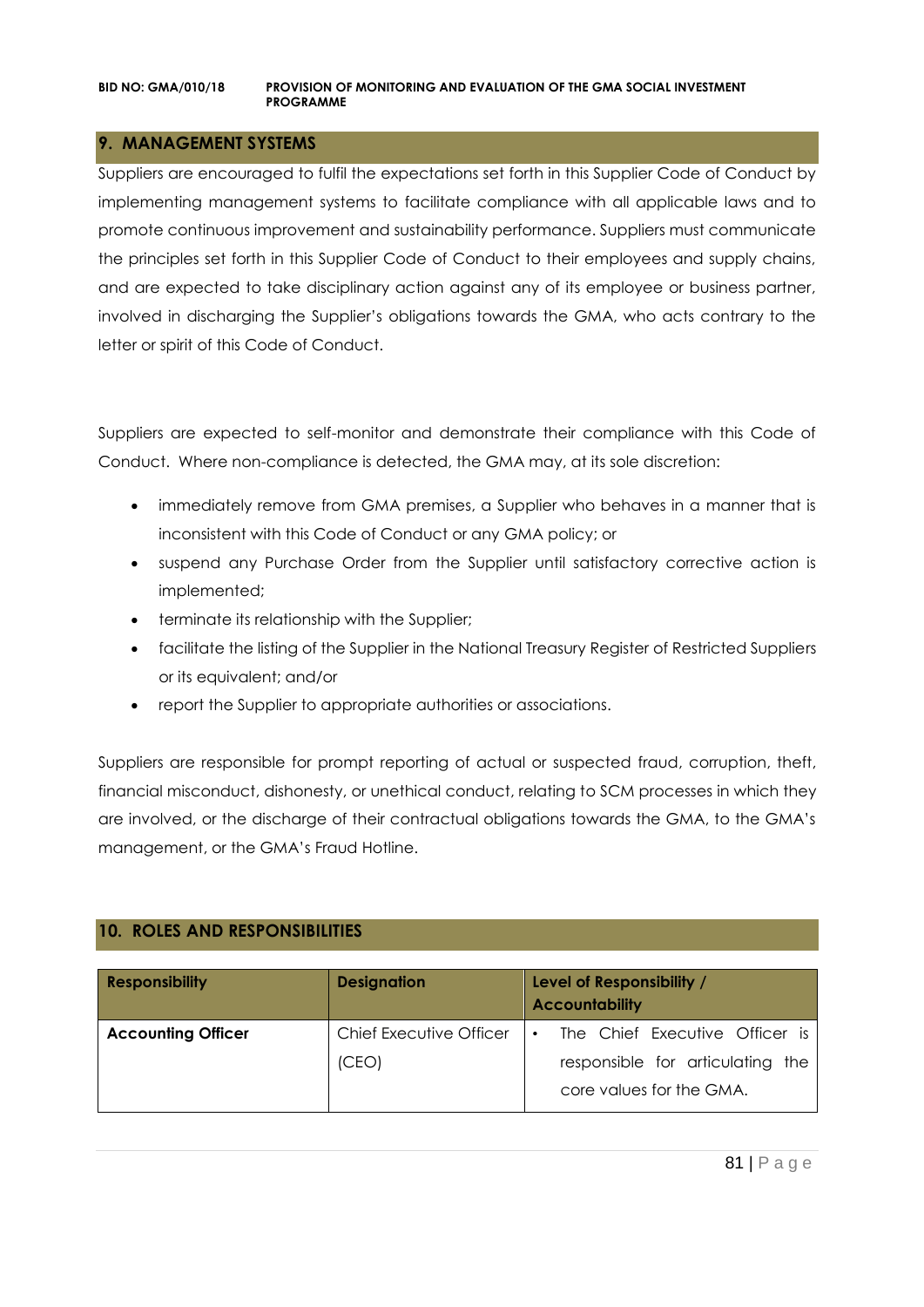## 9. MANAGEMENT SYSTEMS

Suppliers are encouraged to fulfil the expectations set forth in this Supplier Code of Conduct by implementing management systems to facilitate compliance with all applicable laws and to promote continuous improvement and sustainability performance. Suppliers must communicate the principles set forth in this Supplier Code of Conduct to their employees and supply chains, and are expected to take disciplinary action against any of its employee or business partner, involved in discharging the Supplier's obligations towards the GMA, who acts contrary to the letter or spirit of this Code of Conduct.

Suppliers are expected to self-monitor and demonstrate their compliance with this Code of Conduct. Where non-compliance is detected, the GMA may, at its sole discretion:

- immediately remove from GMA premises, a Supplier who behaves in a manner that is inconsistent with this Code of Conduct or any GMA policy; or
- suspend any Purchase Order from the Supplier until satisfactory corrective action is implemented;
- terminate its relationship with the Supplier;
- facilitate the listing of the Supplier in the National Treasury Register of Restricted Suppliers or its equivalent; and/or
- report the Supplier to appropriate authorities or associations.

Suppliers are responsible for prompt reporting of actual or suspected fraud, corruption, theft, financial misconduct, dishonesty, or unethical conduct, relating to SCM processes in which they are involved, or the discharge of their contractual obligations towards the GMA, to the GMA's management, or the GMA's Fraud Hotline.

## 10. ROLES AND RESPONSIBILITIES

| Responsibility | Designation | Level of Responsibility / Accountability |
|---|---|---|
| **Accounting Officer** | Chief Executive Officer (CEO) | • The Chief Executive Officer is responsible for articulating the core values for the GMA. |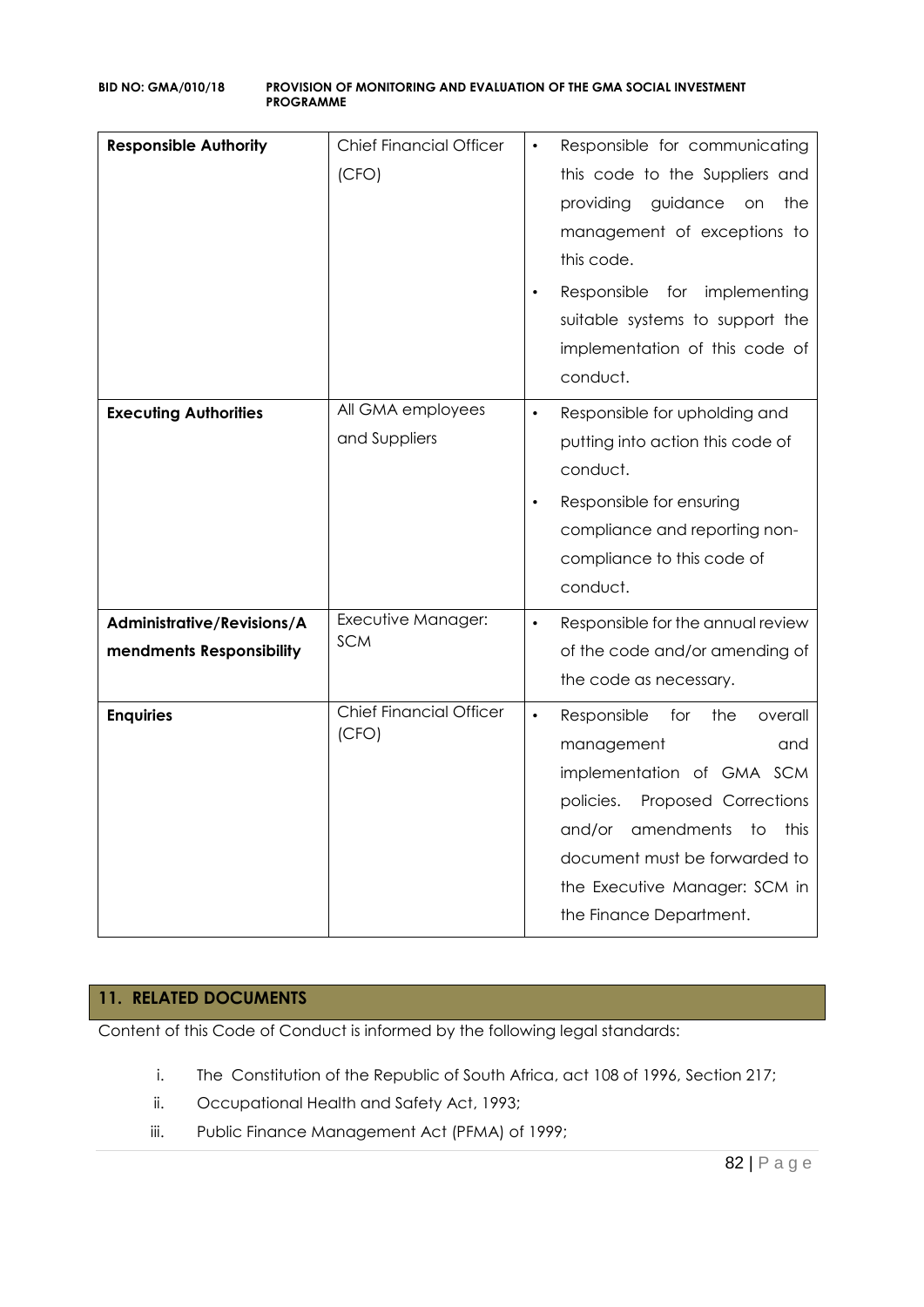| **Responsible Authority** | Chief Financial Officer (CFO) | • Responsible for communicating this code to the Suppliers and providing guidance on the management of exceptions to this code.<br>• Responsible for implementing suitable systems to support the implementation of this code of conduct. |
|---|---|---|
| **Executing Authorities** | All GMA employees and Suppliers | • Responsible for upholding and putting into action this code of conduct.<br>• Responsible for ensuring compliance and reporting non-compliance to this code of conduct. |
| **Administrative/Revisions/Amendments Responsibility** | Executive Manager: SCM | • Responsible for the annual review of the code and/or amending of the code as necessary. |
| **Enquiries** | Chief Financial Officer (CFO) | • Responsible for the overall management and implementation of GMA SCM policies. Proposed Corrections and/or amendments to this document must be forwarded to the Executive Manager: SCM in the Finance Department. |

## 11. RELATED DOCUMENTS

Content of this Code of Conduct is informed by the following legal standards:

i. The Constitution of the Republic of South Africa, act 108 of 1996, Section 217;
ii. Occupational Health and Safety Act, 1993;
iii. Public Finance Management Act (PFMA) of 1999;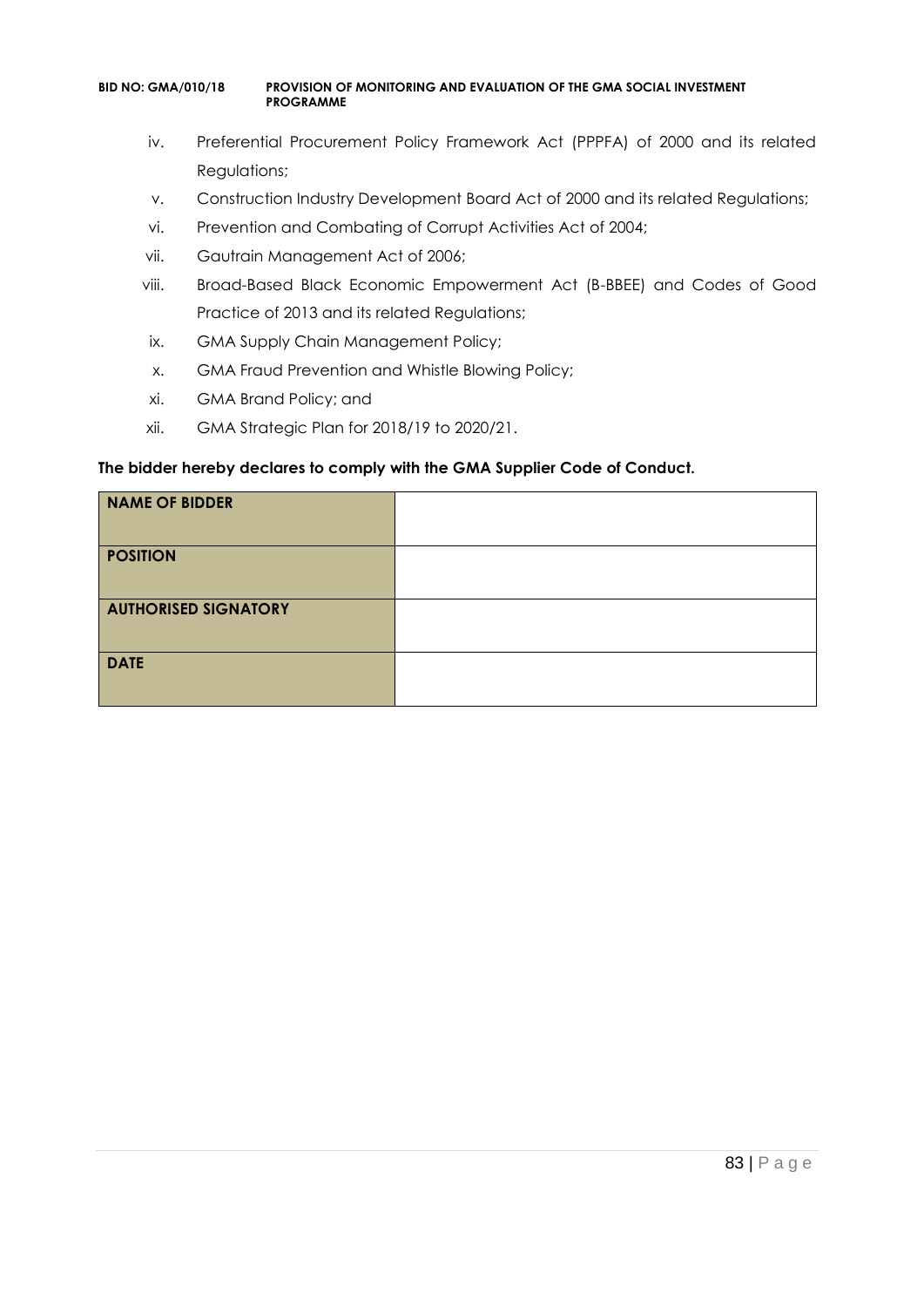iv. Preferential Procurement Policy Framework Act (PPPFA) of 2000 and its related Regulations;
v. Construction Industry Development Board Act of 2000 and its related Regulations;
vi. Prevention and Combating of Corrupt Activities Act of 2004;
vii. Gautrain Management Act of 2006;
viii. Broad-Based Black Economic Empowerment Act (B-BBEE) and Codes of Good Practice of 2013 and its related Regulations;
ix. GMA Supply Chain Management Policy;
x. GMA Fraud Prevention and Whistle Blowing Policy;
xi. GMA Brand Policy; and
xii. GMA Strategic Plan for 2018/19 to 2020/21.

**The bidder hereby declares to comply with the GMA Supplier Code of Conduct.**

| | |
|---|---|
| **NAME OF BIDDER** | |
| **POSITION** | |
| **AUTHORISED SIGNATORY** | |
| **DATE** | |